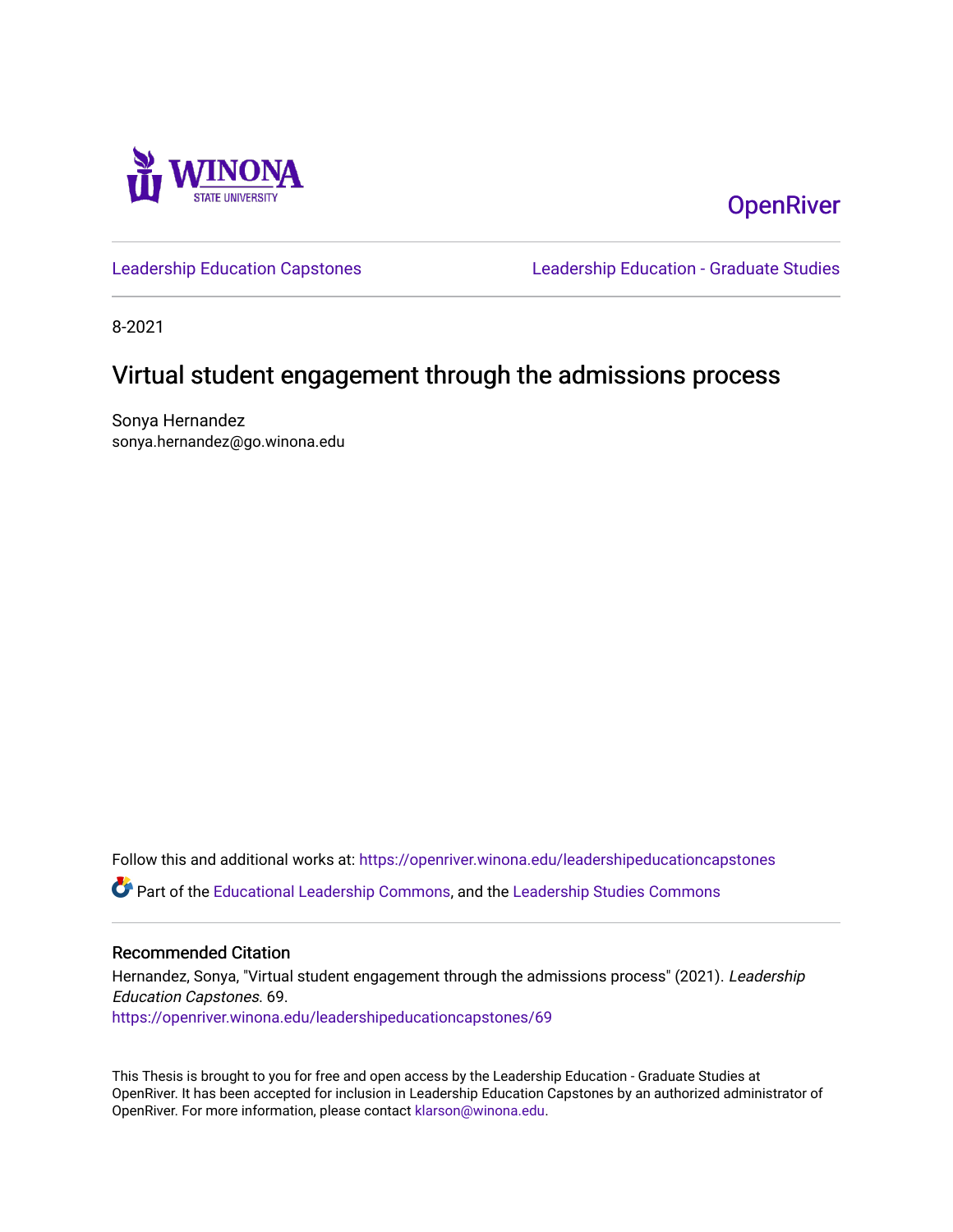OpenRiver

Leadership Education Capstones

Leadership Education - Graduate Studies

8-2021

# Virtual student engagement through the admissions process

Sonya Hernandez
sonya.hernandez@go.winona.edu

Follow this and additional works at: https://openriver.winona.edu/leadershipeducationcapstones

Part of the Educational Leadership Commons, and the Leadership Studies Commons

## Recommended Citation

Hernandez, Sonya, "Virtual student engagement through the admissions process" (2021). *Leadership Education Capstones*. 69.
https://openriver.winona.edu/leadershipeducationcapstones/69

This Thesis is brought to you for free and open access by the Leadership Education - Graduate Studies at OpenRiver. It has been accepted for inclusion in Leadership Education Capstones by an authorized administrator of OpenRiver. For more information, please contact klarson@winona.edu.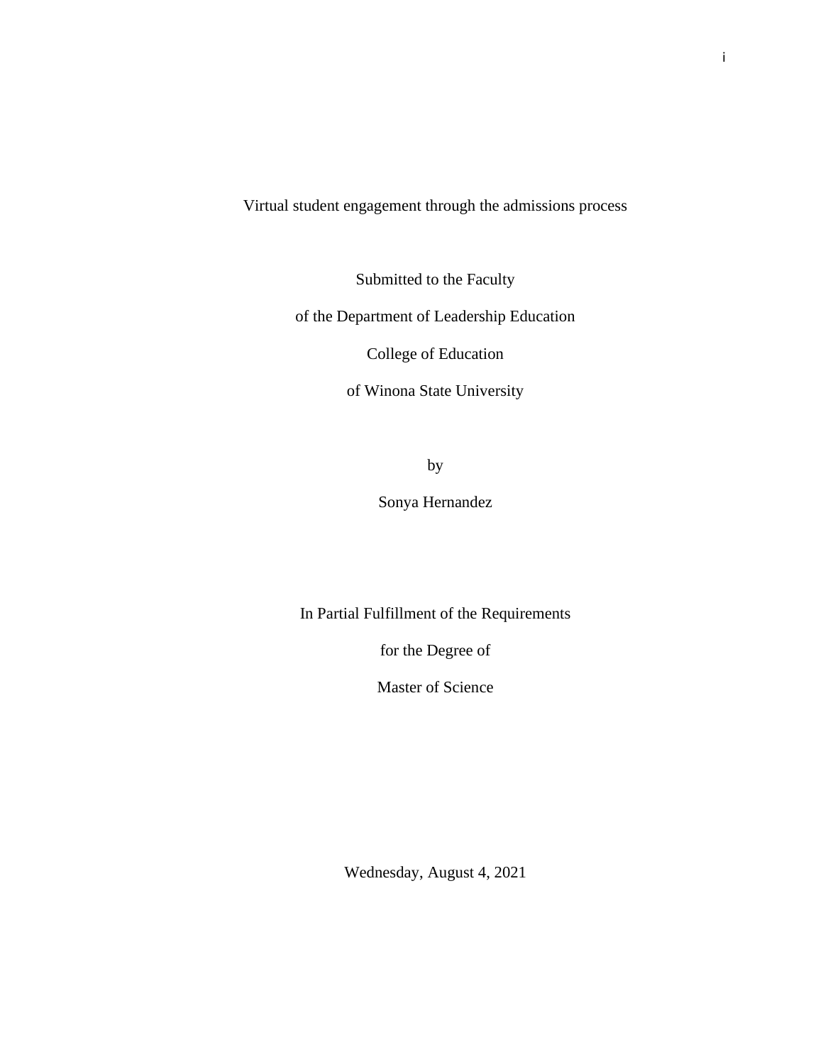# Virtual student engagement through the admissions process

Submitted to the Faculty

of the Department of Leadership Education

College of Education

of Winona State University

by

Sonya Hernandez

In Partial Fulfillment of the Requirements

for the Degree of

Master of Science

Wednesday, August 4, 2021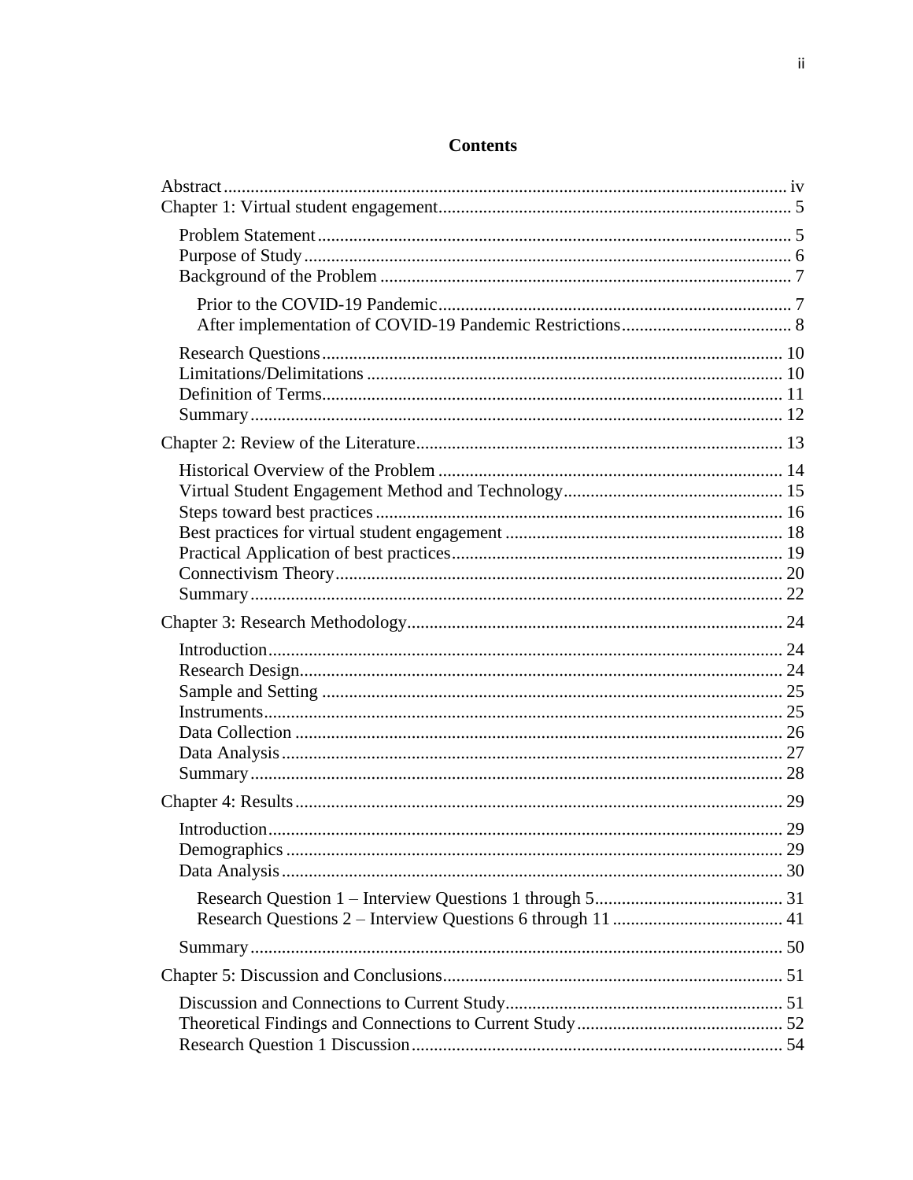# Contents

Abstract ........ iv

Chapter 1: Virtual student engagement ........ 5

- Problem Statement ........ 5
- Purpose of Study ........ 6
- Background of the Problem ........ 7
  - Prior to the COVID-19 Pandemic ........ 7
  - After implementation of COVID-19 Pandemic Restrictions ........ 8
- Research Questions ........ 10
- Limitations/Delimitations ........ 10
- Definition of Terms ........ 11
- Summary ........ 12

Chapter 2: Review of the Literature ........ 13

- Historical Overview of the Problem ........ 14
- Virtual Student Engagement Method and Technology ........ 15
- Steps toward best practices ........ 16
- Best practices for virtual student engagement ........ 18
- Practical Application of best practices ........ 19
- Connectivism Theory ........ 20
- Summary ........ 22

Chapter 3: Research Methodology ........ 24

- Introduction ........ 24
- Research Design ........ 24
- Sample and Setting ........ 25
- Instruments ........ 25
- Data Collection ........ 26
- Data Analysis ........ 27
- Summary ........ 28

Chapter 4: Results ........ 29

- Introduction ........ 29
- Demographics ........ 29
- Data Analysis ........ 30
  - Research Question 1 – Interview Questions 1 through 5 ........ 31
  - Research Questions 2 – Interview Questions 6 through 11 ........ 41
- Summary ........ 50

Chapter 5: Discussion and Conclusions ........ 51

- Discussion and Connections to Current Study ........ 51
- Theoretical Findings and Connections to Current Study ........ 52
- Research Question 1 Discussion ........ 54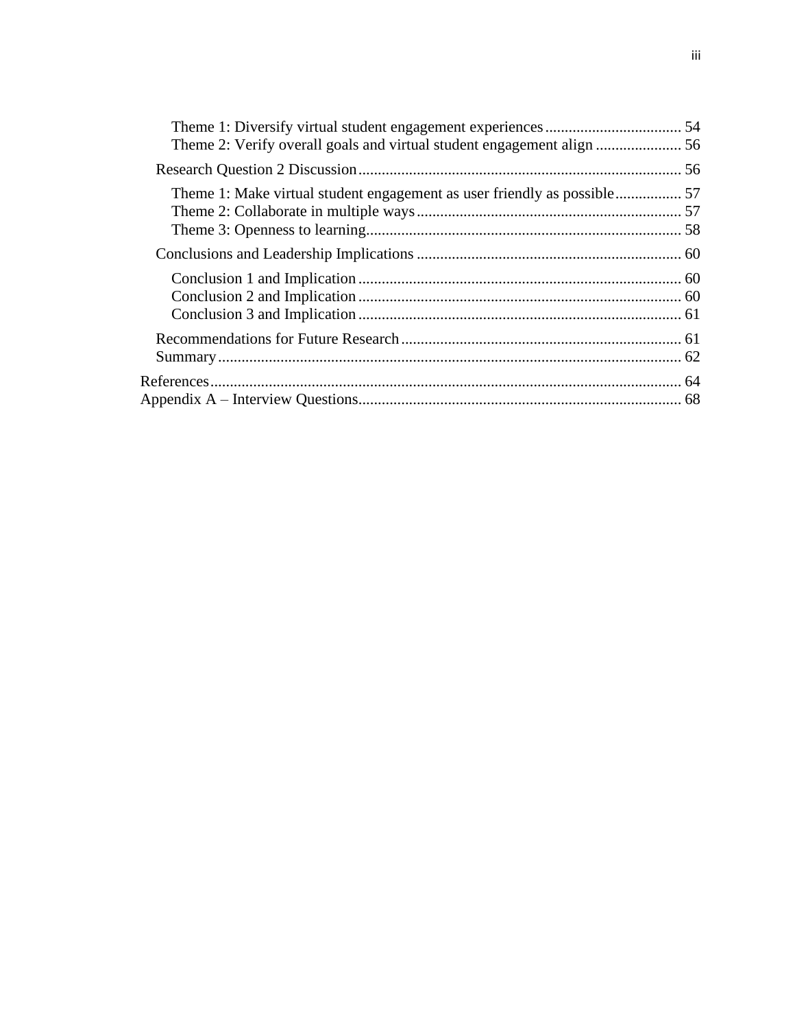Theme 1: Diversify virtual student engagement experiences ... 54
Theme 2: Verify overall goals and virtual student engagement align ... 56

Research Question 2 Discussion ... 56

Theme 1: Make virtual student engagement as user friendly as possible ... 57
Theme 2: Collaborate in multiple ways ... 57
Theme 3: Openness to learning ... 58

Conclusions and Leadership Implications ... 60

Conclusion 1 and Implication ... 60
Conclusion 2 and Implication ... 60
Conclusion 3 and Implication ... 61

Recommendations for Future Research ... 61
Summary ... 62

References ... 64
Appendix A – Interview Questions ... 68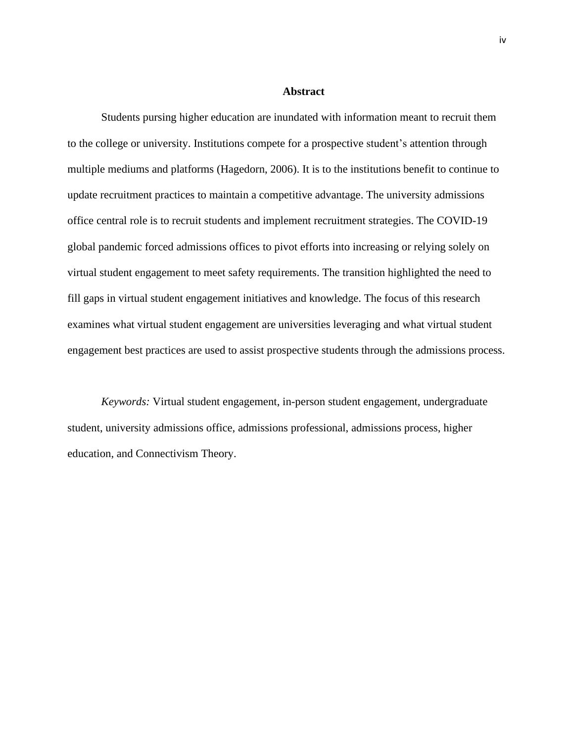## Abstract

Students pursing higher education are inundated with information meant to recruit them to the college or university. Institutions compete for a prospective student's attention through multiple mediums and platforms (Hagedorn, 2006). It is to the institutions benefit to continue to update recruitment practices to maintain a competitive advantage. The university admissions office central role is to recruit students and implement recruitment strategies. The COVID-19 global pandemic forced admissions offices to pivot efforts into increasing or relying solely on virtual student engagement to meet safety requirements. The transition highlighted the need to fill gaps in virtual student engagement initiatives and knowledge. The focus of this research examines what virtual student engagement are universities leveraging and what virtual student engagement best practices are used to assist prospective students through the admissions process.

*Keywords:* Virtual student engagement, in-person student engagement, undergraduate student, university admissions office, admissions professional, admissions process, higher education, and Connectivism Theory.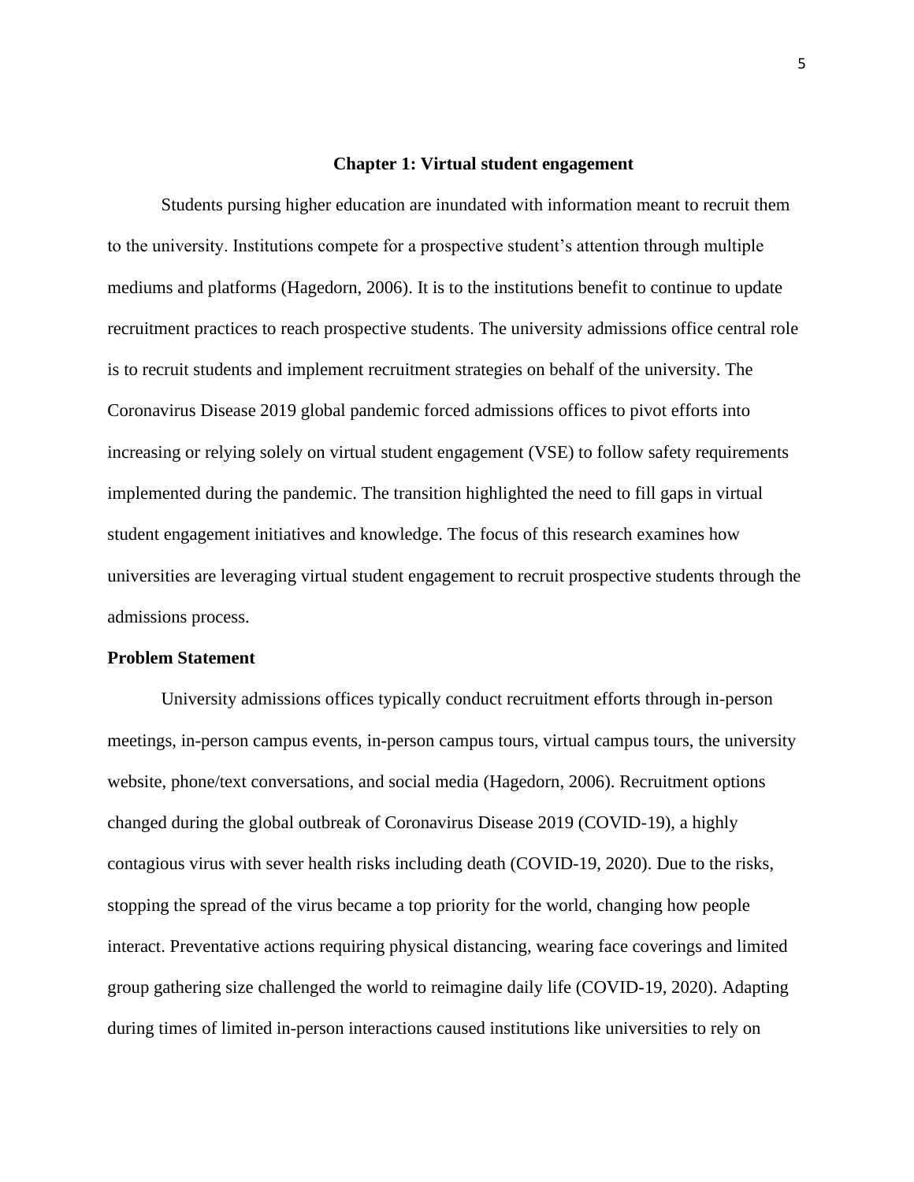## Chapter 1: Virtual student engagement

Students pursing higher education are inundated with information meant to recruit them to the university. Institutions compete for a prospective student's attention through multiple mediums and platforms (Hagedorn, 2006). It is to the institutions benefit to continue to update recruitment practices to reach prospective students. The university admissions office central role is to recruit students and implement recruitment strategies on behalf of the university. The Coronavirus Disease 2019 global pandemic forced admissions offices to pivot efforts into increasing or relying solely on virtual student engagement (VSE) to follow safety requirements implemented during the pandemic. The transition highlighted the need to fill gaps in virtual student engagement initiatives and knowledge. The focus of this research examines how universities are leveraging virtual student engagement to recruit prospective students through the admissions process.

### Problem Statement

University admissions offices typically conduct recruitment efforts through in-person meetings, in-person campus events, in-person campus tours, virtual campus tours, the university website, phone/text conversations, and social media (Hagedorn, 2006). Recruitment options changed during the global outbreak of Coronavirus Disease 2019 (COVID-19), a highly contagious virus with sever health risks including death (COVID-19, 2020). Due to the risks, stopping the spread of the virus became a top priority for the world, changing how people interact. Preventative actions requiring physical distancing, wearing face coverings and limited group gathering size challenged the world to reimagine daily life (COVID-19, 2020). Adapting during times of limited in-person interactions caused institutions like universities to rely on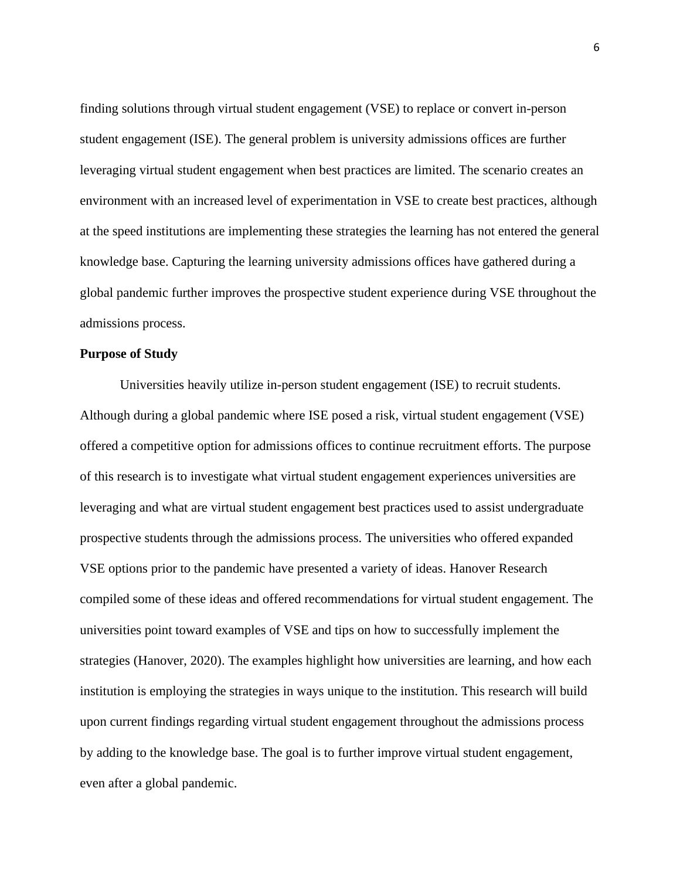finding solutions through virtual student engagement (VSE) to replace or convert in-person student engagement (ISE). The general problem is university admissions offices are further leveraging virtual student engagement when best practices are limited. The scenario creates an environment with an increased level of experimentation in VSE to create best practices, although at the speed institutions are implementing these strategies the learning has not entered the general knowledge base. Capturing the learning university admissions offices have gathered during a global pandemic further improves the prospective student experience during VSE throughout the admissions process.

**Purpose of Study**

Universities heavily utilize in-person student engagement (ISE) to recruit students. Although during a global pandemic where ISE posed a risk, virtual student engagement (VSE) offered a competitive option for admissions offices to continue recruitment efforts. The purpose of this research is to investigate what virtual student engagement experiences universities are leveraging and what are virtual student engagement best practices used to assist undergraduate prospective students through the admissions process. The universities who offered expanded VSE options prior to the pandemic have presented a variety of ideas. Hanover Research compiled some of these ideas and offered recommendations for virtual student engagement. The universities point toward examples of VSE and tips on how to successfully implement the strategies (Hanover, 2020). The examples highlight how universities are learning, and how each institution is employing the strategies in ways unique to the institution. This research will build upon current findings regarding virtual student engagement throughout the admissions process by adding to the knowledge base. The goal is to further improve virtual student engagement, even after a global pandemic.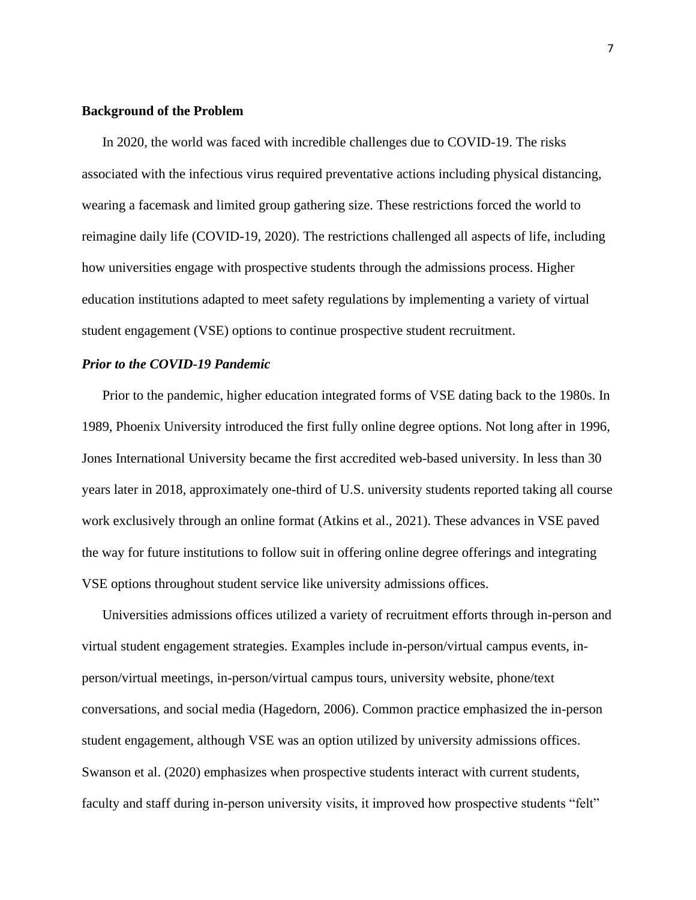## Background of the Problem

In 2020, the world was faced with incredible challenges due to COVID-19. The risks associated with the infectious virus required preventative actions including physical distancing, wearing a facemask and limited group gathering size. These restrictions forced the world to reimagine daily life (COVID-19, 2020). The restrictions challenged all aspects of life, including how universities engage with prospective students through the admissions process. Higher education institutions adapted to meet safety regulations by implementing a variety of virtual student engagement (VSE) options to continue prospective student recruitment.

### *Prior to the COVID-19 Pandemic*

Prior to the pandemic, higher education integrated forms of VSE dating back to the 1980s. In 1989, Phoenix University introduced the first fully online degree options. Not long after in 1996, Jones International University became the first accredited web-based university. In less than 30 years later in 2018, approximately one-third of U.S. university students reported taking all course work exclusively through an online format (Atkins et al., 2021). These advances in VSE paved the way for future institutions to follow suit in offering online degree offerings and integrating VSE options throughout student service like university admissions offices.

Universities admissions offices utilized a variety of recruitment efforts through in-person and virtual student engagement strategies. Examples include in-person/virtual campus events, in-person/virtual meetings, in-person/virtual campus tours, university website, phone/text conversations, and social media (Hagedorn, 2006). Common practice emphasized the in-person student engagement, although VSE was an option utilized by university admissions offices. Swanson et al. (2020) emphasizes when prospective students interact with current students, faculty and staff during in-person university visits, it improved how prospective students "felt"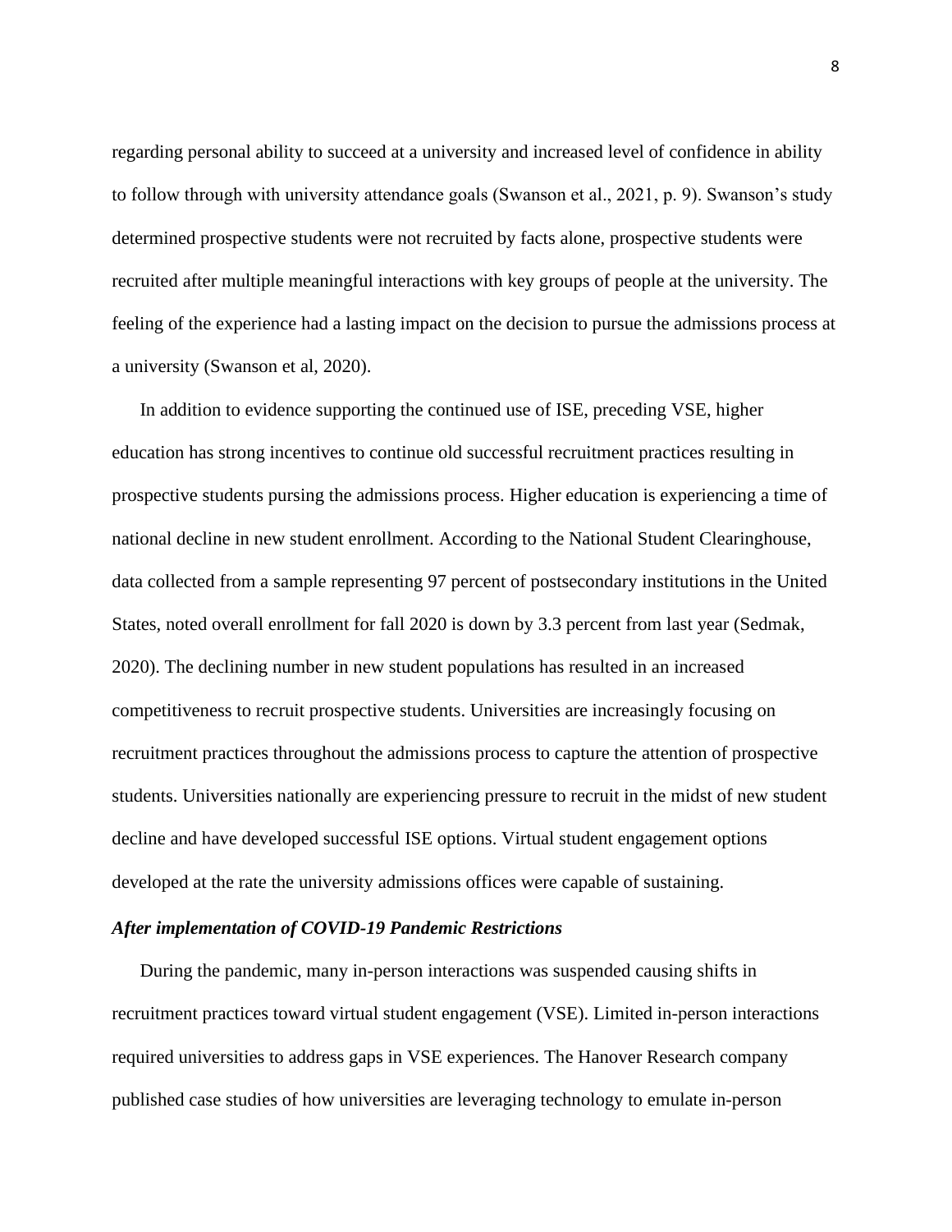regarding personal ability to succeed at a university and increased level of confidence in ability to follow through with university attendance goals (Swanson et al., 2021, p. 9). Swanson's study determined prospective students were not recruited by facts alone, prospective students were recruited after multiple meaningful interactions with key groups of people at the university. The feeling of the experience had a lasting impact on the decision to pursue the admissions process at a university (Swanson et al, 2020).

In addition to evidence supporting the continued use of ISE, preceding VSE, higher education has strong incentives to continue old successful recruitment practices resulting in prospective students pursing the admissions process. Higher education is experiencing a time of national decline in new student enrollment. According to the National Student Clearinghouse, data collected from a sample representing 97 percent of postsecondary institutions in the United States, noted overall enrollment for fall 2020 is down by 3.3 percent from last year (Sedmak, 2020). The declining number in new student populations has resulted in an increased competitiveness to recruit prospective students. Universities are increasingly focusing on recruitment practices throughout the admissions process to capture the attention of prospective students. Universities nationally are experiencing pressure to recruit in the midst of new student decline and have developed successful ISE options. Virtual student engagement options developed at the rate the university admissions offices were capable of sustaining.

### *After implementation of COVID-19 Pandemic Restrictions*

During the pandemic, many in-person interactions was suspended causing shifts in recruitment practices toward virtual student engagement (VSE). Limited in-person interactions required universities to address gaps in VSE experiences. The Hanover Research company published case studies of how universities are leveraging technology to emulate in-person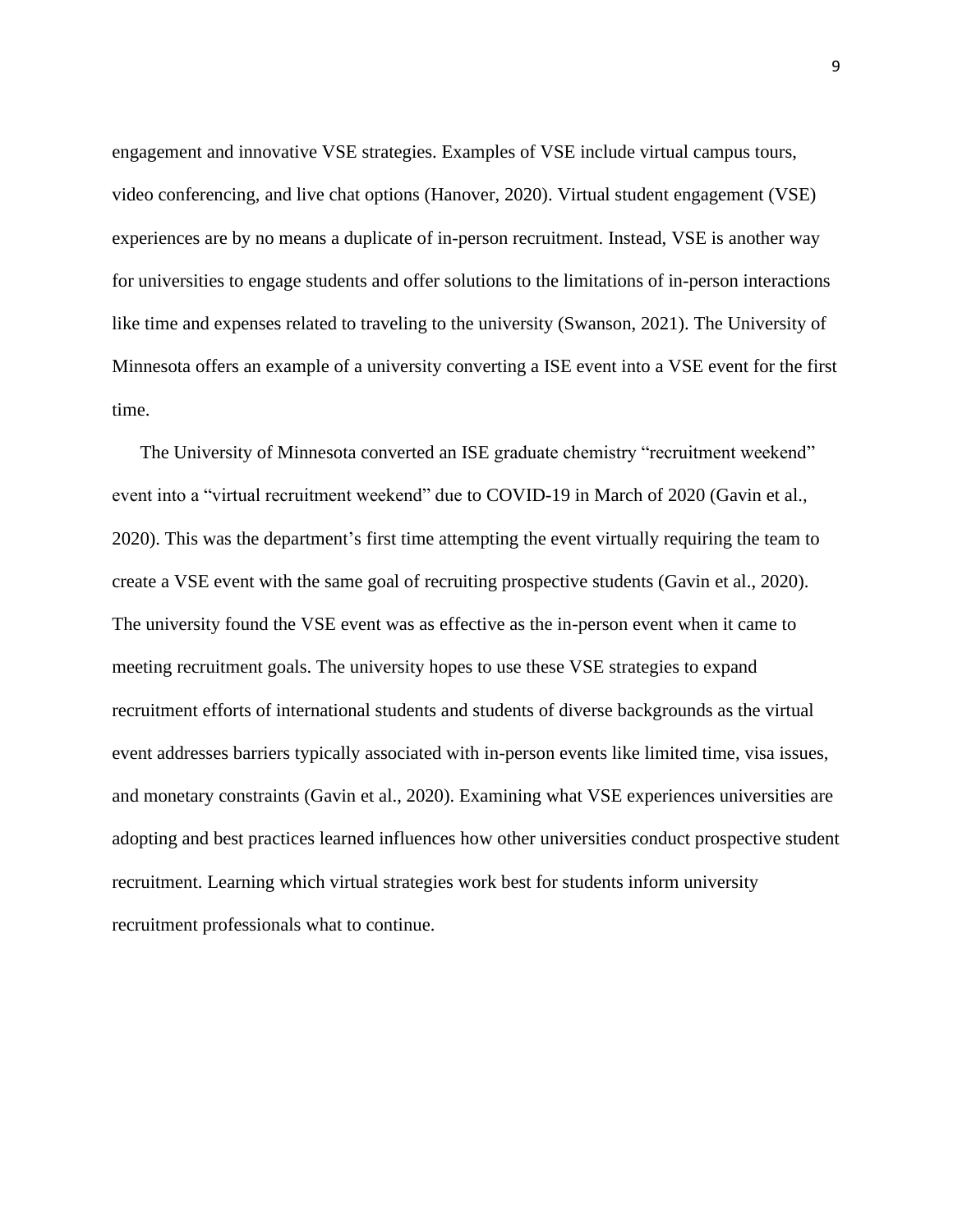engagement and innovative VSE strategies. Examples of VSE include virtual campus tours, video conferencing, and live chat options (Hanover, 2020). Virtual student engagement (VSE) experiences are by no means a duplicate of in-person recruitment. Instead, VSE is another way for universities to engage students and offer solutions to the limitations of in-person interactions like time and expenses related to traveling to the university (Swanson, 2021). The University of Minnesota offers an example of a university converting a ISE event into a VSE event for the first time.

The University of Minnesota converted an ISE graduate chemistry "recruitment weekend" event into a "virtual recruitment weekend" due to COVID-19 in March of 2020 (Gavin et al., 2020). This was the department's first time attempting the event virtually requiring the team to create a VSE event with the same goal of recruiting prospective students (Gavin et al., 2020). The university found the VSE event was as effective as the in-person event when it came to meeting recruitment goals. The university hopes to use these VSE strategies to expand recruitment efforts of international students and students of diverse backgrounds as the virtual event addresses barriers typically associated with in-person events like limited time, visa issues, and monetary constraints (Gavin et al., 2020). Examining what VSE experiences universities are adopting and best practices learned influences how other universities conduct prospective student recruitment. Learning which virtual strategies work best for students inform university recruitment professionals what to continue.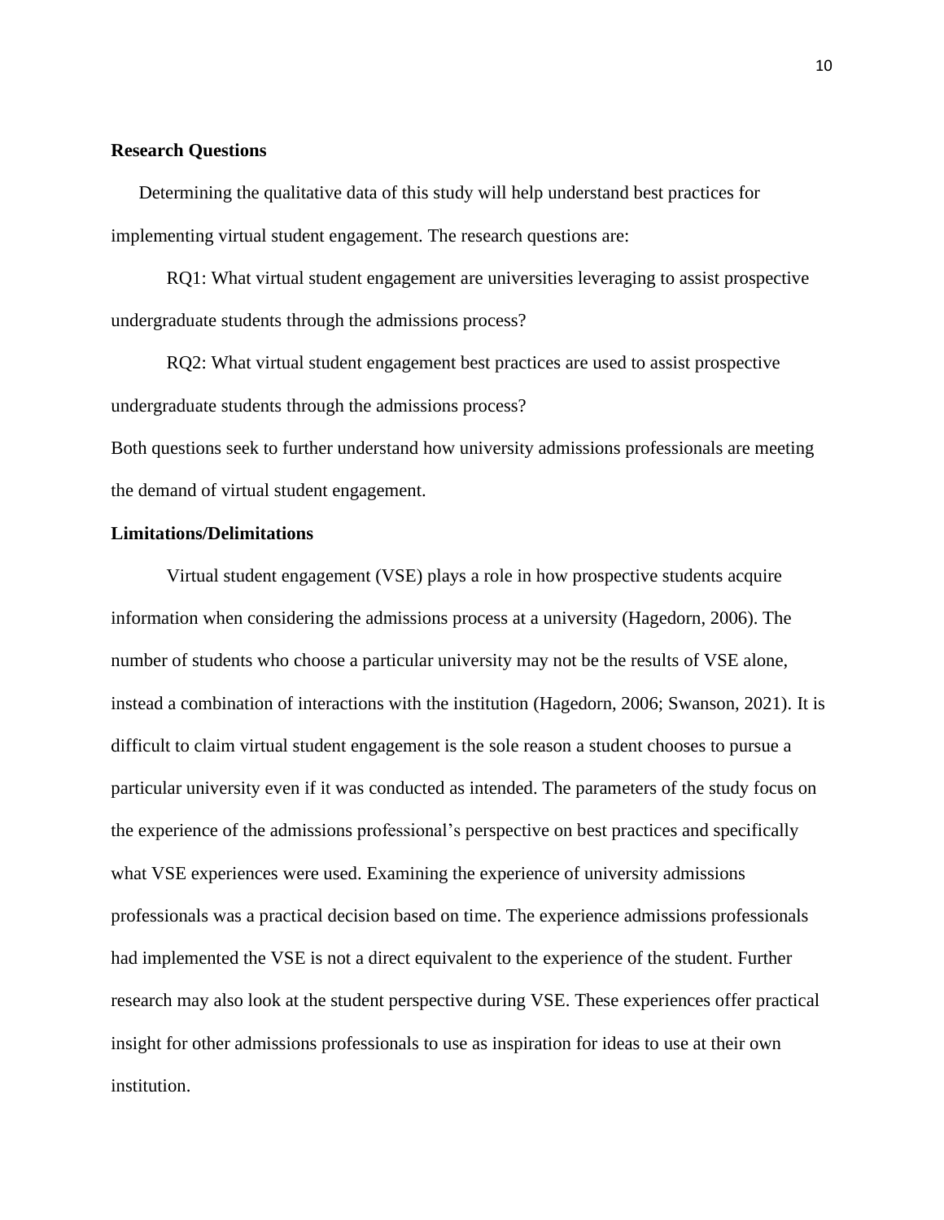**Research Questions**

Determining the qualitative data of this study will help understand best practices for implementing virtual student engagement. The research questions are:

RQ1: What virtual student engagement are universities leveraging to assist prospective undergraduate students through the admissions process?

RQ2: What virtual student engagement best practices are used to assist prospective undergraduate students through the admissions process?

Both questions seek to further understand how university admissions professionals are meeting the demand of virtual student engagement.

**Limitations/Delimitations**

Virtual student engagement (VSE) plays a role in how prospective students acquire information when considering the admissions process at a university (Hagedorn, 2006). The number of students who choose a particular university may not be the results of VSE alone, instead a combination of interactions with the institution (Hagedorn, 2006; Swanson, 2021). It is difficult to claim virtual student engagement is the sole reason a student chooses to pursue a particular university even if it was conducted as intended. The parameters of the study focus on the experience of the admissions professional's perspective on best practices and specifically what VSE experiences were used. Examining the experience of university admissions professionals was a practical decision based on time. The experience admissions professionals had implemented the VSE is not a direct equivalent to the experience of the student. Further research may also look at the student perspective during VSE. These experiences offer practical insight for other admissions professionals to use as inspiration for ideas to use at their own institution.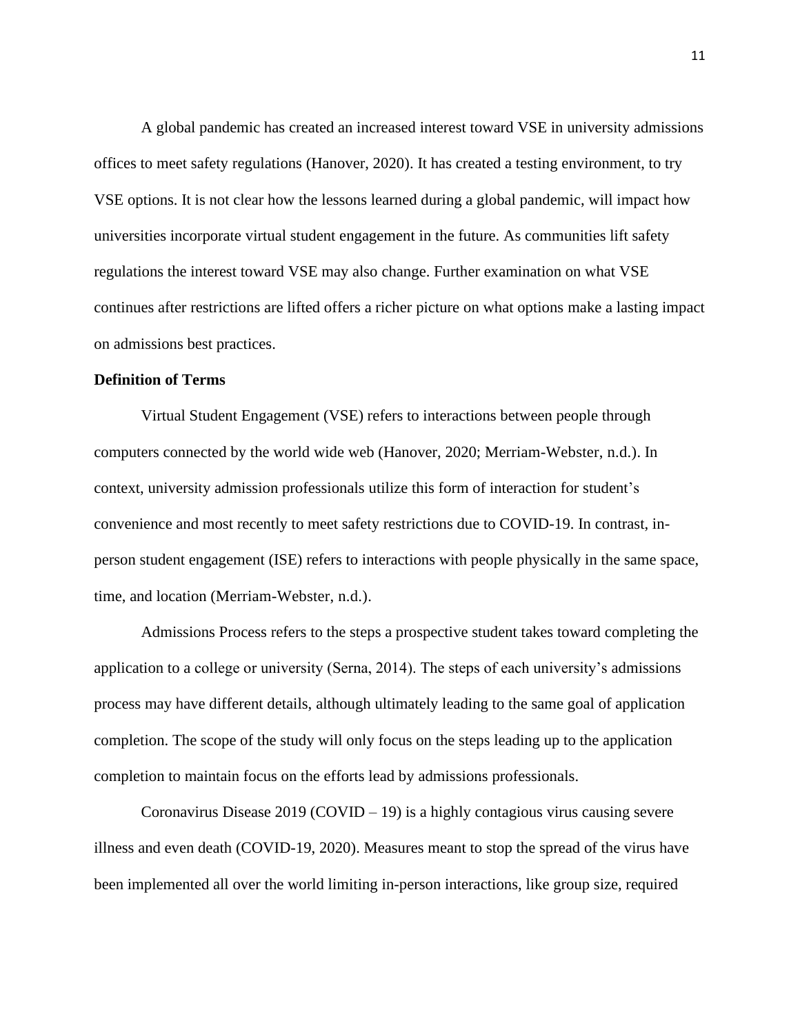A global pandemic has created an increased interest toward VSE in university admissions offices to meet safety regulations (Hanover, 2020). It has created a testing environment, to try VSE options. It is not clear how the lessons learned during a global pandemic, will impact how universities incorporate virtual student engagement in the future. As communities lift safety regulations the interest toward VSE may also change. Further examination on what VSE continues after restrictions are lifted offers a richer picture on what options make a lasting impact on admissions best practices.

**Definition of Terms**

Virtual Student Engagement (VSE) refers to interactions between people through computers connected by the world wide web (Hanover, 2020; Merriam-Webster, n.d.). In context, university admission professionals utilize this form of interaction for student's convenience and most recently to meet safety restrictions due to COVID-19. In contrast, in-person student engagement (ISE) refers to interactions with people physically in the same space, time, and location (Merriam-Webster, n.d.).

Admissions Process refers to the steps a prospective student takes toward completing the application to a college or university (Serna, 2014). The steps of each university's admissions process may have different details, although ultimately leading to the same goal of application completion. The scope of the study will only focus on the steps leading up to the application completion to maintain focus on the efforts lead by admissions professionals.

Coronavirus Disease 2019 (COVID – 19) is a highly contagious virus causing severe illness and even death (COVID-19, 2020). Measures meant to stop the spread of the virus have been implemented all over the world limiting in-person interactions, like group size, required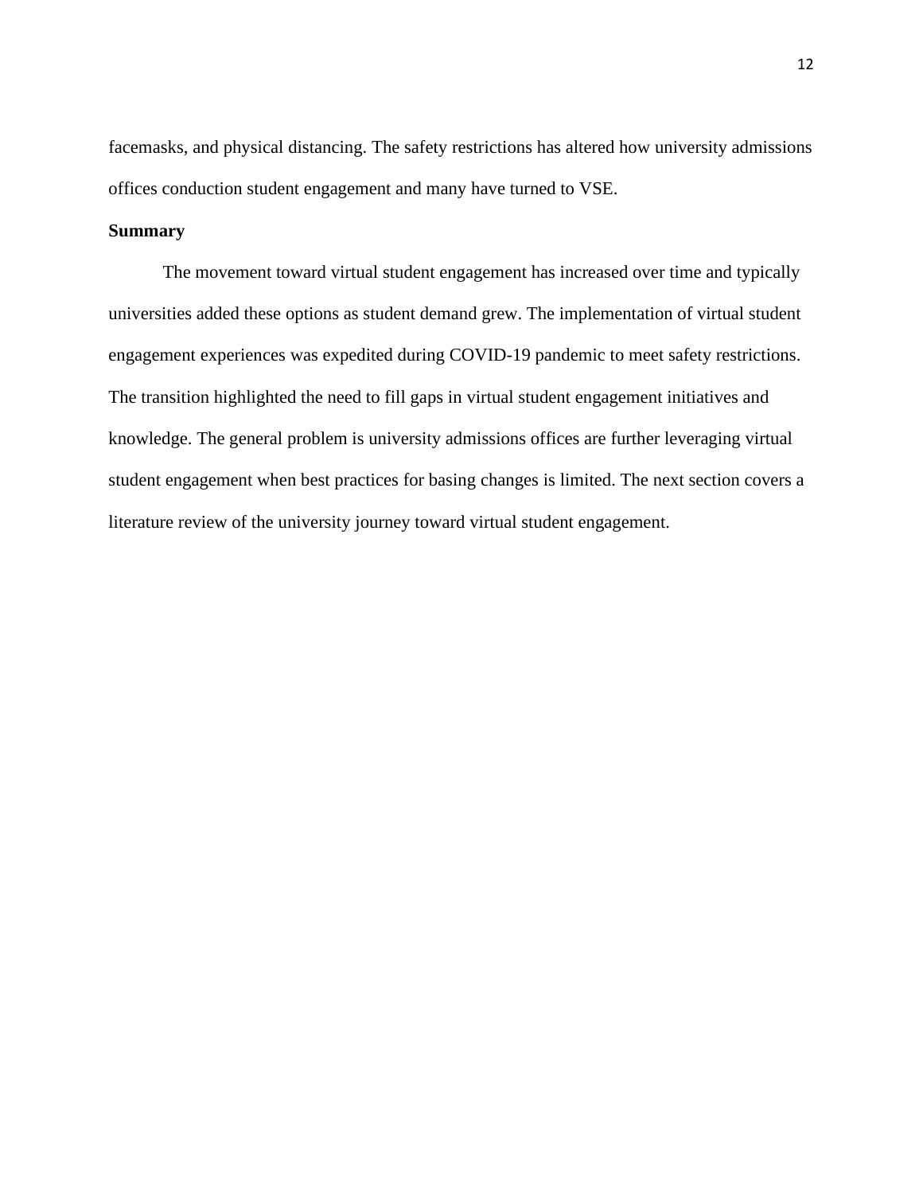facemasks, and physical distancing. The safety restrictions has altered how university admissions offices conduction student engagement and many have turned to VSE.

**Summary**

The movement toward virtual student engagement has increased over time and typically universities added these options as student demand grew. The implementation of virtual student engagement experiences was expedited during COVID-19 pandemic to meet safety restrictions. The transition highlighted the need to fill gaps in virtual student engagement initiatives and knowledge. The general problem is university admissions offices are further leveraging virtual student engagement when best practices for basing changes is limited. The next section covers a literature review of the university journey toward virtual student engagement.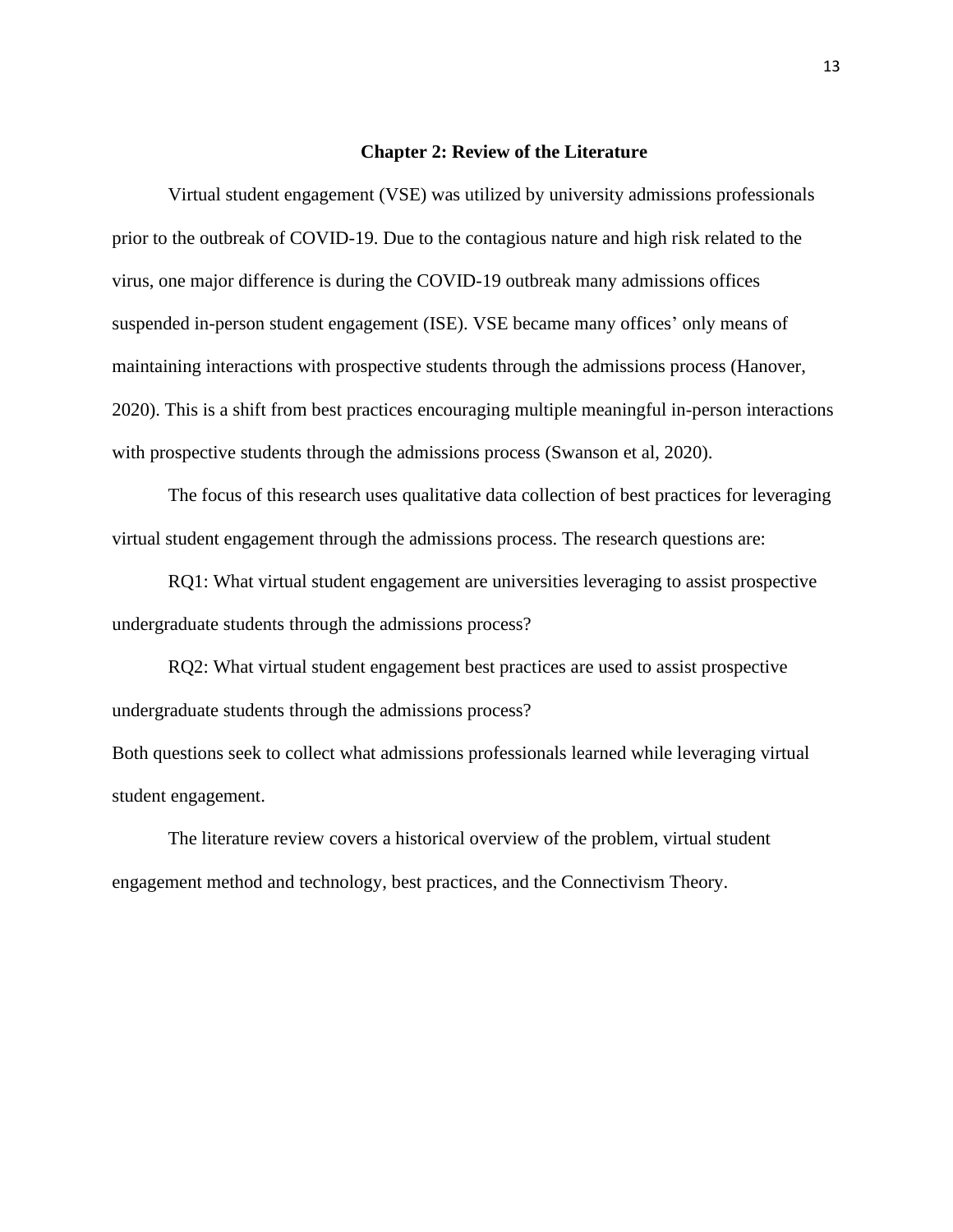## Chapter 2: Review of the Literature

Virtual student engagement (VSE) was utilized by university admissions professionals prior to the outbreak of COVID-19. Due to the contagious nature and high risk related to the virus, one major difference is during the COVID-19 outbreak many admissions offices suspended in-person student engagement (ISE). VSE became many offices' only means of maintaining interactions with prospective students through the admissions process (Hanover, 2020). This is a shift from best practices encouraging multiple meaningful in-person interactions with prospective students through the admissions process (Swanson et al, 2020).

The focus of this research uses qualitative data collection of best practices for leveraging virtual student engagement through the admissions process. The research questions are:

RQ1: What virtual student engagement are universities leveraging to assist prospective undergraduate students through the admissions process?

RQ2: What virtual student engagement best practices are used to assist prospective undergraduate students through the admissions process?

Both questions seek to collect what admissions professionals learned while leveraging virtual student engagement.

The literature review covers a historical overview of the problem, virtual student engagement method and technology, best practices, and the Connectivism Theory.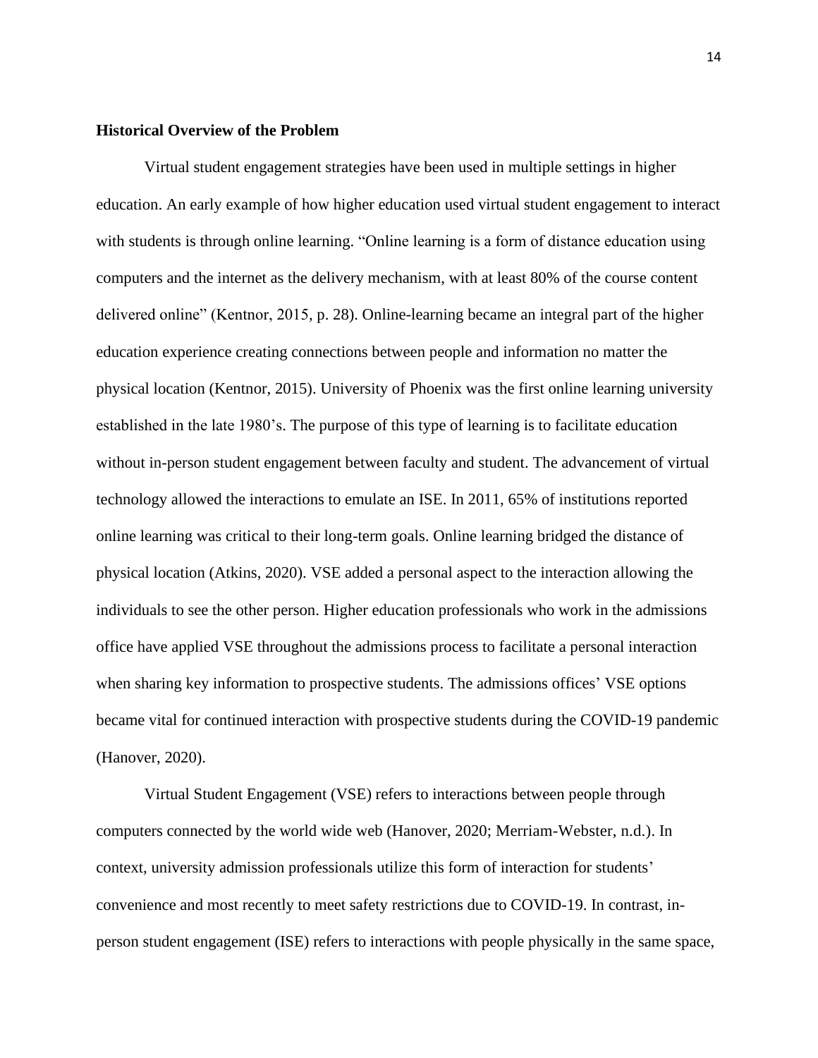**Historical Overview of the Problem**

Virtual student engagement strategies have been used in multiple settings in higher education. An early example of how higher education used virtual student engagement to interact with students is through online learning. "Online learning is a form of distance education using computers and the internet as the delivery mechanism, with at least 80% of the course content delivered online" (Kentnor, 2015, p. 28). Online-learning became an integral part of the higher education experience creating connections between people and information no matter the physical location (Kentnor, 2015). University of Phoenix was the first online learning university established in the late 1980's. The purpose of this type of learning is to facilitate education without in-person student engagement between faculty and student. The advancement of virtual technology allowed the interactions to emulate an ISE. In 2011, 65% of institutions reported online learning was critical to their long-term goals. Online learning bridged the distance of physical location (Atkins, 2020). VSE added a personal aspect to the interaction allowing the individuals to see the other person. Higher education professionals who work in the admissions office have applied VSE throughout the admissions process to facilitate a personal interaction when sharing key information to prospective students. The admissions offices' VSE options became vital for continued interaction with prospective students during the COVID-19 pandemic (Hanover, 2020).

Virtual Student Engagement (VSE) refers to interactions between people through computers connected by the world wide web (Hanover, 2020; Merriam-Webster, n.d.). In context, university admission professionals utilize this form of interaction for students' convenience and most recently to meet safety restrictions due to COVID-19. In contrast, in-person student engagement (ISE) refers to interactions with people physically in the same space,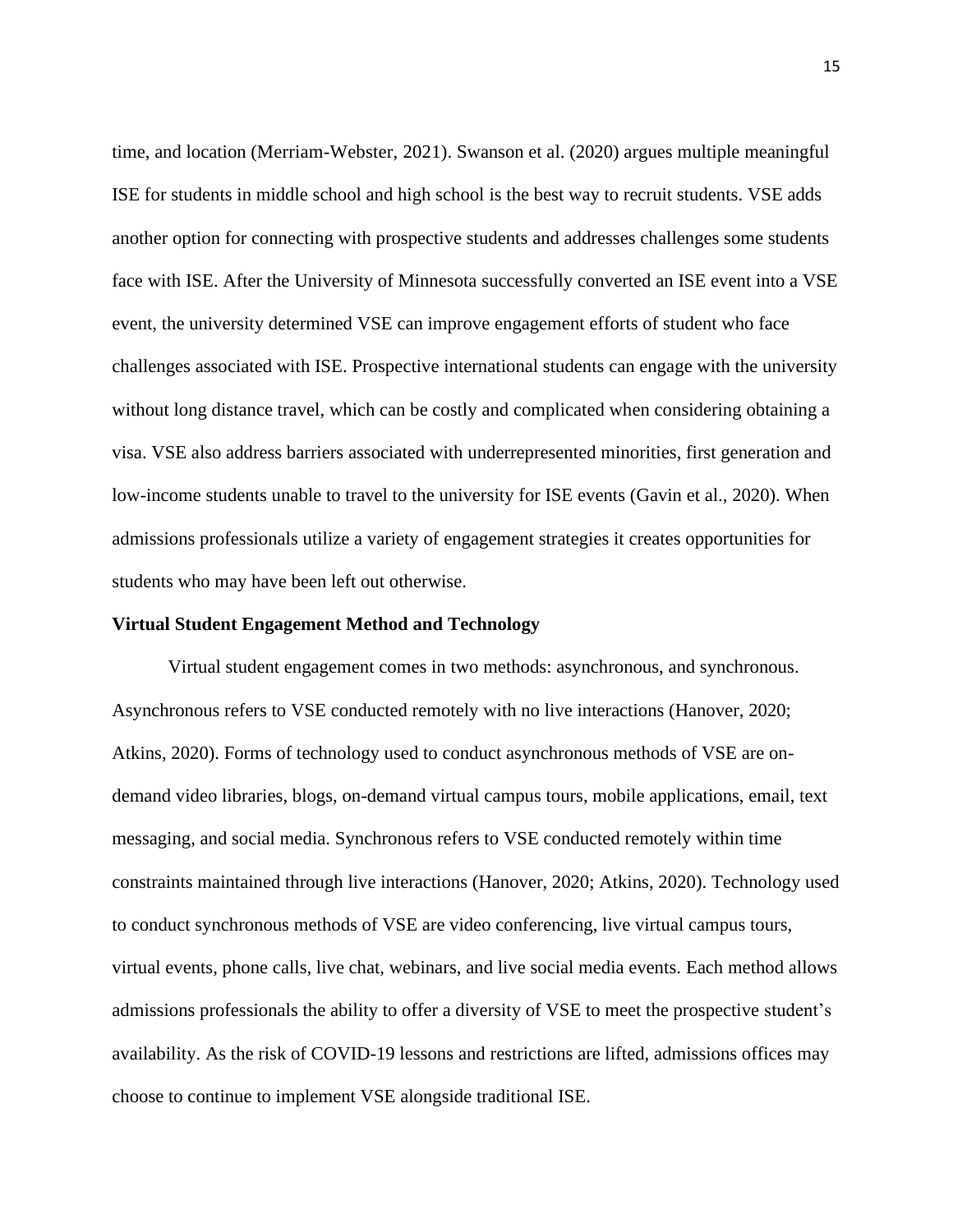time, and location (Merriam-Webster, 2021). Swanson et al. (2020) argues multiple meaningful ISE for students in middle school and high school is the best way to recruit students. VSE adds another option for connecting with prospective students and addresses challenges some students face with ISE. After the University of Minnesota successfully converted an ISE event into a VSE event, the university determined VSE can improve engagement efforts of student who face challenges associated with ISE. Prospective international students can engage with the university without long distance travel, which can be costly and complicated when considering obtaining a visa. VSE also address barriers associated with underrepresented minorities, first generation and low-income students unable to travel to the university for ISE events (Gavin et al., 2020). When admissions professionals utilize a variety of engagement strategies it creates opportunities for students who may have been left out otherwise.

**Virtual Student Engagement Method and Technology**

Virtual student engagement comes in two methods: asynchronous, and synchronous. Asynchronous refers to VSE conducted remotely with no live interactions (Hanover, 2020; Atkins, 2020). Forms of technology used to conduct asynchronous methods of VSE are on-demand video libraries, blogs, on-demand virtual campus tours, mobile applications, email, text messaging, and social media. Synchronous refers to VSE conducted remotely within time constraints maintained through live interactions (Hanover, 2020; Atkins, 2020). Technology used to conduct synchronous methods of VSE are video conferencing, live virtual campus tours, virtual events, phone calls, live chat, webinars, and live social media events. Each method allows admissions professionals the ability to offer a diversity of VSE to meet the prospective student's availability. As the risk of COVID-19 lessons and restrictions are lifted, admissions offices may choose to continue to implement VSE alongside traditional ISE.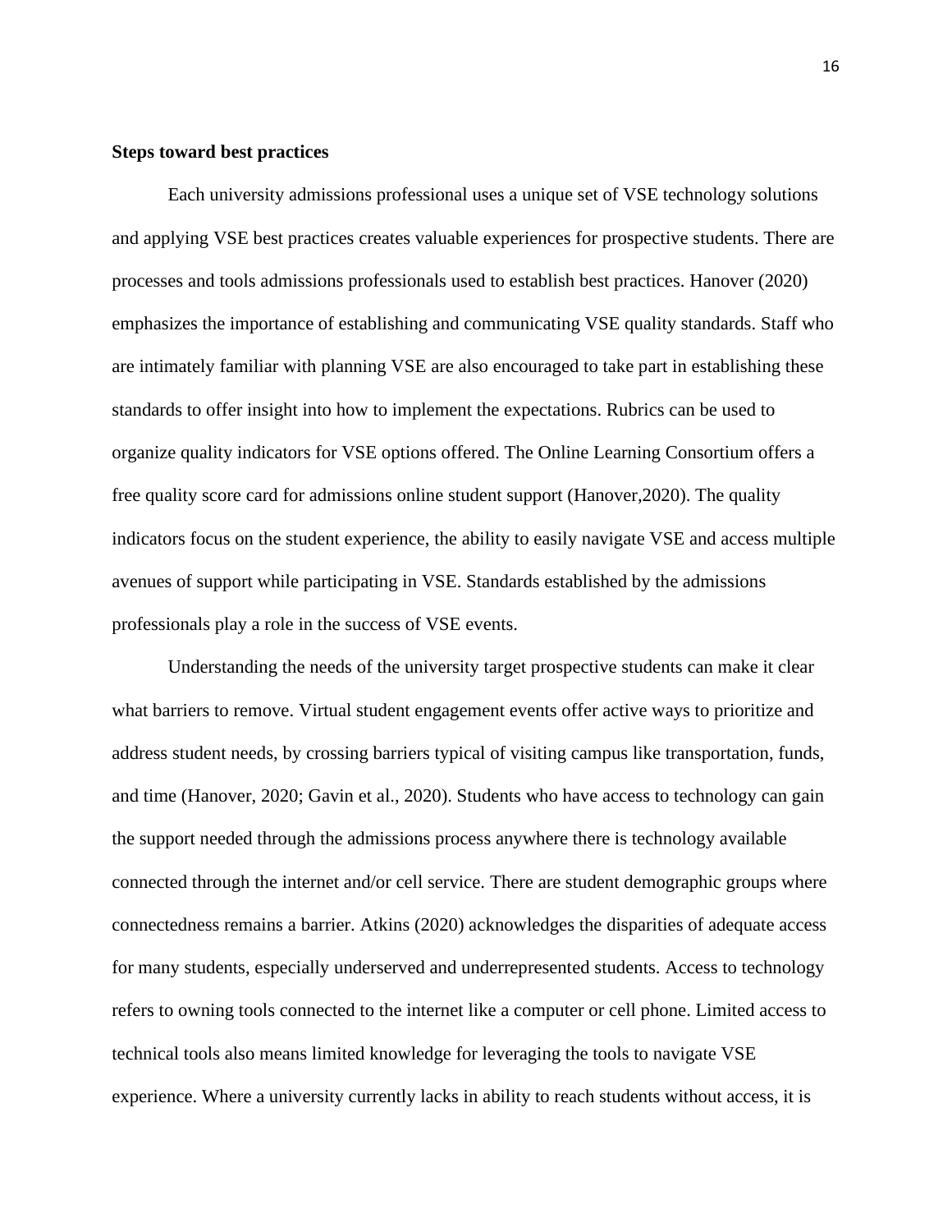**Steps toward best practices**

Each university admissions professional uses a unique set of VSE technology solutions and applying VSE best practices creates valuable experiences for prospective students. There are processes and tools admissions professionals used to establish best practices. Hanover (2020) emphasizes the importance of establishing and communicating VSE quality standards. Staff who are intimately familiar with planning VSE are also encouraged to take part in establishing these standards to offer insight into how to implement the expectations. Rubrics can be used to organize quality indicators for VSE options offered. The Online Learning Consortium offers a free quality score card for admissions online student support (Hanover,2020). The quality indicators focus on the student experience, the ability to easily navigate VSE and access multiple avenues of support while participating in VSE. Standards established by the admissions professionals play a role in the success of VSE events.

Understanding the needs of the university target prospective students can make it clear what barriers to remove. Virtual student engagement events offer active ways to prioritize and address student needs, by crossing barriers typical of visiting campus like transportation, funds, and time (Hanover, 2020; Gavin et al., 2020). Students who have access to technology can gain the support needed through the admissions process anywhere there is technology available connected through the internet and/or cell service. There are student demographic groups where connectedness remains a barrier. Atkins (2020) acknowledges the disparities of adequate access for many students, especially underserved and underrepresented students. Access to technology refers to owning tools connected to the internet like a computer or cell phone. Limited access to technical tools also means limited knowledge for leveraging the tools to navigate VSE experience. Where a university currently lacks in ability to reach students without access, it is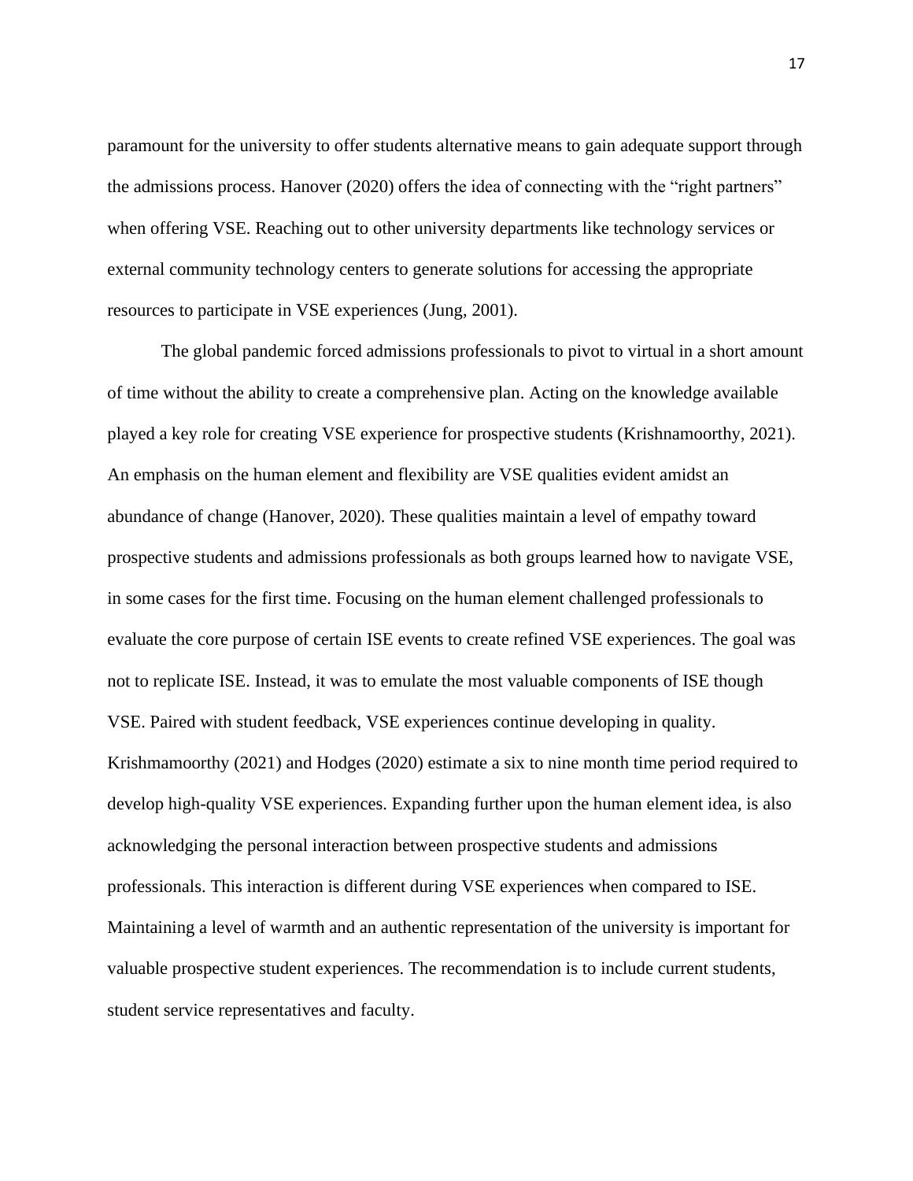paramount for the university to offer students alternative means to gain adequate support through the admissions process. Hanover (2020) offers the idea of connecting with the "right partners" when offering VSE. Reaching out to other university departments like technology services or external community technology centers to generate solutions for accessing the appropriate resources to participate in VSE experiences (Jung, 2001).

The global pandemic forced admissions professionals to pivot to virtual in a short amount of time without the ability to create a comprehensive plan. Acting on the knowledge available played a key role for creating VSE experience for prospective students (Krishnamoorthy, 2021). An emphasis on the human element and flexibility are VSE qualities evident amidst an abundance of change (Hanover, 2020). These qualities maintain a level of empathy toward prospective students and admissions professionals as both groups learned how to navigate VSE, in some cases for the first time. Focusing on the human element challenged professionals to evaluate the core purpose of certain ISE events to create refined VSE experiences. The goal was not to replicate ISE. Instead, it was to emulate the most valuable components of ISE though VSE. Paired with student feedback, VSE experiences continue developing in quality. Krishmamoorthy (2021) and Hodges (2020) estimate a six to nine month time period required to develop high-quality VSE experiences. Expanding further upon the human element idea, is also acknowledging the personal interaction between prospective students and admissions professionals. This interaction is different during VSE experiences when compared to ISE. Maintaining a level of warmth and an authentic representation of the university is important for valuable prospective student experiences. The recommendation is to include current students, student service representatives and faculty.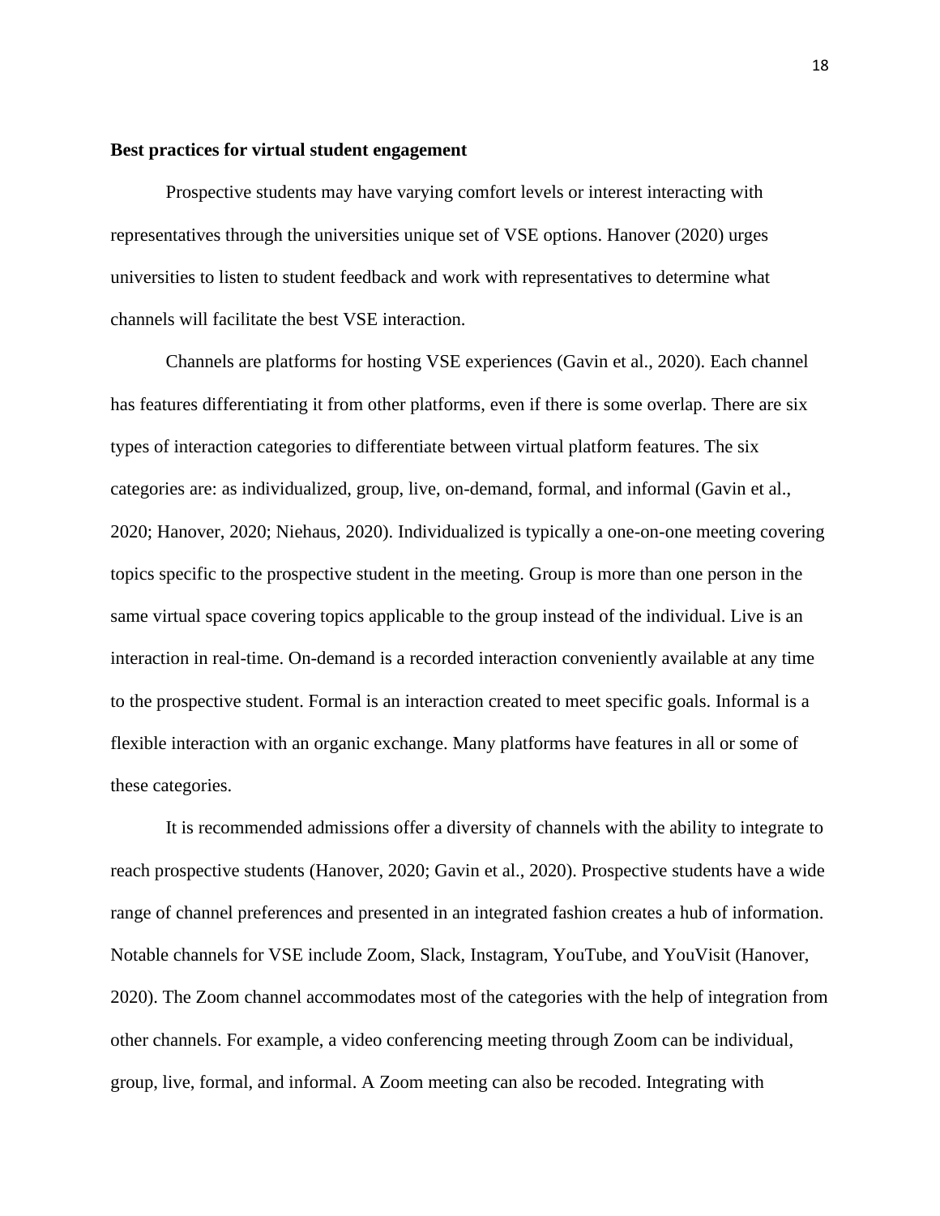**Best practices for virtual student engagement**

Prospective students may have varying comfort levels or interest interacting with representatives through the universities unique set of VSE options. Hanover (2020) urges universities to listen to student feedback and work with representatives to determine what channels will facilitate the best VSE interaction.

Channels are platforms for hosting VSE experiences (Gavin et al., 2020). Each channel has features differentiating it from other platforms, even if there is some overlap. There are six types of interaction categories to differentiate between virtual platform features. The six categories are: as individualized, group, live, on-demand, formal, and informal (Gavin et al., 2020; Hanover, 2020; Niehaus, 2020). Individualized is typically a one-on-one meeting covering topics specific to the prospective student in the meeting. Group is more than one person in the same virtual space covering topics applicable to the group instead of the individual. Live is an interaction in real-time. On-demand is a recorded interaction conveniently available at any time to the prospective student. Formal is an interaction created to meet specific goals. Informal is a flexible interaction with an organic exchange. Many platforms have features in all or some of these categories.

It is recommended admissions offer a diversity of channels with the ability to integrate to reach prospective students (Hanover, 2020; Gavin et al., 2020). Prospective students have a wide range of channel preferences and presented in an integrated fashion creates a hub of information. Notable channels for VSE include Zoom, Slack, Instagram, YouTube, and YouVisit (Hanover, 2020). The Zoom channel accommodates most of the categories with the help of integration from other channels. For example, a video conferencing meeting through Zoom can be individual, group, live, formal, and informal. A Zoom meeting can also be recoded. Integrating with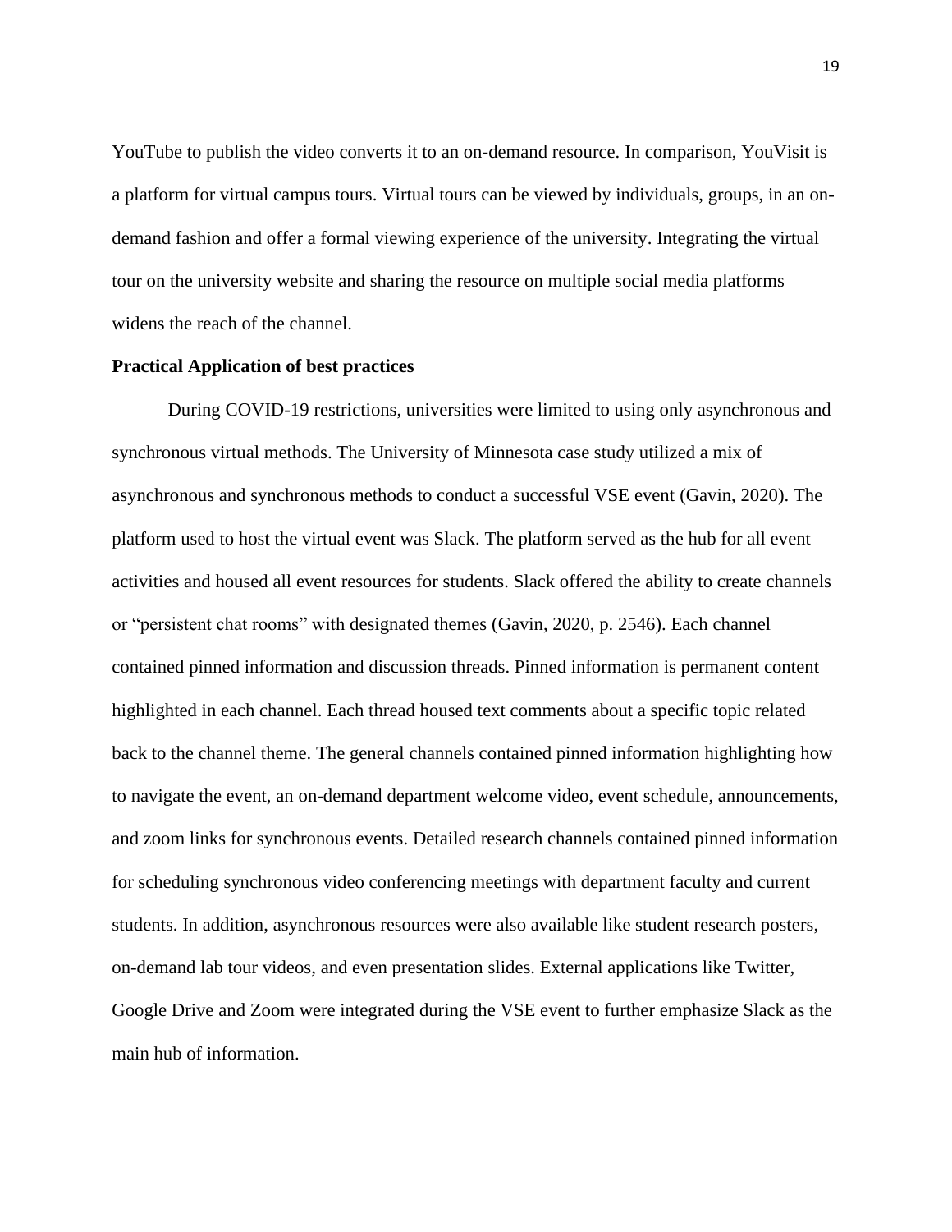YouTube to publish the video converts it to an on-demand resource. In comparison, YouVisit is a platform for virtual campus tours. Virtual tours can be viewed by individuals, groups, in an on-demand fashion and offer a formal viewing experience of the university. Integrating the virtual tour on the university website and sharing the resource on multiple social media platforms widens the reach of the channel.

**Practical Application of best practices**

During COVID-19 restrictions, universities were limited to using only asynchronous and synchronous virtual methods. The University of Minnesota case study utilized a mix of asynchronous and synchronous methods to conduct a successful VSE event (Gavin, 2020). The platform used to host the virtual event was Slack. The platform served as the hub for all event activities and housed all event resources for students. Slack offered the ability to create channels or "persistent chat rooms" with designated themes (Gavin, 2020, p. 2546). Each channel contained pinned information and discussion threads. Pinned information is permanent content highlighted in each channel. Each thread housed text comments about a specific topic related back to the channel theme. The general channels contained pinned information highlighting how to navigate the event, an on-demand department welcome video, event schedule, announcements, and zoom links for synchronous events. Detailed research channels contained pinned information for scheduling synchronous video conferencing meetings with department faculty and current students. In addition, asynchronous resources were also available like student research posters, on-demand lab tour videos, and even presentation slides. External applications like Twitter, Google Drive and Zoom were integrated during the VSE event to further emphasize Slack as the main hub of information.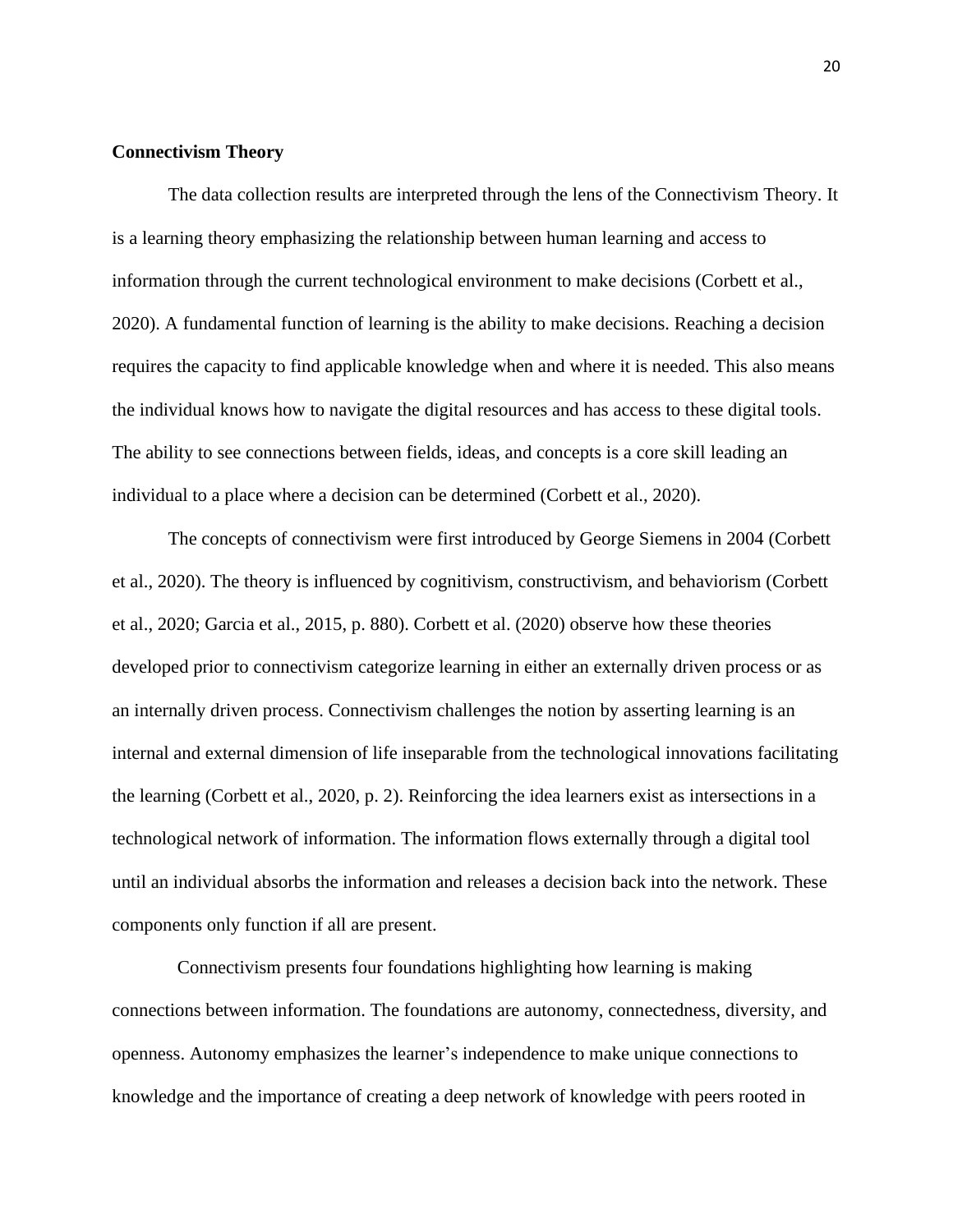**Connectivism Theory**

The data collection results are interpreted through the lens of the Connectivism Theory. It is a learning theory emphasizing the relationship between human learning and access to information through the current technological environment to make decisions (Corbett et al., 2020). A fundamental function of learning is the ability to make decisions. Reaching a decision requires the capacity to find applicable knowledge when and where it is needed. This also means the individual knows how to navigate the digital resources and has access to these digital tools. The ability to see connections between fields, ideas, and concepts is a core skill leading an individual to a place where a decision can be determined (Corbett et al., 2020).

The concepts of connectivism were first introduced by George Siemens in 2004 (Corbett et al., 2020). The theory is influenced by cognitivism, constructivism, and behaviorism (Corbett et al., 2020; Garcia et al., 2015, p. 880). Corbett et al. (2020) observe how these theories developed prior to connectivism categorize learning in either an externally driven process or as an internally driven process. Connectivism challenges the notion by asserting learning is an internal and external dimension of life inseparable from the technological innovations facilitating the learning (Corbett et al., 2020, p. 2). Reinforcing the idea learners exist as intersections in a technological network of information. The information flows externally through a digital tool until an individual absorbs the information and releases a decision back into the network. These components only function if all are present.

Connectivism presents four foundations highlighting how learning is making connections between information. The foundations are autonomy, connectedness, diversity, and openness. Autonomy emphasizes the learner's independence to make unique connections to knowledge and the importance of creating a deep network of knowledge with peers rooted in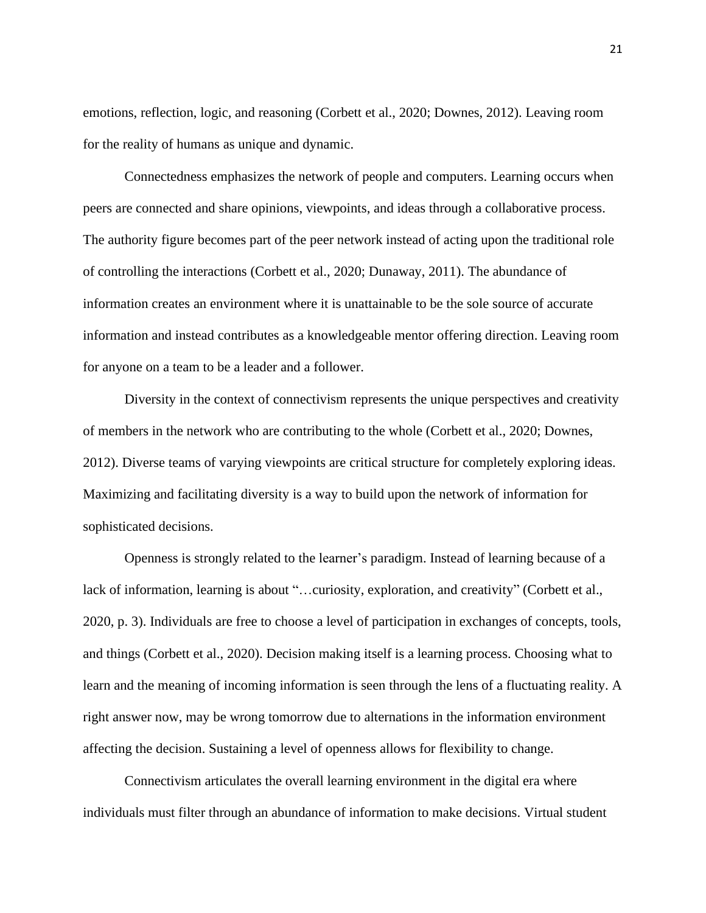emotions, reflection, logic, and reasoning (Corbett et al., 2020; Downes, 2012). Leaving room for the reality of humans as unique and dynamic.

Connectedness emphasizes the network of people and computers. Learning occurs when peers are connected and share opinions, viewpoints, and ideas through a collaborative process. The authority figure becomes part of the peer network instead of acting upon the traditional role of controlling the interactions (Corbett et al., 2020; Dunaway, 2011). The abundance of information creates an environment where it is unattainable to be the sole source of accurate information and instead contributes as a knowledgeable mentor offering direction. Leaving room for anyone on a team to be a leader and a follower.

Diversity in the context of connectivism represents the unique perspectives and creativity of members in the network who are contributing to the whole (Corbett et al., 2020; Downes, 2012). Diverse teams of varying viewpoints are critical structure for completely exploring ideas. Maximizing and facilitating diversity is a way to build upon the network of information for sophisticated decisions.

Openness is strongly related to the learner's paradigm. Instead of learning because of a lack of information, learning is about "…curiosity, exploration, and creativity" (Corbett et al., 2020, p. 3). Individuals are free to choose a level of participation in exchanges of concepts, tools, and things (Corbett et al., 2020). Decision making itself is a learning process. Choosing what to learn and the meaning of incoming information is seen through the lens of a fluctuating reality. A right answer now, may be wrong tomorrow due to alternations in the information environment affecting the decision. Sustaining a level of openness allows for flexibility to change.

Connectivism articulates the overall learning environment in the digital era where individuals must filter through an abundance of information to make decisions. Virtual student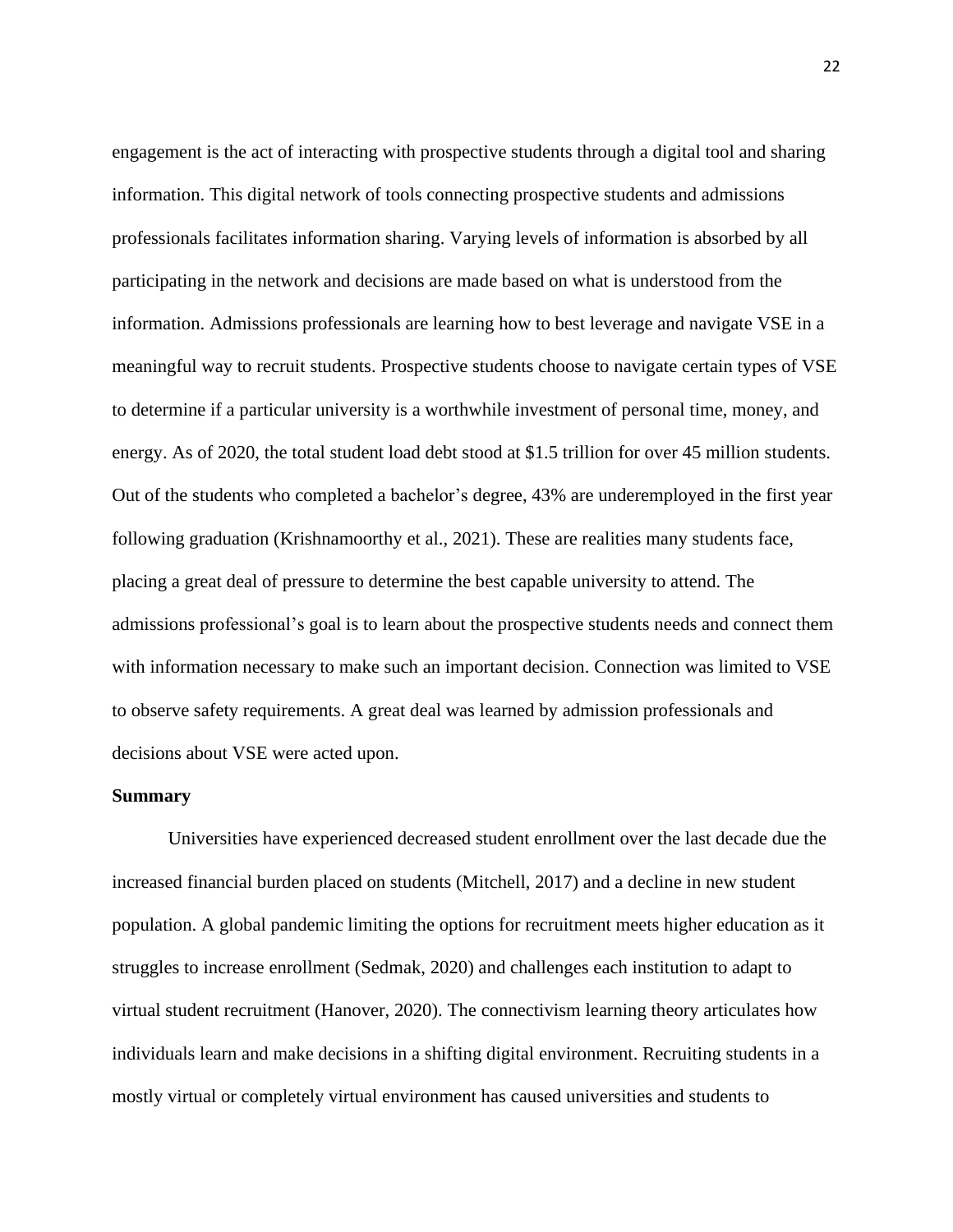engagement is the act of interacting with prospective students through a digital tool and sharing information. This digital network of tools connecting prospective students and admissions professionals facilitates information sharing. Varying levels of information is absorbed by all participating in the network and decisions are made based on what is understood from the information. Admissions professionals are learning how to best leverage and navigate VSE in a meaningful way to recruit students. Prospective students choose to navigate certain types of VSE to determine if a particular university is a worthwhile investment of personal time, money, and energy. As of 2020, the total student load debt stood at $1.5 trillion for over 45 million students. Out of the students who completed a bachelor's degree, 43% are underemployed in the first year following graduation (Krishnamoorthy et al., 2021). These are realities many students face, placing a great deal of pressure to determine the best capable university to attend. The admissions professional's goal is to learn about the prospective students needs and connect them with information necessary to make such an important decision. Connection was limited to VSE to observe safety requirements. A great deal was learned by admission professionals and decisions about VSE were acted upon.

**Summary**

Universities have experienced decreased student enrollment over the last decade due the increased financial burden placed on students (Mitchell, 2017) and a decline in new student population. A global pandemic limiting the options for recruitment meets higher education as it struggles to increase enrollment (Sedmak, 2020) and challenges each institution to adapt to virtual student recruitment (Hanover, 2020). The connectivism learning theory articulates how individuals learn and make decisions in a shifting digital environment. Recruiting students in a mostly virtual or completely virtual environment has caused universities and students to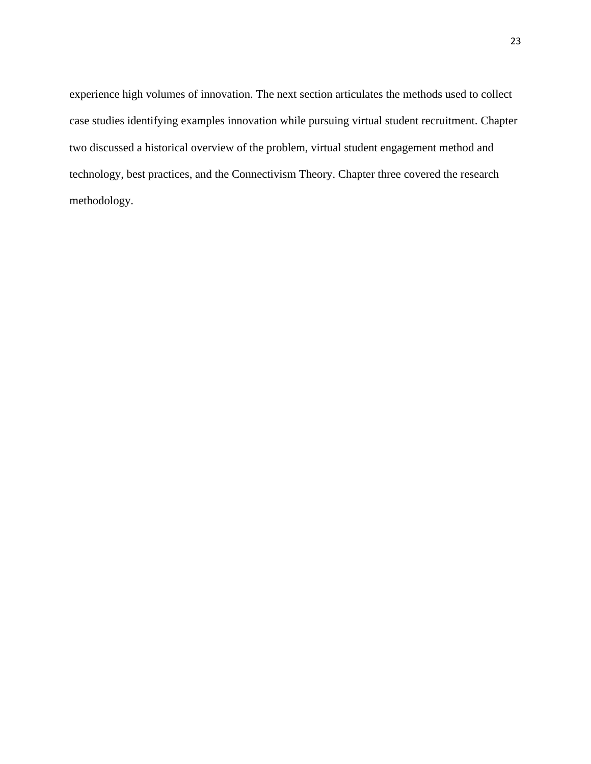experience high volumes of innovation. The next section articulates the methods used to collect case studies identifying examples innovation while pursuing virtual student recruitment. Chapter two discussed a historical overview of the problem, virtual student engagement method and technology, best practices, and the Connectivism Theory. Chapter three covered the research methodology.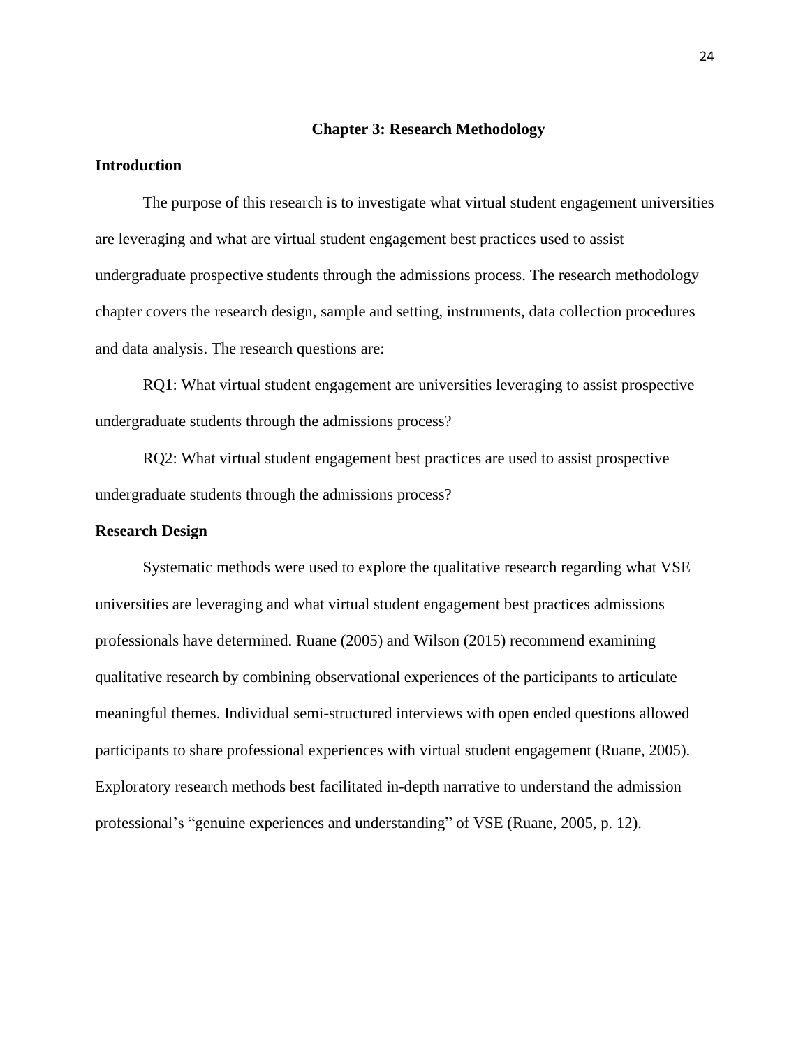# Chapter 3: Research Methodology

## Introduction

The purpose of this research is to investigate what virtual student engagement universities are leveraging and what are virtual student engagement best practices used to assist undergraduate prospective students through the admissions process. The research methodology chapter covers the research design, sample and setting, instruments, data collection procedures and data analysis. The research questions are:

RQ1: What virtual student engagement are universities leveraging to assist prospective undergraduate students through the admissions process?

RQ2: What virtual student engagement best practices are used to assist prospective undergraduate students through the admissions process?

## Research Design

Systematic methods were used to explore the qualitative research regarding what VSE universities are leveraging and what virtual student engagement best practices admissions professionals have determined. Ruane (2005) and Wilson (2015) recommend examining qualitative research by combining observational experiences of the participants to articulate meaningful themes. Individual semi-structured interviews with open ended questions allowed participants to share professional experiences with virtual student engagement (Ruane, 2005). Exploratory research methods best facilitated in-depth narrative to understand the admission professional's "genuine experiences and understanding" of VSE (Ruane, 2005, p. 12).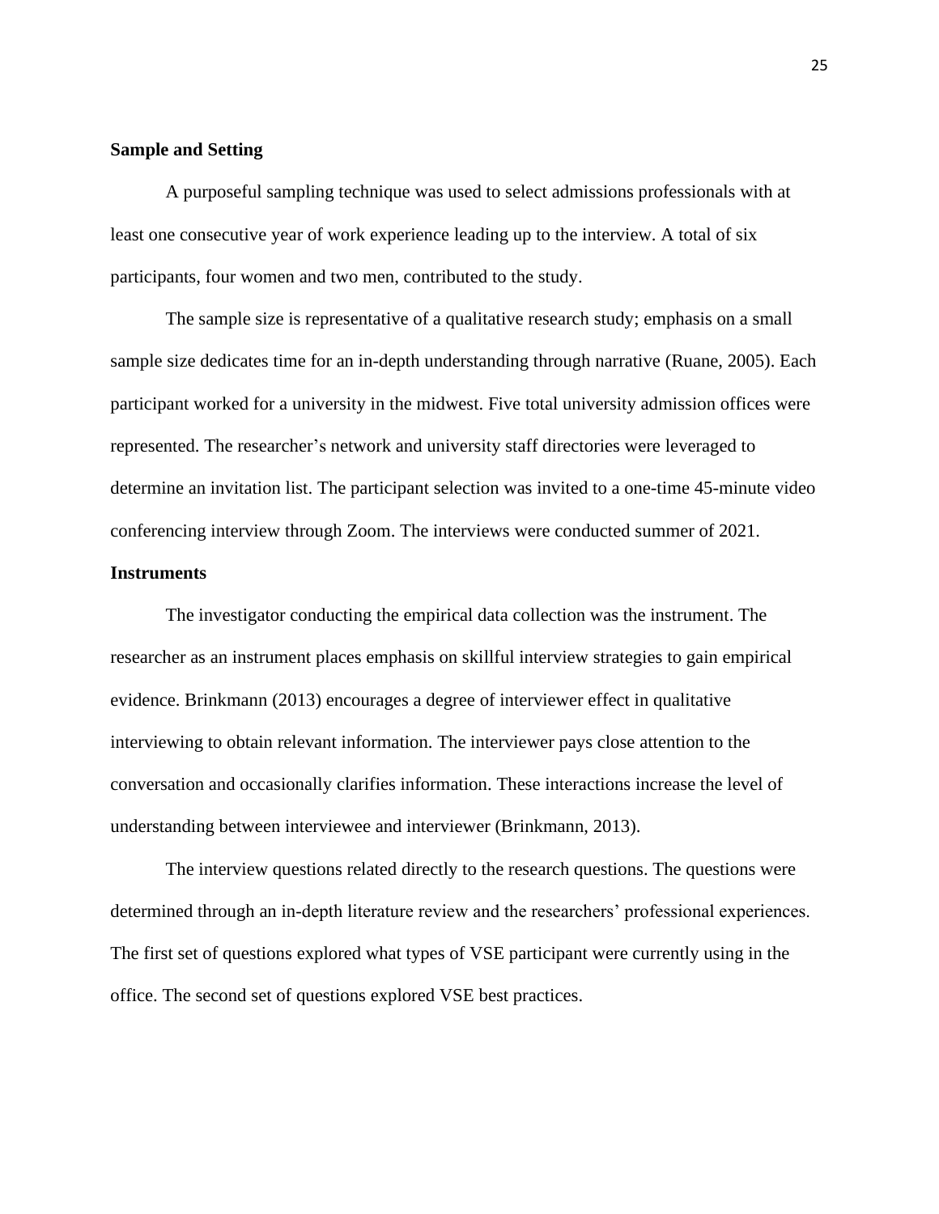**Sample and Setting**

A purposeful sampling technique was used to select admissions professionals with at least one consecutive year of work experience leading up to the interview. A total of six participants, four women and two men, contributed to the study.

The sample size is representative of a qualitative research study; emphasis on a small sample size dedicates time for an in-depth understanding through narrative (Ruane, 2005). Each participant worked for a university in the midwest. Five total university admission offices were represented. The researcher's network and university staff directories were leveraged to determine an invitation list. The participant selection was invited to a one-time 45-minute video conferencing interview through Zoom. The interviews were conducted summer of 2021.

**Instruments**

The investigator conducting the empirical data collection was the instrument. The researcher as an instrument places emphasis on skillful interview strategies to gain empirical evidence. Brinkmann (2013) encourages a degree of interviewer effect in qualitative interviewing to obtain relevant information. The interviewer pays close attention to the conversation and occasionally clarifies information. These interactions increase the level of understanding between interviewee and interviewer (Brinkmann, 2013).

The interview questions related directly to the research questions. The questions were determined through an in-depth literature review and the researchers' professional experiences. The first set of questions explored what types of VSE participant were currently using in the office. The second set of questions explored VSE best practices.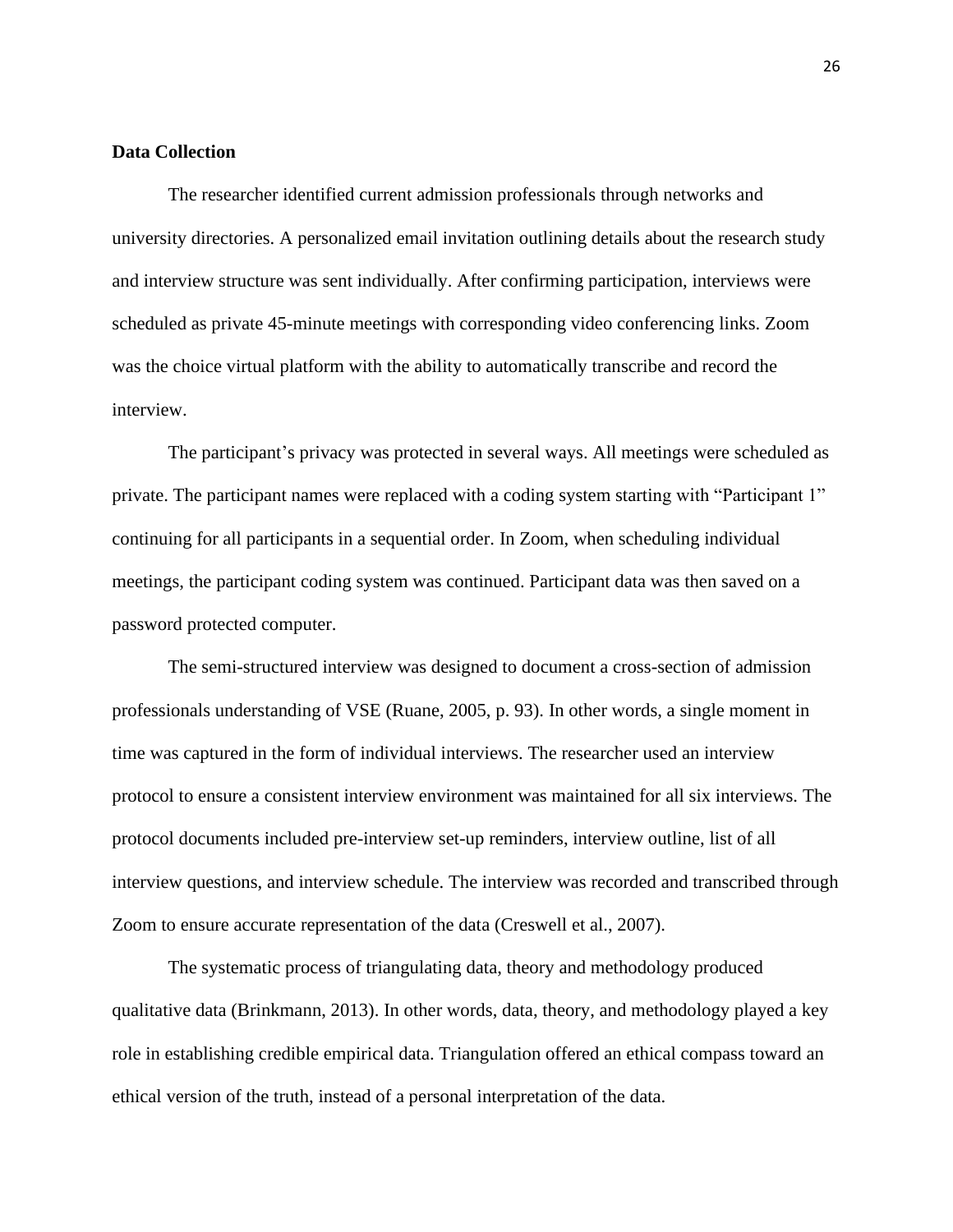**Data Collection**

The researcher identified current admission professionals through networks and university directories. A personalized email invitation outlining details about the research study and interview structure was sent individually. After confirming participation, interviews were scheduled as private 45-minute meetings with corresponding video conferencing links. Zoom was the choice virtual platform with the ability to automatically transcribe and record the interview.

The participant's privacy was protected in several ways. All meetings were scheduled as private. The participant names were replaced with a coding system starting with "Participant 1" continuing for all participants in a sequential order. In Zoom, when scheduling individual meetings, the participant coding system was continued. Participant data was then saved on a password protected computer.

The semi-structured interview was designed to document a cross-section of admission professionals understanding of VSE (Ruane, 2005, p. 93). In other words, a single moment in time was captured in the form of individual interviews. The researcher used an interview protocol to ensure a consistent interview environment was maintained for all six interviews. The protocol documents included pre-interview set-up reminders, interview outline, list of all interview questions, and interview schedule. The interview was recorded and transcribed through Zoom to ensure accurate representation of the data (Creswell et al., 2007).

The systematic process of triangulating data, theory and methodology produced qualitative data (Brinkmann, 2013). In other words, data, theory, and methodology played a key role in establishing credible empirical data. Triangulation offered an ethical compass toward an ethical version of the truth, instead of a personal interpretation of the data.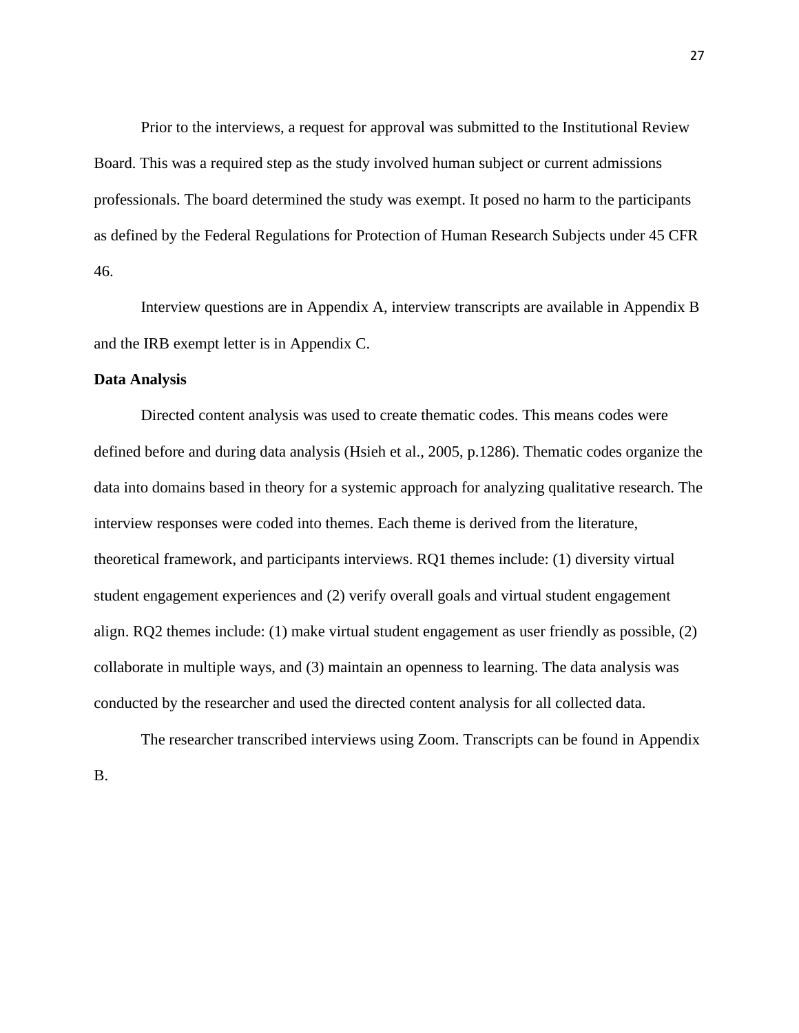Prior to the interviews, a request for approval was submitted to the Institutional Review Board. This was a required step as the study involved human subject or current admissions professionals. The board determined the study was exempt. It posed no harm to the participants as defined by the Federal Regulations for Protection of Human Research Subjects under 45 CFR 46.

Interview questions are in Appendix A, interview transcripts are available in Appendix B and the IRB exempt letter is in Appendix C.

**Data Analysis**

Directed content analysis was used to create thematic codes. This means codes were defined before and during data analysis (Hsieh et al., 2005, p.1286). Thematic codes organize the data into domains based in theory for a systemic approach for analyzing qualitative research. The interview responses were coded into themes. Each theme is derived from the literature, theoretical framework, and participants interviews. RQ1 themes include: (1) diversity virtual student engagement experiences and (2) verify overall goals and virtual student engagement align. RQ2 themes include: (1) make virtual student engagement as user friendly as possible, (2) collaborate in multiple ways, and (3) maintain an openness to learning. The data analysis was conducted by the researcher and used the directed content analysis for all collected data.

The researcher transcribed interviews using Zoom. Transcripts can be found in Appendix B.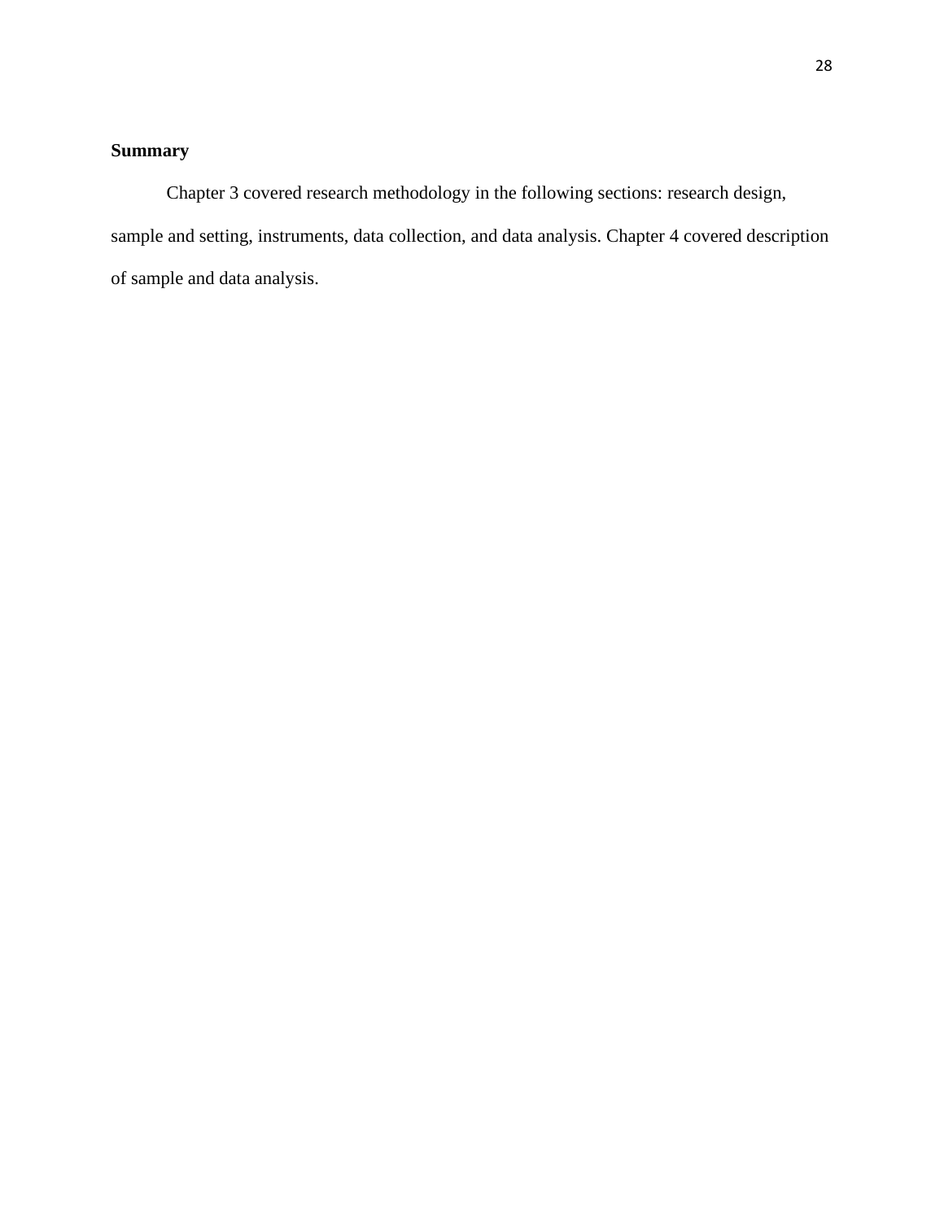## Summary

Chapter 3 covered research methodology in the following sections: research design, sample and setting, instruments, data collection, and data analysis. Chapter 4 covered description of sample and data analysis.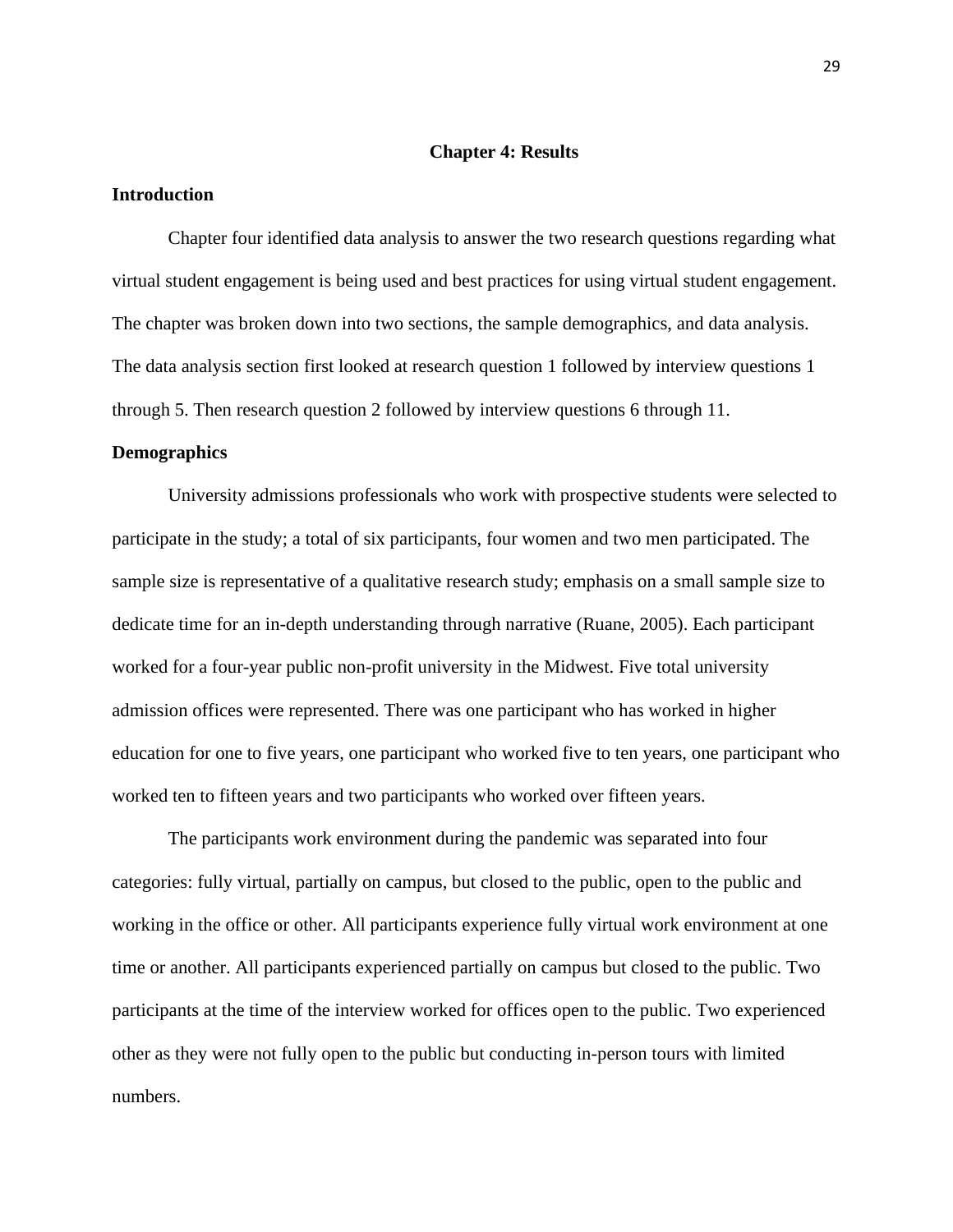# Chapter 4: Results

## Introduction

Chapter four identified data analysis to answer the two research questions regarding what virtual student engagement is being used and best practices for using virtual student engagement. The chapter was broken down into two sections, the sample demographics, and data analysis. The data analysis section first looked at research question 1 followed by interview questions 1 through 5. Then research question 2 followed by interview questions 6 through 11.

## Demographics

University admissions professionals who work with prospective students were selected to participate in the study; a total of six participants, four women and two men participated. The sample size is representative of a qualitative research study; emphasis on a small sample size to dedicate time for an in-depth understanding through narrative (Ruane, 2005). Each participant worked for a four-year public non-profit university in the Midwest. Five total university admission offices were represented. There was one participant who has worked in higher education for one to five years, one participant who worked five to ten years, one participant who worked ten to fifteen years and two participants who worked over fifteen years.

The participants work environment during the pandemic was separated into four categories: fully virtual, partially on campus, but closed to the public, open to the public and working in the office or other. All participants experience fully virtual work environment at one time or another. All participants experienced partially on campus but closed to the public. Two participants at the time of the interview worked for offices open to the public. Two experienced other as they were not fully open to the public but conducting in-person tours with limited numbers.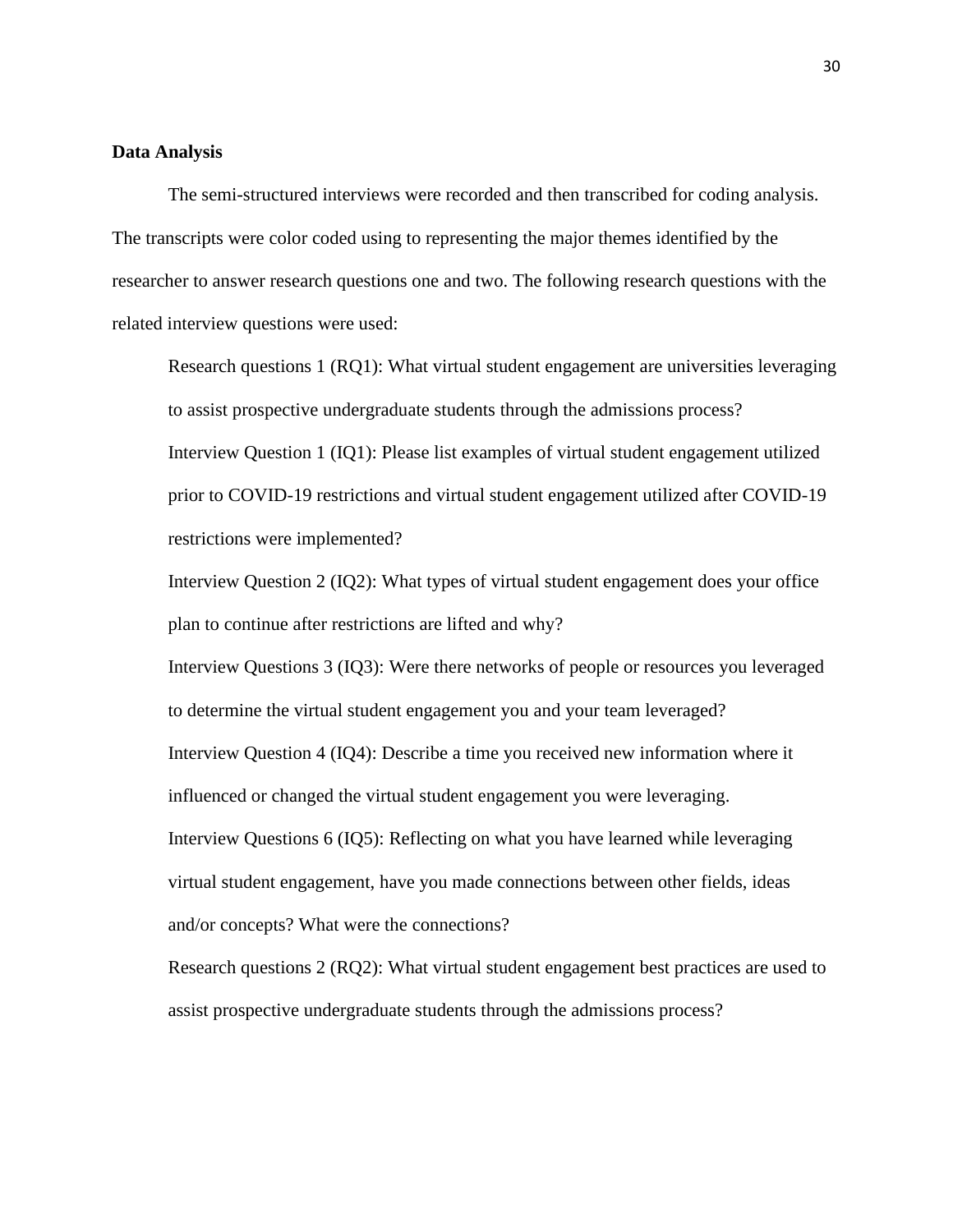**Data Analysis**

The semi-structured interviews were recorded and then transcribed for coding analysis. The transcripts were color coded using to representing the major themes identified by the researcher to answer research questions one and two. The following research questions with the related interview questions were used:

Research questions 1 (RQ1): What virtual student engagement are universities leveraging to assist prospective undergraduate students through the admissions process?

Interview Question 1 (IQ1): Please list examples of virtual student engagement utilized prior to COVID-19 restrictions and virtual student engagement utilized after COVID-19 restrictions were implemented?

Interview Question 2 (IQ2): What types of virtual student engagement does your office plan to continue after restrictions are lifted and why?

Interview Questions 3 (IQ3): Were there networks of people or resources you leveraged to determine the virtual student engagement you and your team leveraged?

Interview Question 4 (IQ4): Describe a time you received new information where it influenced or changed the virtual student engagement you were leveraging.

Interview Questions 6 (IQ5): Reflecting on what you have learned while leveraging virtual student engagement, have you made connections between other fields, ideas and/or concepts? What were the connections?

Research questions 2 (RQ2): What virtual student engagement best practices are used to assist prospective undergraduate students through the admissions process?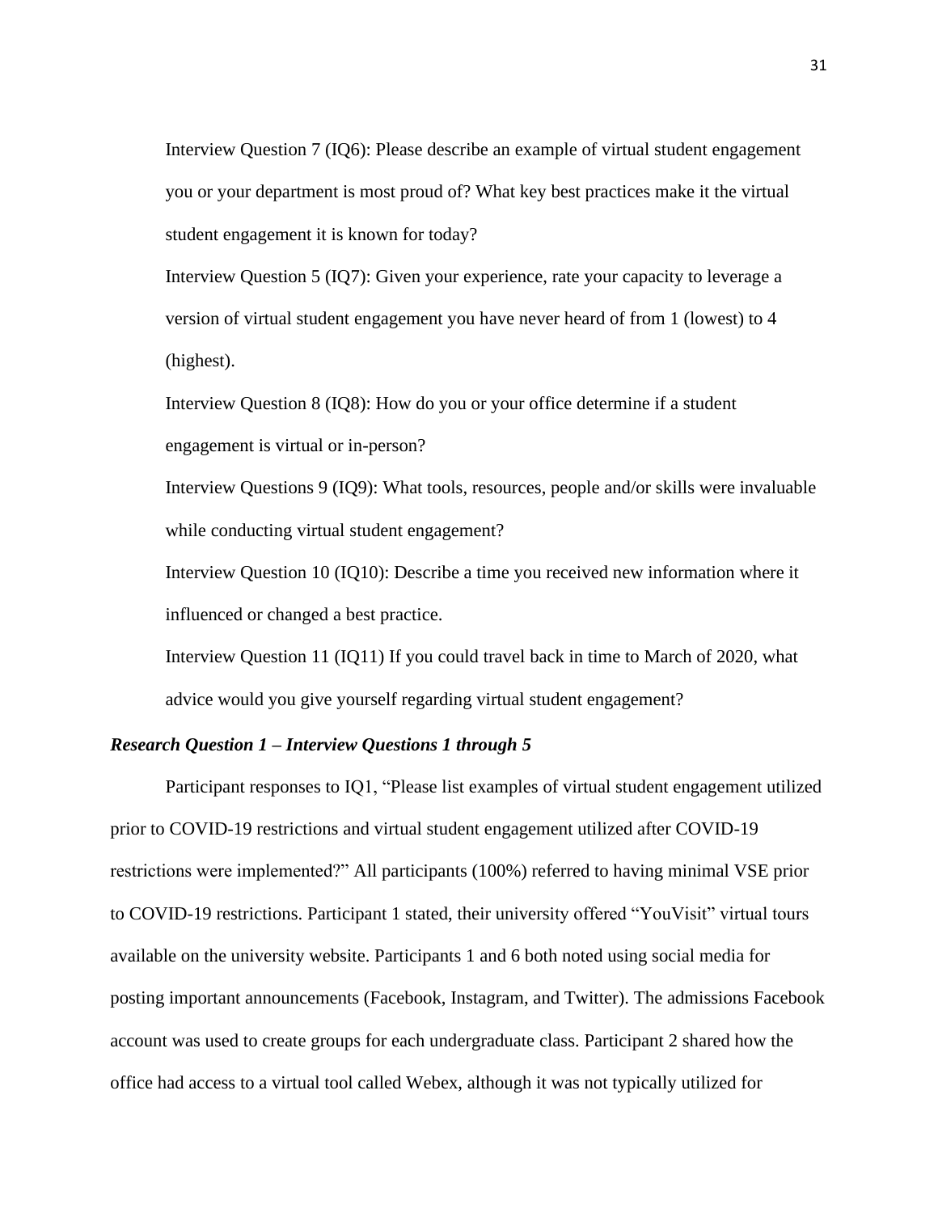Interview Question 7 (IQ6): Please describe an example of virtual student engagement you or your department is most proud of? What key best practices make it the virtual student engagement it is known for today?

Interview Question 5 (IQ7): Given your experience, rate your capacity to leverage a version of virtual student engagement you have never heard of from 1 (lowest) to 4 (highest).

Interview Question 8 (IQ8): How do you or your office determine if a student engagement is virtual or in-person?

Interview Questions 9 (IQ9): What tools, resources, people and/or skills were invaluable while conducting virtual student engagement?

Interview Question 10 (IQ10): Describe a time you received new information where it influenced or changed a best practice.

Interview Question 11 (IQ11) If you could travel back in time to March of 2020, what advice would you give yourself regarding virtual student engagement?

### *Research Question 1 – Interview Questions 1 through 5*

Participant responses to IQ1, "Please list examples of virtual student engagement utilized prior to COVID-19 restrictions and virtual student engagement utilized after COVID-19 restrictions were implemented?" All participants (100%) referred to having minimal VSE prior to COVID-19 restrictions. Participant 1 stated, their university offered "YouVisit" virtual tours available on the university website. Participants 1 and 6 both noted using social media for posting important announcements (Facebook, Instagram, and Twitter). The admissions Facebook account was used to create groups for each undergraduate class. Participant 2 shared how the office had access to a virtual tool called Webex, although it was not typically utilized for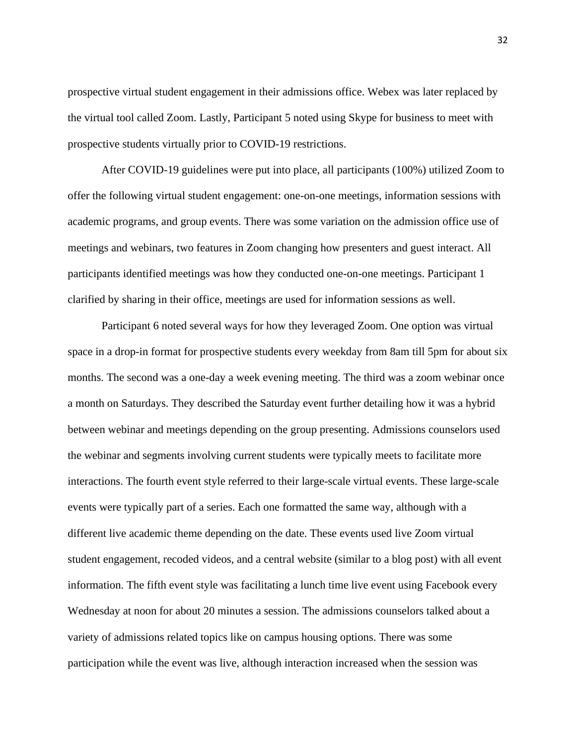prospective virtual student engagement in their admissions office. Webex was later replaced by the virtual tool called Zoom. Lastly, Participant 5 noted using Skype for business to meet with prospective students virtually prior to COVID-19 restrictions.

After COVID-19 guidelines were put into place, all participants (100%) utilized Zoom to offer the following virtual student engagement: one-on-one meetings, information sessions with academic programs, and group events. There was some variation on the admission office use of meetings and webinars, two features in Zoom changing how presenters and guest interact. All participants identified meetings was how they conducted one-on-one meetings. Participant 1 clarified by sharing in their office, meetings are used for information sessions as well.

Participant 6 noted several ways for how they leveraged Zoom. One option was virtual space in a drop-in format for prospective students every weekday from 8am till 5pm for about six months. The second was a one-day a week evening meeting. The third was a zoom webinar once a month on Saturdays. They described the Saturday event further detailing how it was a hybrid between webinar and meetings depending on the group presenting. Admissions counselors used the webinar and segments involving current students were typically meets to facilitate more interactions. The fourth event style referred to their large-scale virtual events. These large-scale events were typically part of a series. Each one formatted the same way, although with a different live academic theme depending on the date. These events used live Zoom virtual student engagement, recoded videos, and a central website (similar to a blog post) with all event information. The fifth event style was facilitating a lunch time live event using Facebook every Wednesday at noon for about 20 minutes a session. The admissions counselors talked about a variety of admissions related topics like on campus housing options. There was some participation while the event was live, although interaction increased when the session was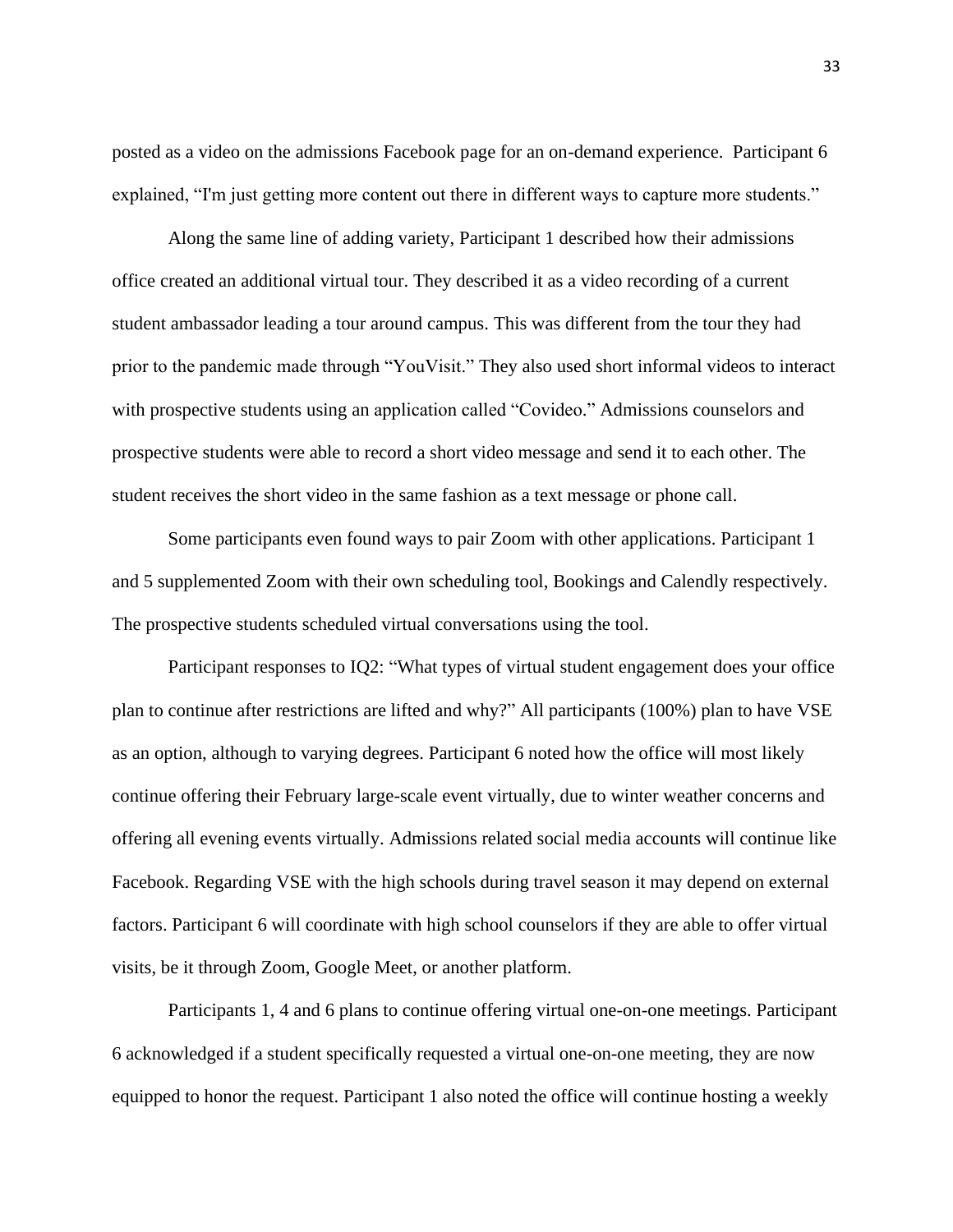posted as a video on the admissions Facebook page for an on-demand experience. Participant 6 explained, "I'm just getting more content out there in different ways to capture more students."

Along the same line of adding variety, Participant 1 described how their admissions office created an additional virtual tour. They described it as a video recording of a current student ambassador leading a tour around campus. This was different from the tour they had prior to the pandemic made through "YouVisit." They also used short informal videos to interact with prospective students using an application called "Covideo." Admissions counselors and prospective students were able to record a short video message and send it to each other. The student receives the short video in the same fashion as a text message or phone call.

Some participants even found ways to pair Zoom with other applications. Participant 1 and 5 supplemented Zoom with their own scheduling tool, Bookings and Calendly respectively. The prospective students scheduled virtual conversations using the tool.

Participant responses to IQ2: "What types of virtual student engagement does your office plan to continue after restrictions are lifted and why?" All participants (100%) plan to have VSE as an option, although to varying degrees. Participant 6 noted how the office will most likely continue offering their February large-scale event virtually, due to winter weather concerns and offering all evening events virtually. Admissions related social media accounts will continue like Facebook. Regarding VSE with the high schools during travel season it may depend on external factors. Participant 6 will coordinate with high school counselors if they are able to offer virtual visits, be it through Zoom, Google Meet, or another platform.

Participants 1, 4 and 6 plans to continue offering virtual one-on-one meetings. Participant 6 acknowledged if a student specifically requested a virtual one-on-one meeting, they are now equipped to honor the request. Participant 1 also noted the office will continue hosting a weekly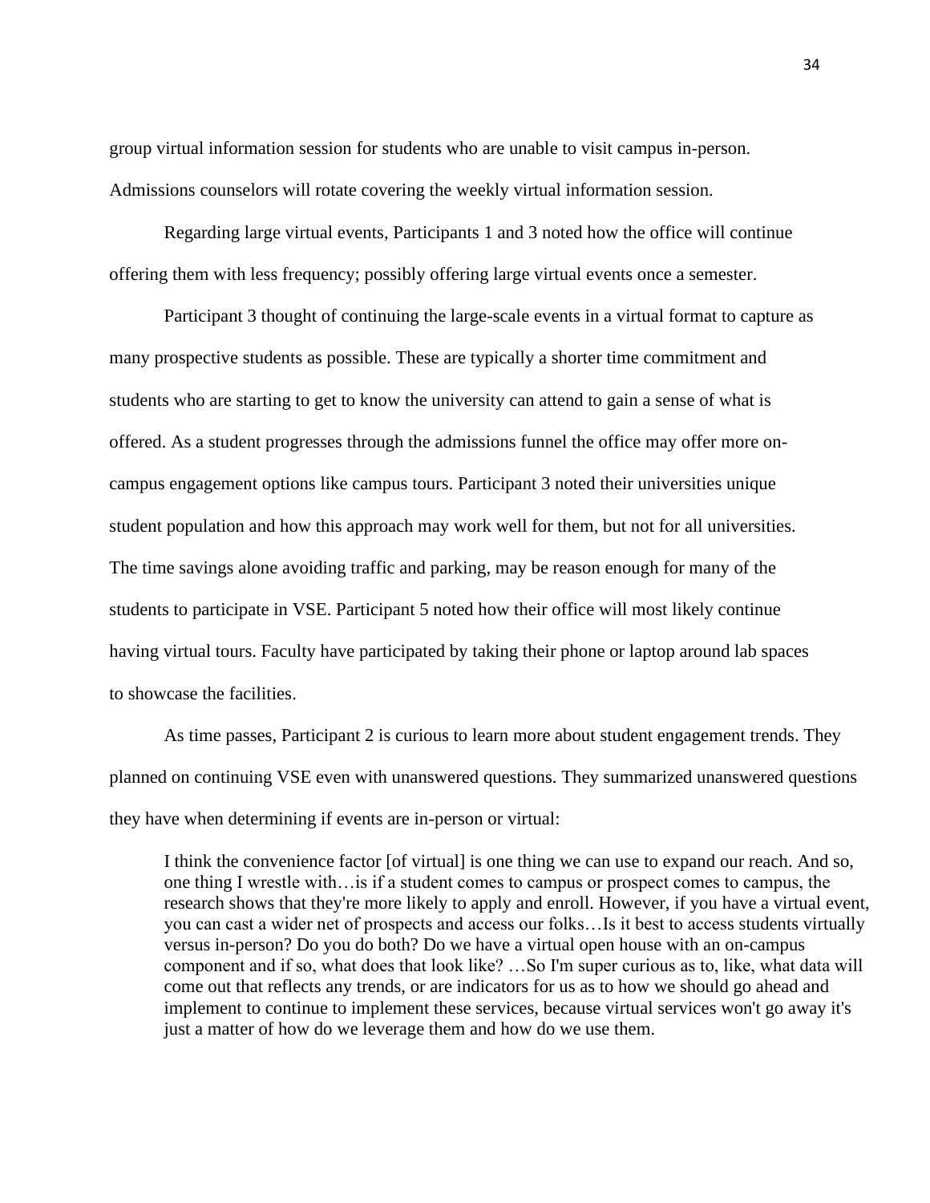group virtual information session for students who are unable to visit campus in-person. Admissions counselors will rotate covering the weekly virtual information session.

Regarding large virtual events, Participants 1 and 3 noted how the office will continue offering them with less frequency; possibly offering large virtual events once a semester.

Participant 3 thought of continuing the large-scale events in a virtual format to capture as many prospective students as possible. These are typically a shorter time commitment and students who are starting to get to know the university can attend to gain a sense of what is offered. As a student progresses through the admissions funnel the office may offer more on-campus engagement options like campus tours. Participant 3 noted their universities unique student population and how this approach may work well for them, but not for all universities. The time savings alone avoiding traffic and parking, may be reason enough for many of the students to participate in VSE. Participant 5 noted how their office will most likely continue having virtual tours. Faculty have participated by taking their phone or laptop around lab spaces to showcase the facilities.

As time passes, Participant 2 is curious to learn more about student engagement trends. They planned on continuing VSE even with unanswered questions. They summarized unanswered questions they have when determining if events are in-person or virtual:

> I think the convenience factor [of virtual] is one thing we can use to expand our reach. And so, one thing I wrestle with…is if a student comes to campus or prospect comes to campus, the research shows that they're more likely to apply and enroll. However, if you have a virtual event, you can cast a wider net of prospects and access our folks…Is it best to access students virtually versus in-person? Do you do both? Do we have a virtual open house with an on-campus component and if so, what does that look like? …So I'm super curious as to, like, what data will come out that reflects any trends, or are indicators for us as to how we should go ahead and implement to continue to implement these services, because virtual services won't go away it's just a matter of how do we leverage them and how do we use them.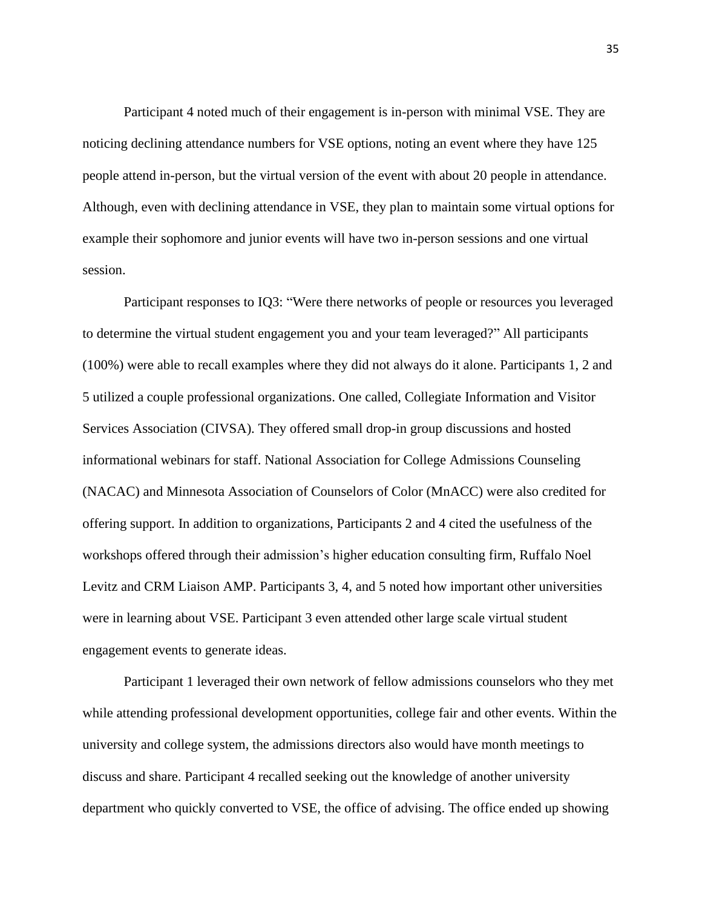Participant 4 noted much of their engagement is in-person with minimal VSE. They are noticing declining attendance numbers for VSE options, noting an event where they have 125 people attend in-person, but the virtual version of the event with about 20 people in attendance. Although, even with declining attendance in VSE, they plan to maintain some virtual options for example their sophomore and junior events will have two in-person sessions and one virtual session.

Participant responses to IQ3: "Were there networks of people or resources you leveraged to determine the virtual student engagement you and your team leveraged?" All participants (100%) were able to recall examples where they did not always do it alone. Participants 1, 2 and 5 utilized a couple professional organizations. One called, Collegiate Information and Visitor Services Association (CIVSA). They offered small drop-in group discussions and hosted informational webinars for staff. National Association for College Admissions Counseling (NACAC) and Minnesota Association of Counselors of Color (MnACC) were also credited for offering support. In addition to organizations, Participants 2 and 4 cited the usefulness of the workshops offered through their admission's higher education consulting firm, Ruffalo Noel Levitz and CRM Liaison AMP. Participants 3, 4, and 5 noted how important other universities were in learning about VSE. Participant 3 even attended other large scale virtual student engagement events to generate ideas.

Participant 1 leveraged their own network of fellow admissions counselors who they met while attending professional development opportunities, college fair and other events. Within the university and college system, the admissions directors also would have month meetings to discuss and share. Participant 4 recalled seeking out the knowledge of another university department who quickly converted to VSE, the office of advising. The office ended up showing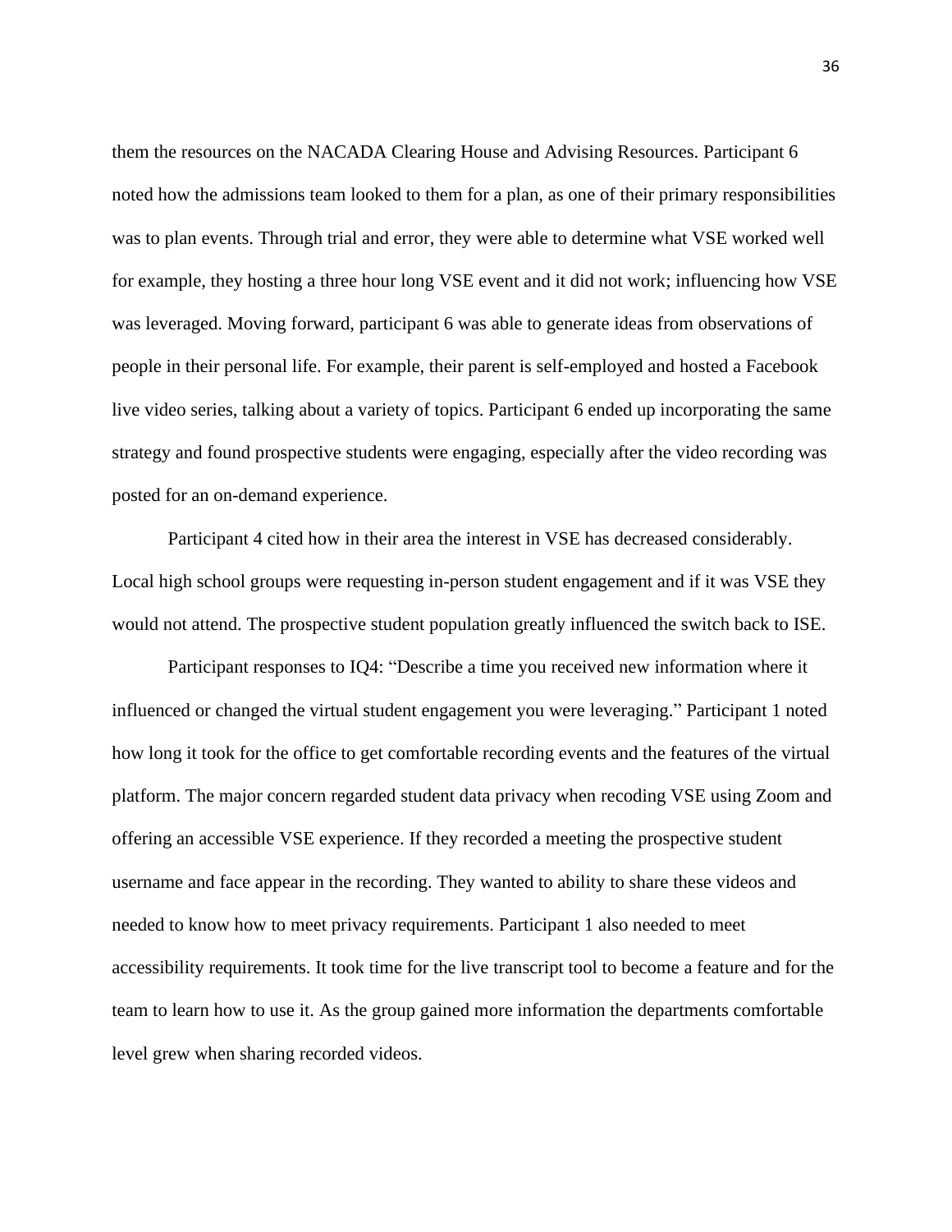them the resources on the NACADA Clearing House and Advising Resources. Participant 6 noted how the admissions team looked to them for a plan, as one of their primary responsibilities was to plan events. Through trial and error, they were able to determine what VSE worked well for example, they hosting a three hour long VSE event and it did not work; influencing how VSE was leveraged. Moving forward, participant 6 was able to generate ideas from observations of people in their personal life. For example, their parent is self-employed and hosted a Facebook live video series, talking about a variety of topics. Participant 6 ended up incorporating the same strategy and found prospective students were engaging, especially after the video recording was posted for an on-demand experience.

Participant 4 cited how in their area the interest in VSE has decreased considerably. Local high school groups were requesting in-person student engagement and if it was VSE they would not attend. The prospective student population greatly influenced the switch back to ISE.

Participant responses to IQ4: "Describe a time you received new information where it influenced or changed the virtual student engagement you were leveraging." Participant 1 noted how long it took for the office to get comfortable recording events and the features of the virtual platform. The major concern regarded student data privacy when recoding VSE using Zoom and offering an accessible VSE experience. If they recorded a meeting the prospective student username and face appear in the recording. They wanted to ability to share these videos and needed to know how to meet privacy requirements. Participant 1 also needed to meet accessibility requirements. It took time for the live transcript tool to become a feature and for the team to learn how to use it. As the group gained more information the departments comfortable level grew when sharing recorded videos.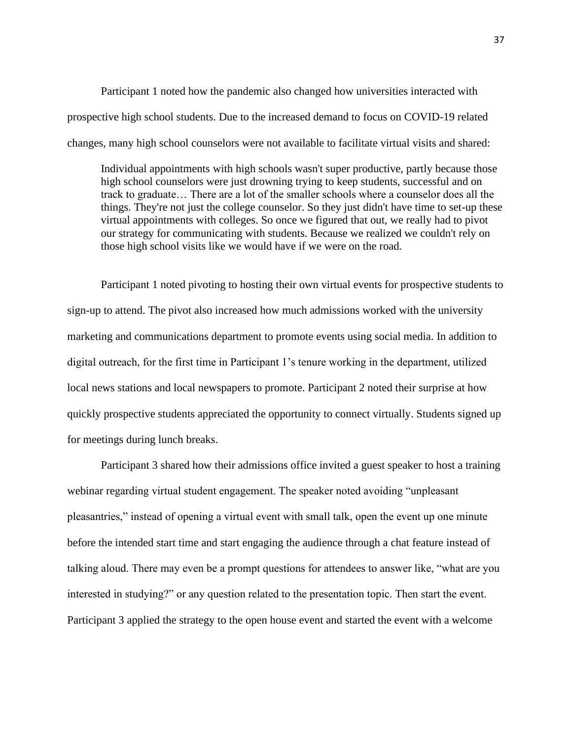Participant 1 noted how the pandemic also changed how universities interacted with prospective high school students. Due to the increased demand to focus on COVID-19 related changes, many high school counselors were not available to facilitate virtual visits and shared:

> Individual appointments with high schools wasn't super productive, partly because those high school counselors were just drowning trying to keep students, successful and on track to graduate… There are a lot of the smaller schools where a counselor does all the things. They're not just the college counselor. So they just didn't have time to set-up these virtual appointments with colleges. So once we figured that out, we really had to pivot our strategy for communicating with students. Because we realized we couldn't rely on those high school visits like we would have if we were on the road.

Participant 1 noted pivoting to hosting their own virtual events for prospective students to sign-up to attend. The pivot also increased how much admissions worked with the university marketing and communications department to promote events using social media. In addition to digital outreach, for the first time in Participant 1's tenure working in the department, utilized local news stations and local newspapers to promote. Participant 2 noted their surprise at how quickly prospective students appreciated the opportunity to connect virtually. Students signed up for meetings during lunch breaks.

Participant 3 shared how their admissions office invited a guest speaker to host a training webinar regarding virtual student engagement. The speaker noted avoiding "unpleasant pleasantries," instead of opening a virtual event with small talk, open the event up one minute before the intended start time and start engaging the audience through a chat feature instead of talking aloud. There may even be a prompt questions for attendees to answer like, "what are you interested in studying?" or any question related to the presentation topic. Then start the event. Participant 3 applied the strategy to the open house event and started the event with a welcome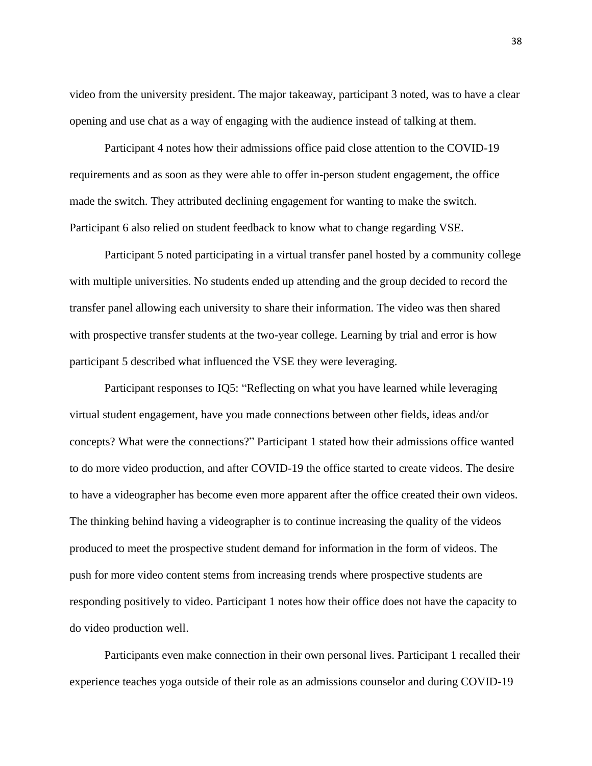video from the university president. The major takeaway, participant 3 noted, was to have a clear opening and use chat as a way of engaging with the audience instead of talking at them.

Participant 4 notes how their admissions office paid close attention to the COVID-19 requirements and as soon as they were able to offer in-person student engagement, the office made the switch. They attributed declining engagement for wanting to make the switch. Participant 6 also relied on student feedback to know what to change regarding VSE.

Participant 5 noted participating in a virtual transfer panel hosted by a community college with multiple universities. No students ended up attending and the group decided to record the transfer panel allowing each university to share their information. The video was then shared with prospective transfer students at the two-year college. Learning by trial and error is how participant 5 described what influenced the VSE they were leveraging.

Participant responses to IQ5: "Reflecting on what you have learned while leveraging virtual student engagement, have you made connections between other fields, ideas and/or concepts? What were the connections?" Participant 1 stated how their admissions office wanted to do more video production, and after COVID-19 the office started to create videos. The desire to have a videographer has become even more apparent after the office created their own videos. The thinking behind having a videographer is to continue increasing the quality of the videos produced to meet the prospective student demand for information in the form of videos. The push for more video content stems from increasing trends where prospective students are responding positively to video. Participant 1 notes how their office does not have the capacity to do video production well.

Participants even make connection in their own personal lives. Participant 1 recalled their experience teaches yoga outside of their role as an admissions counselor and during COVID-19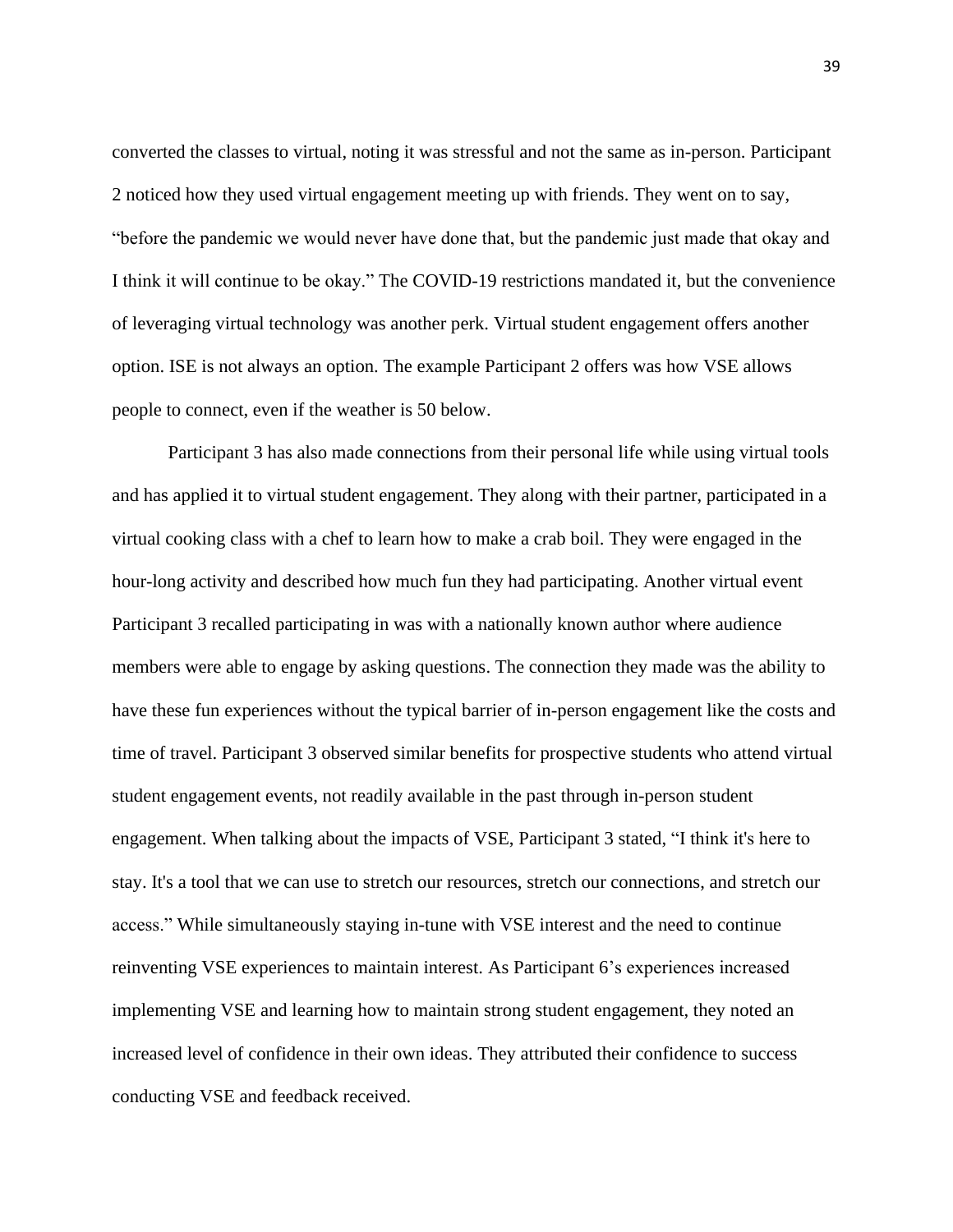converted the classes to virtual, noting it was stressful and not the same as in-person. Participant 2 noticed how they used virtual engagement meeting up with friends. They went on to say, "before the pandemic we would never have done that, but the pandemic just made that okay and I think it will continue to be okay." The COVID-19 restrictions mandated it, but the convenience of leveraging virtual technology was another perk. Virtual student engagement offers another option. ISE is not always an option. The example Participant 2 offers was how VSE allows people to connect, even if the weather is 50 below.

Participant 3 has also made connections from their personal life while using virtual tools and has applied it to virtual student engagement. They along with their partner, participated in a virtual cooking class with a chef to learn how to make a crab boil. They were engaged in the hour-long activity and described how much fun they had participating. Another virtual event Participant 3 recalled participating in was with a nationally known author where audience members were able to engage by asking questions. The connection they made was the ability to have these fun experiences without the typical barrier of in-person engagement like the costs and time of travel. Participant 3 observed similar benefits for prospective students who attend virtual student engagement events, not readily available in the past through in-person student engagement. When talking about the impacts of VSE, Participant 3 stated, "I think it's here to stay. It's a tool that we can use to stretch our resources, stretch our connections, and stretch our access." While simultaneously staying in-tune with VSE interest and the need to continue reinventing VSE experiences to maintain interest. As Participant 6's experiences increased implementing VSE and learning how to maintain strong student engagement, they noted an increased level of confidence in their own ideas. They attributed their confidence to success conducting VSE and feedback received.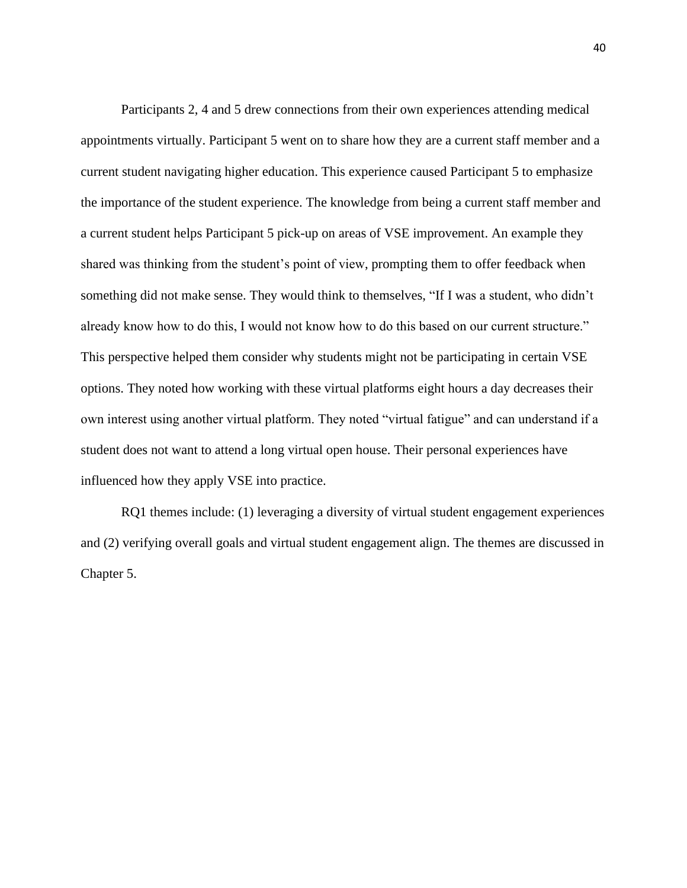Participants 2, 4 and 5 drew connections from their own experiences attending medical appointments virtually. Participant 5 went on to share how they are a current staff member and a current student navigating higher education. This experience caused Participant 5 to emphasize the importance of the student experience. The knowledge from being a current staff member and a current student helps Participant 5 pick-up on areas of VSE improvement. An example they shared was thinking from the student's point of view, prompting them to offer feedback when something did not make sense. They would think to themselves, "If I was a student, who didn't already know how to do this, I would not know how to do this based on our current structure." This perspective helped them consider why students might not be participating in certain VSE options. They noted how working with these virtual platforms eight hours a day decreases their own interest using another virtual platform. They noted "virtual fatigue" and can understand if a student does not want to attend a long virtual open house. Their personal experiences have influenced how they apply VSE into practice.

RQ1 themes include: (1) leveraging a diversity of virtual student engagement experiences and (2) verifying overall goals and virtual student engagement align. The themes are discussed in Chapter 5.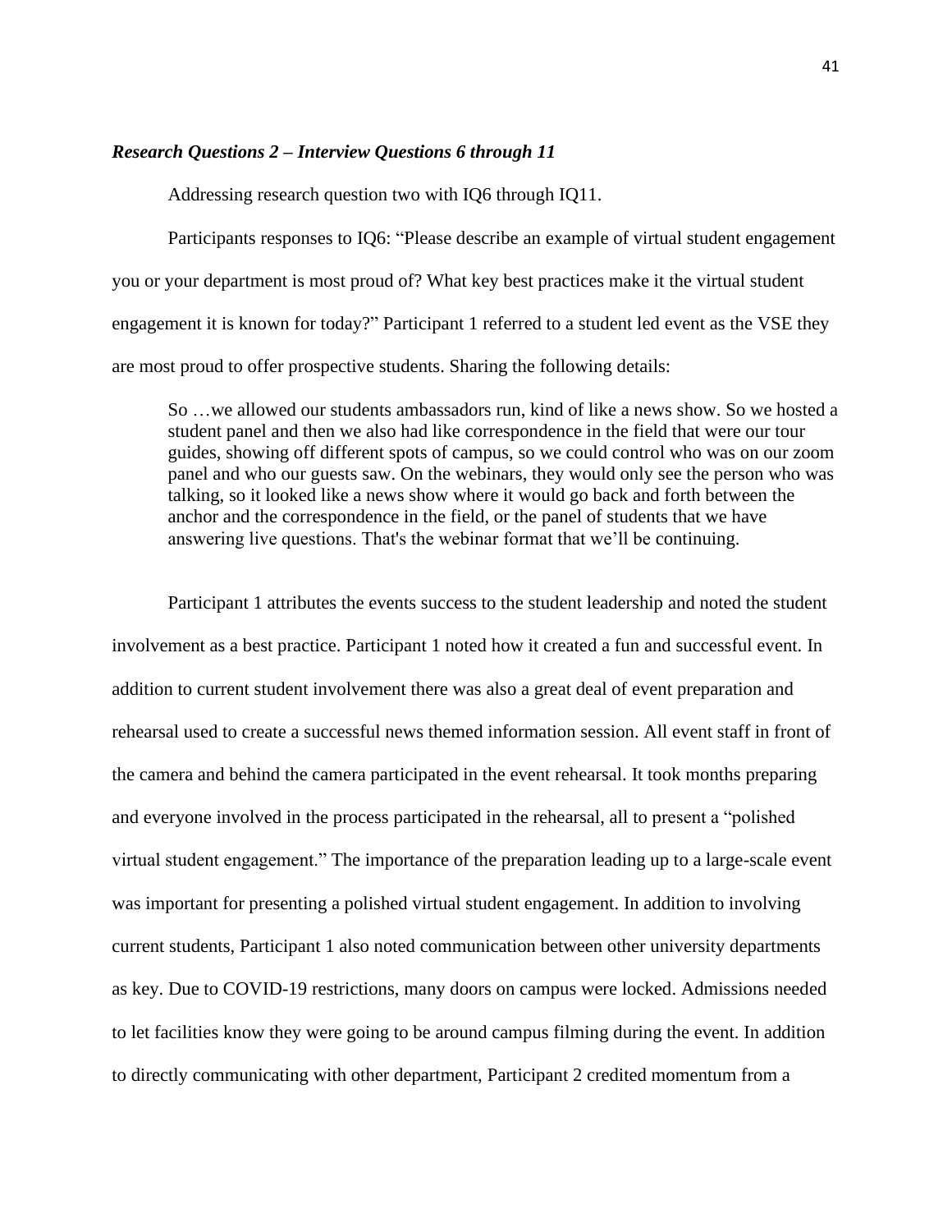***Research Questions 2 – Interview Questions 6 through 11***

Addressing research question two with IQ6 through IQ11.

Participants responses to IQ6: "Please describe an example of virtual student engagement you or your department is most proud of? What key best practices make it the virtual student engagement it is known for today?" Participant 1 referred to a student led event as the VSE they are most proud to offer prospective students. Sharing the following details:

> So …we allowed our students ambassadors run, kind of like a news show. So we hosted a student panel and then we also had like correspondence in the field that were our tour guides, showing off different spots of campus, so we could control who was on our zoom panel and who our guests saw. On the webinars, they would only see the person who was talking, so it looked like a news show where it would go back and forth between the anchor and the correspondence in the field, or the panel of students that we have answering live questions. That's the webinar format that we'll be continuing.

Participant 1 attributes the events success to the student leadership and noted the student involvement as a best practice. Participant 1 noted how it created a fun and successful event. In addition to current student involvement there was also a great deal of event preparation and rehearsal used to create a successful news themed information session. All event staff in front of the camera and behind the camera participated in the event rehearsal. It took months preparing and everyone involved in the process participated in the rehearsal, all to present a "polished virtual student engagement." The importance of the preparation leading up to a large-scale event was important for presenting a polished virtual student engagement. In addition to involving current students, Participant 1 also noted communication between other university departments as key. Due to COVID-19 restrictions, many doors on campus were locked. Admissions needed to let facilities know they were going to be around campus filming during the event. In addition to directly communicating with other department, Participant 2 credited momentum from a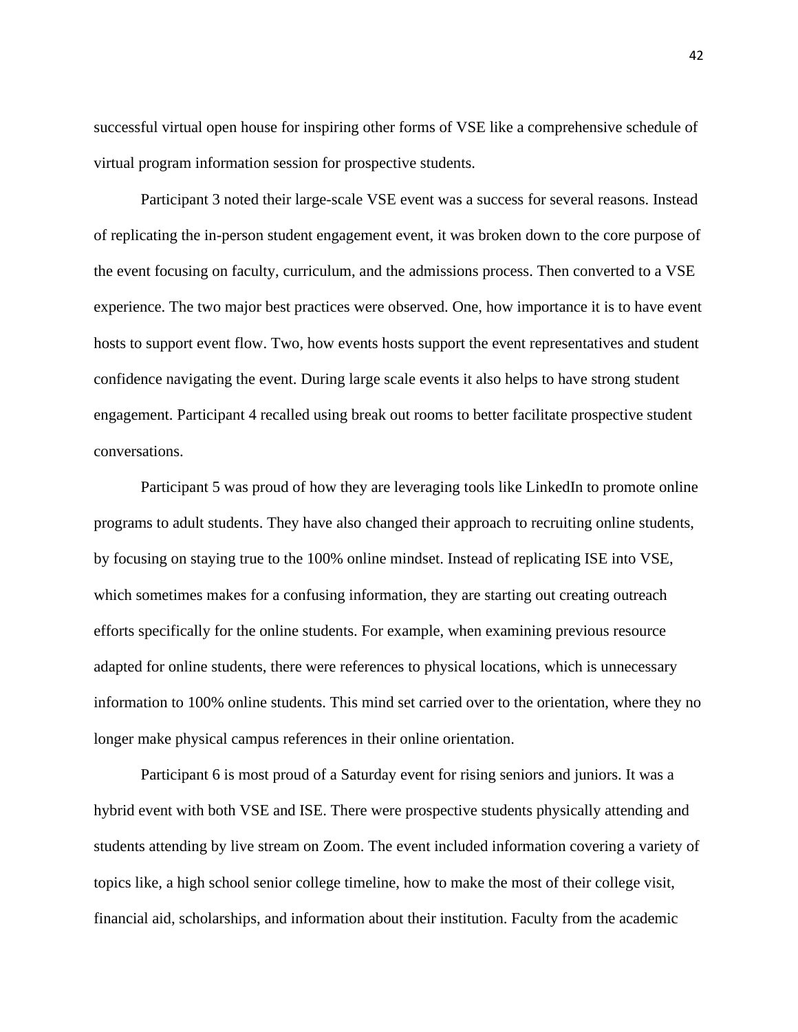successful virtual open house for inspiring other forms of VSE like a comprehensive schedule of virtual program information session for prospective students.

Participant 3 noted their large-scale VSE event was a success for several reasons. Instead of replicating the in-person student engagement event, it was broken down to the core purpose of the event focusing on faculty, curriculum, and the admissions process. Then converted to a VSE experience. The two major best practices were observed. One, how importance it is to have event hosts to support event flow. Two, how events hosts support the event representatives and student confidence navigating the event. During large scale events it also helps to have strong student engagement. Participant 4 recalled using break out rooms to better facilitate prospective student conversations.

Participant 5 was proud of how they are leveraging tools like LinkedIn to promote online programs to adult students. They have also changed their approach to recruiting online students, by focusing on staying true to the 100% online mindset. Instead of replicating ISE into VSE, which sometimes makes for a confusing information, they are starting out creating outreach efforts specifically for the online students. For example, when examining previous resource adapted for online students, there were references to physical locations, which is unnecessary information to 100% online students. This mind set carried over to the orientation, where they no longer make physical campus references in their online orientation.

Participant 6 is most proud of a Saturday event for rising seniors and juniors. It was a hybrid event with both VSE and ISE. There were prospective students physically attending and students attending by live stream on Zoom. The event included information covering a variety of topics like, a high school senior college timeline, how to make the most of their college visit, financial aid, scholarships, and information about their institution. Faculty from the academic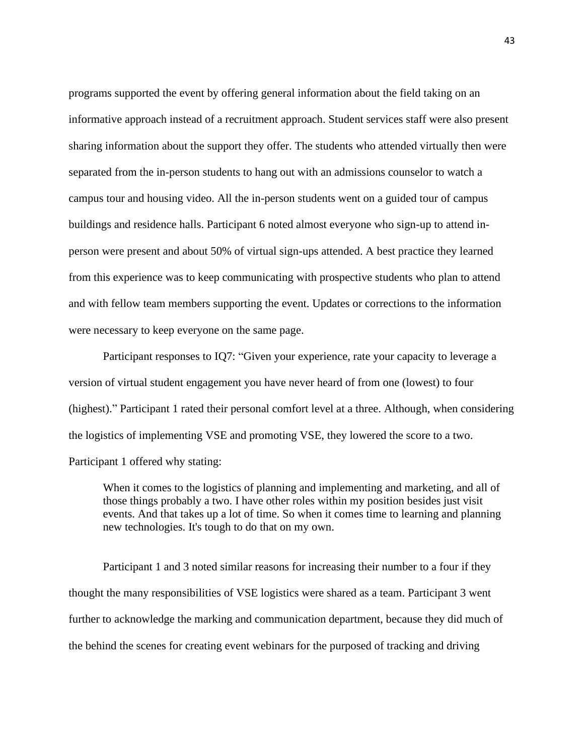programs supported the event by offering general information about the field taking on an informative approach instead of a recruitment approach. Student services staff were also present sharing information about the support they offer. The students who attended virtually then were separated from the in-person students to hang out with an admissions counselor to watch a campus tour and housing video. All the in-person students went on a guided tour of campus buildings and residence halls. Participant 6 noted almost everyone who sign-up to attend in-person were present and about 50% of virtual sign-ups attended. A best practice they learned from this experience was to keep communicating with prospective students who plan to attend and with fellow team members supporting the event. Updates or corrections to the information were necessary to keep everyone on the same page.

Participant responses to IQ7: "Given your experience, rate your capacity to leverage a version of virtual student engagement you have never heard of from one (lowest) to four (highest)." Participant 1 rated their personal comfort level at a three. Although, when considering the logistics of implementing VSE and promoting VSE, they lowered the score to a two. Participant 1 offered why stating:

> When it comes to the logistics of planning and implementing and marketing, and all of those things probably a two. I have other roles within my position besides just visit events. And that takes up a lot of time. So when it comes time to learning and planning new technologies. It's tough to do that on my own.

Participant 1 and 3 noted similar reasons for increasing their number to a four if they thought the many responsibilities of VSE logistics were shared as a team. Participant 3 went further to acknowledge the marking and communication department, because they did much of the behind the scenes for creating event webinars for the purposed of tracking and driving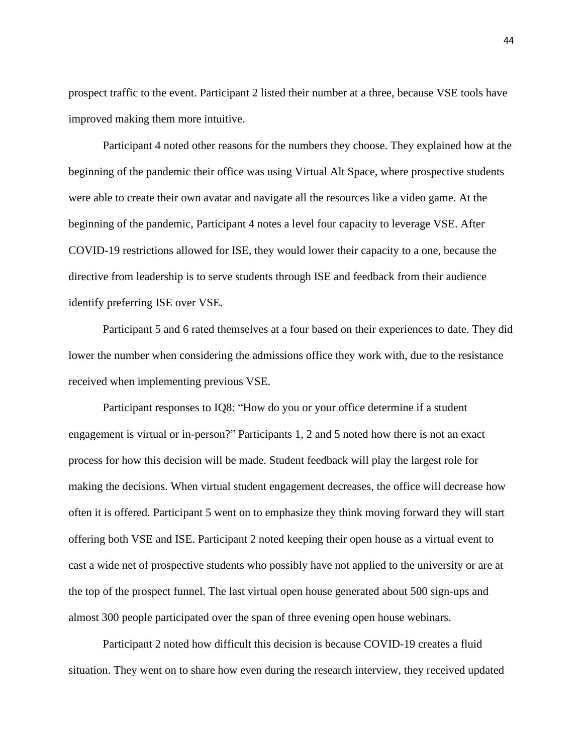prospect traffic to the event. Participant 2 listed their number at a three, because VSE tools have improved making them more intuitive.

Participant 4 noted other reasons for the numbers they choose. They explained how at the beginning of the pandemic their office was using Virtual Alt Space, where prospective students were able to create their own avatar and navigate all the resources like a video game. At the beginning of the pandemic, Participant 4 notes a level four capacity to leverage VSE. After COVID-19 restrictions allowed for ISE, they would lower their capacity to a one, because the directive from leadership is to serve students through ISE and feedback from their audience identify preferring ISE over VSE.

Participant 5 and 6 rated themselves at a four based on their experiences to date. They did lower the number when considering the admissions office they work with, due to the resistance received when implementing previous VSE.

Participant responses to IQ8: "How do you or your office determine if a student engagement is virtual or in-person?" Participants 1, 2 and 5 noted how there is not an exact process for how this decision will be made. Student feedback will play the largest role for making the decisions. When virtual student engagement decreases, the office will decrease how often it is offered. Participant 5 went on to emphasize they think moving forward they will start offering both VSE and ISE. Participant 2 noted keeping their open house as a virtual event to cast a wide net of prospective students who possibly have not applied to the university or are at the top of the prospect funnel. The last virtual open house generated about 500 sign-ups and almost 300 people participated over the span of three evening open house webinars.

Participant 2 noted how difficult this decision is because COVID-19 creates a fluid situation. They went on to share how even during the research interview, they received updated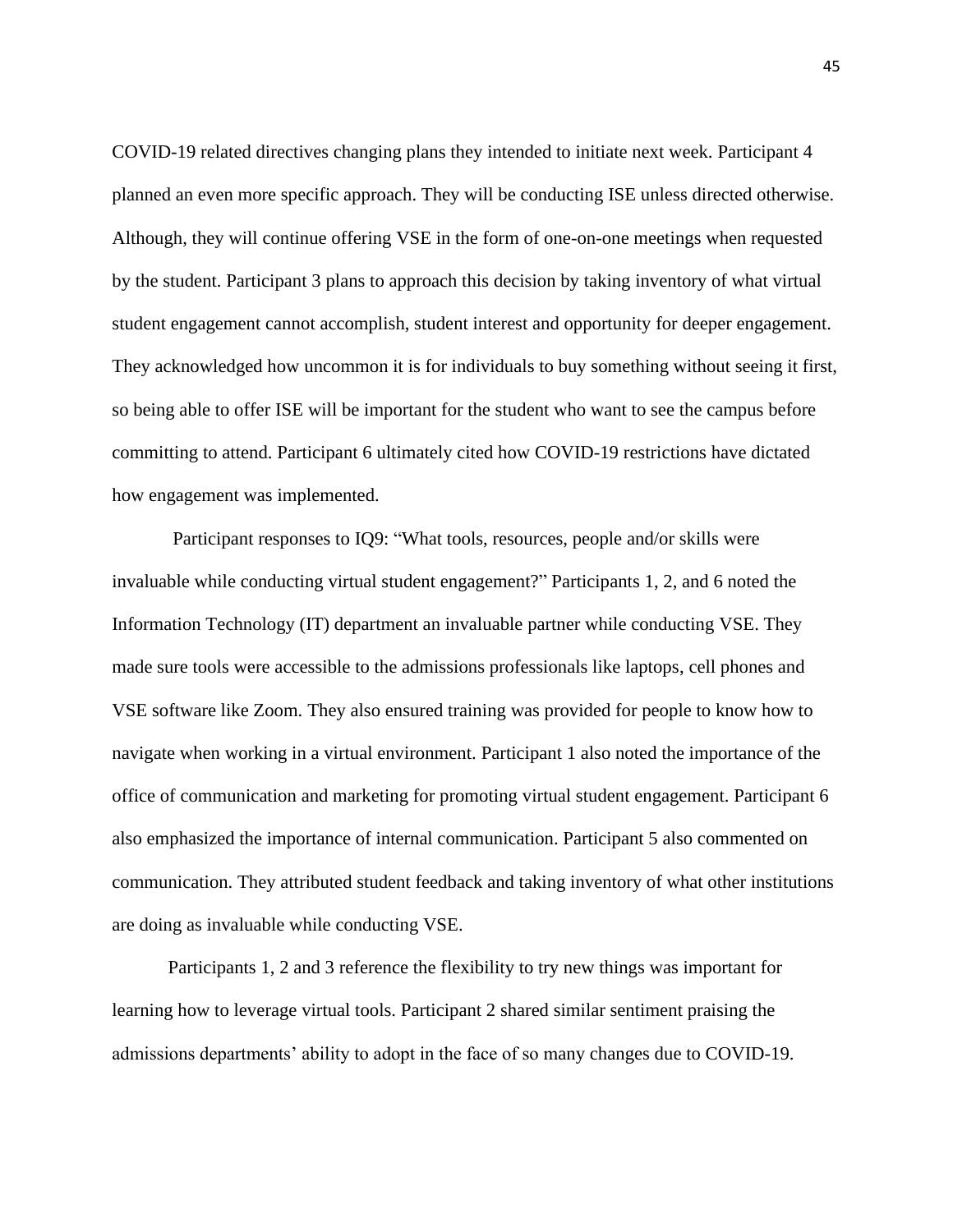COVID-19 related directives changing plans they intended to initiate next week. Participant 4 planned an even more specific approach. They will be conducting ISE unless directed otherwise. Although, they will continue offering VSE in the form of one-on-one meetings when requested by the student. Participant 3 plans to approach this decision by taking inventory of what virtual student engagement cannot accomplish, student interest and opportunity for deeper engagement. They acknowledged how uncommon it is for individuals to buy something without seeing it first, so being able to offer ISE will be important for the student who want to see the campus before committing to attend. Participant 6 ultimately cited how COVID-19 restrictions have dictated how engagement was implemented.

Participant responses to IQ9: "What tools, resources, people and/or skills were invaluable while conducting virtual student engagement?" Participants 1, 2, and 6 noted the Information Technology (IT) department an invaluable partner while conducting VSE. They made sure tools were accessible to the admissions professionals like laptops, cell phones and VSE software like Zoom. They also ensured training was provided for people to know how to navigate when working in a virtual environment. Participant 1 also noted the importance of the office of communication and marketing for promoting virtual student engagement. Participant 6 also emphasized the importance of internal communication. Participant 5 also commented on communication. They attributed student feedback and taking inventory of what other institutions are doing as invaluable while conducting VSE.

Participants 1, 2 and 3 reference the flexibility to try new things was important for learning how to leverage virtual tools. Participant 2 shared similar sentiment praising the admissions departments' ability to adopt in the face of so many changes due to COVID-19.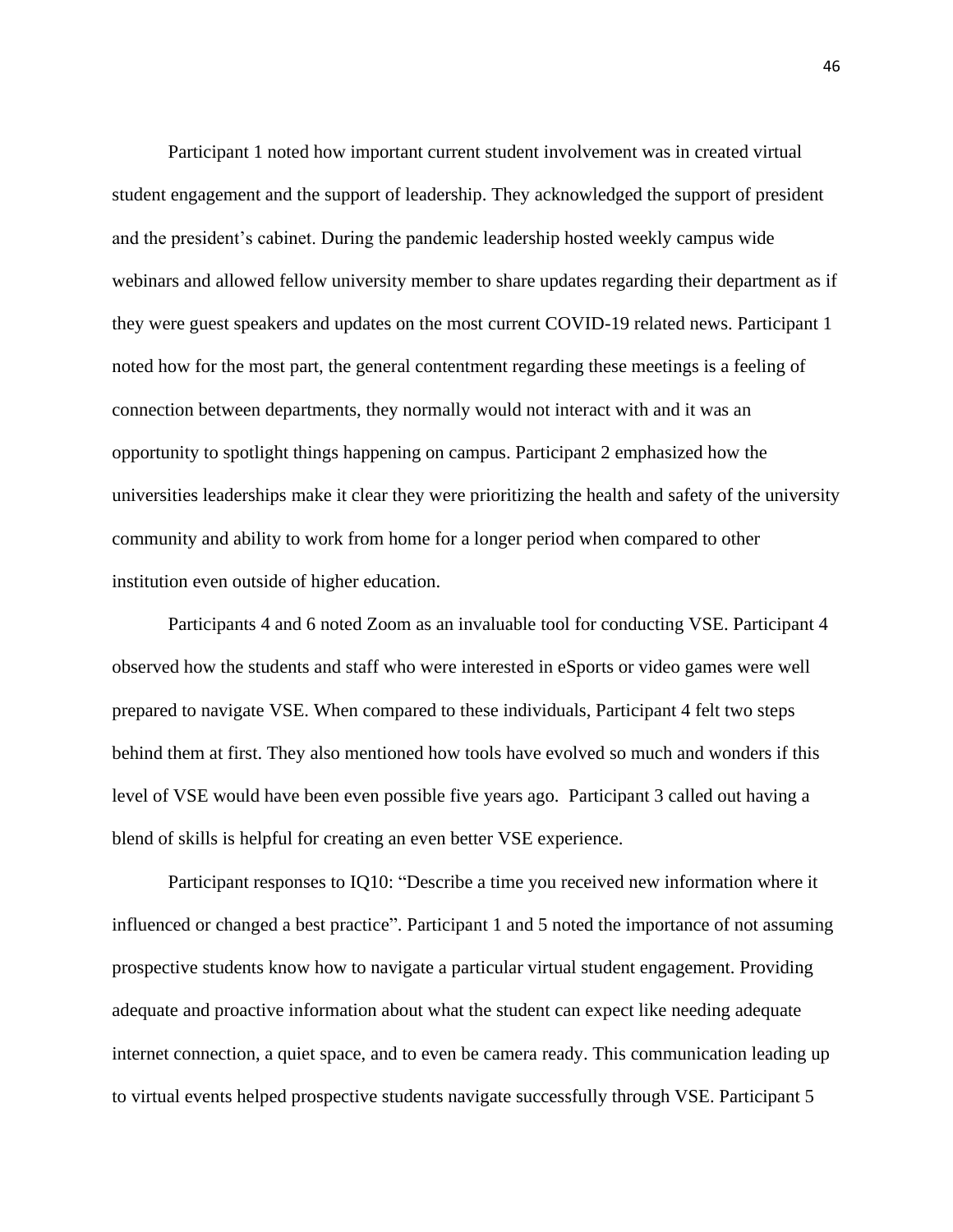Participant 1 noted how important current student involvement was in created virtual student engagement and the support of leadership. They acknowledged the support of president and the president's cabinet. During the pandemic leadership hosted weekly campus wide webinars and allowed fellow university member to share updates regarding their department as if they were guest speakers and updates on the most current COVID-19 related news. Participant 1 noted how for the most part, the general contentment regarding these meetings is a feeling of connection between departments, they normally would not interact with and it was an opportunity to spotlight things happening on campus. Participant 2 emphasized how the universities leaderships make it clear they were prioritizing the health and safety of the university community and ability to work from home for a longer period when compared to other institution even outside of higher education.

Participants 4 and 6 noted Zoom as an invaluable tool for conducting VSE. Participant 4 observed how the students and staff who were interested in eSports or video games were well prepared to navigate VSE. When compared to these individuals, Participant 4 felt two steps behind them at first. They also mentioned how tools have evolved so much and wonders if this level of VSE would have been even possible five years ago. Participant 3 called out having a blend of skills is helpful for creating an even better VSE experience.

Participant responses to IQ10: "Describe a time you received new information where it influenced or changed a best practice". Participant 1 and 5 noted the importance of not assuming prospective students know how to navigate a particular virtual student engagement. Providing adequate and proactive information about what the student can expect like needing adequate internet connection, a quiet space, and to even be camera ready. This communication leading up to virtual events helped prospective students navigate successfully through VSE. Participant 5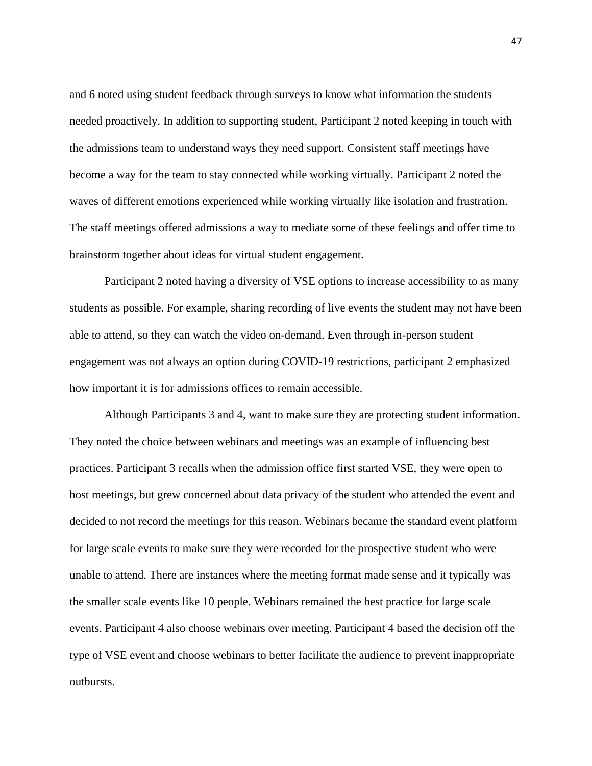and 6 noted using student feedback through surveys to know what information the students needed proactively. In addition to supporting student, Participant 2 noted keeping in touch with the admissions team to understand ways they need support. Consistent staff meetings have become a way for the team to stay connected while working virtually. Participant 2 noted the waves of different emotions experienced while working virtually like isolation and frustration. The staff meetings offered admissions a way to mediate some of these feelings and offer time to brainstorm together about ideas for virtual student engagement.

Participant 2 noted having a diversity of VSE options to increase accessibility to as many students as possible. For example, sharing recording of live events the student may not have been able to attend, so they can watch the video on-demand. Even through in-person student engagement was not always an option during COVID-19 restrictions, participant 2 emphasized how important it is for admissions offices to remain accessible.

Although Participants 3 and 4, want to make sure they are protecting student information. They noted the choice between webinars and meetings was an example of influencing best practices. Participant 3 recalls when the admission office first started VSE, they were open to host meetings, but grew concerned about data privacy of the student who attended the event and decided to not record the meetings for this reason. Webinars became the standard event platform for large scale events to make sure they were recorded for the prospective student who were unable to attend. There are instances where the meeting format made sense and it typically was the smaller scale events like 10 people. Webinars remained the best practice for large scale events. Participant 4 also choose webinars over meeting. Participant 4 based the decision off the type of VSE event and choose webinars to better facilitate the audience to prevent inappropriate outbursts.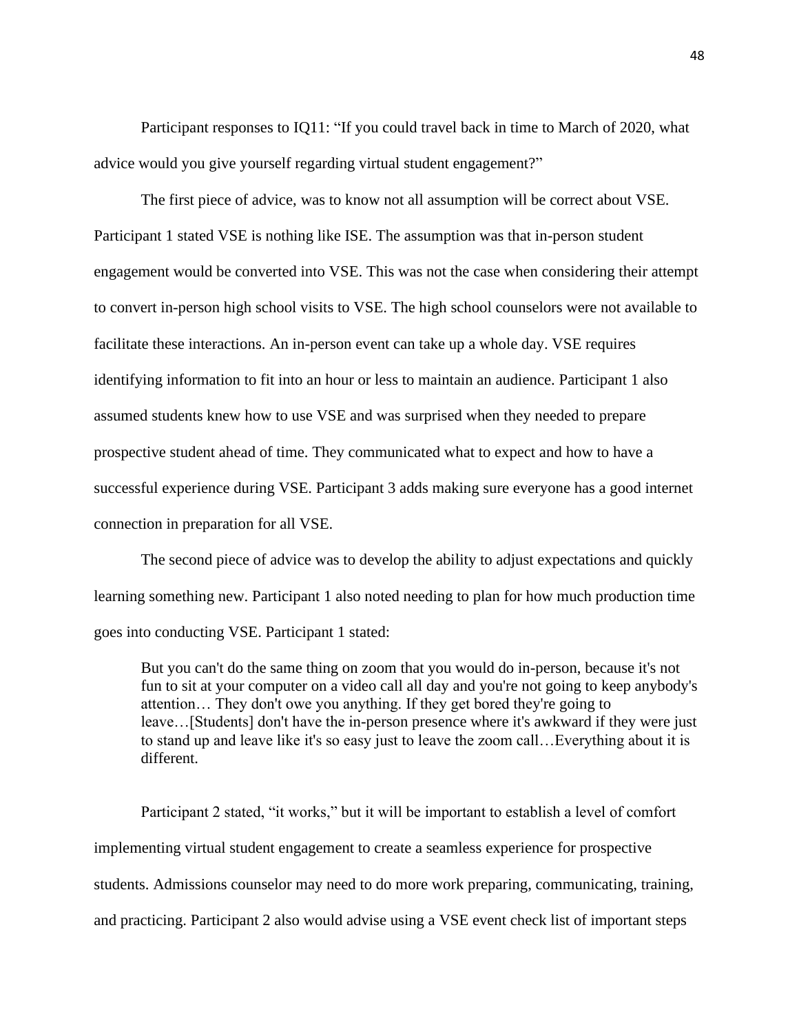Participant responses to IQ11: "If you could travel back in time to March of 2020, what advice would you give yourself regarding virtual student engagement?"

The first piece of advice, was to know not all assumption will be correct about VSE. Participant 1 stated VSE is nothing like ISE. The assumption was that in-person student engagement would be converted into VSE. This was not the case when considering their attempt to convert in-person high school visits to VSE. The high school counselors were not available to facilitate these interactions. An in-person event can take up a whole day. VSE requires identifying information to fit into an hour or less to maintain an audience. Participant 1 also assumed students knew how to use VSE and was surprised when they needed to prepare prospective student ahead of time. They communicated what to expect and how to have a successful experience during VSE. Participant 3 adds making sure everyone has a good internet connection in preparation for all VSE.

The second piece of advice was to develop the ability to adjust expectations and quickly learning something new. Participant 1 also noted needing to plan for how much production time goes into conducting VSE. Participant 1 stated:

> But you can't do the same thing on zoom that you would do in-person, because it's not fun to sit at your computer on a video call all day and you're not going to keep anybody's attention… They don't owe you anything. If they get bored they're going to leave…[Students] don't have the in-person presence where it's awkward if they were just to stand up and leave like it's so easy just to leave the zoom call…Everything about it is different.

Participant 2 stated, "it works," but it will be important to establish a level of comfort implementing virtual student engagement to create a seamless experience for prospective students. Admissions counselor may need to do more work preparing, communicating, training, and practicing. Participant 2 also would advise using a VSE event check list of important steps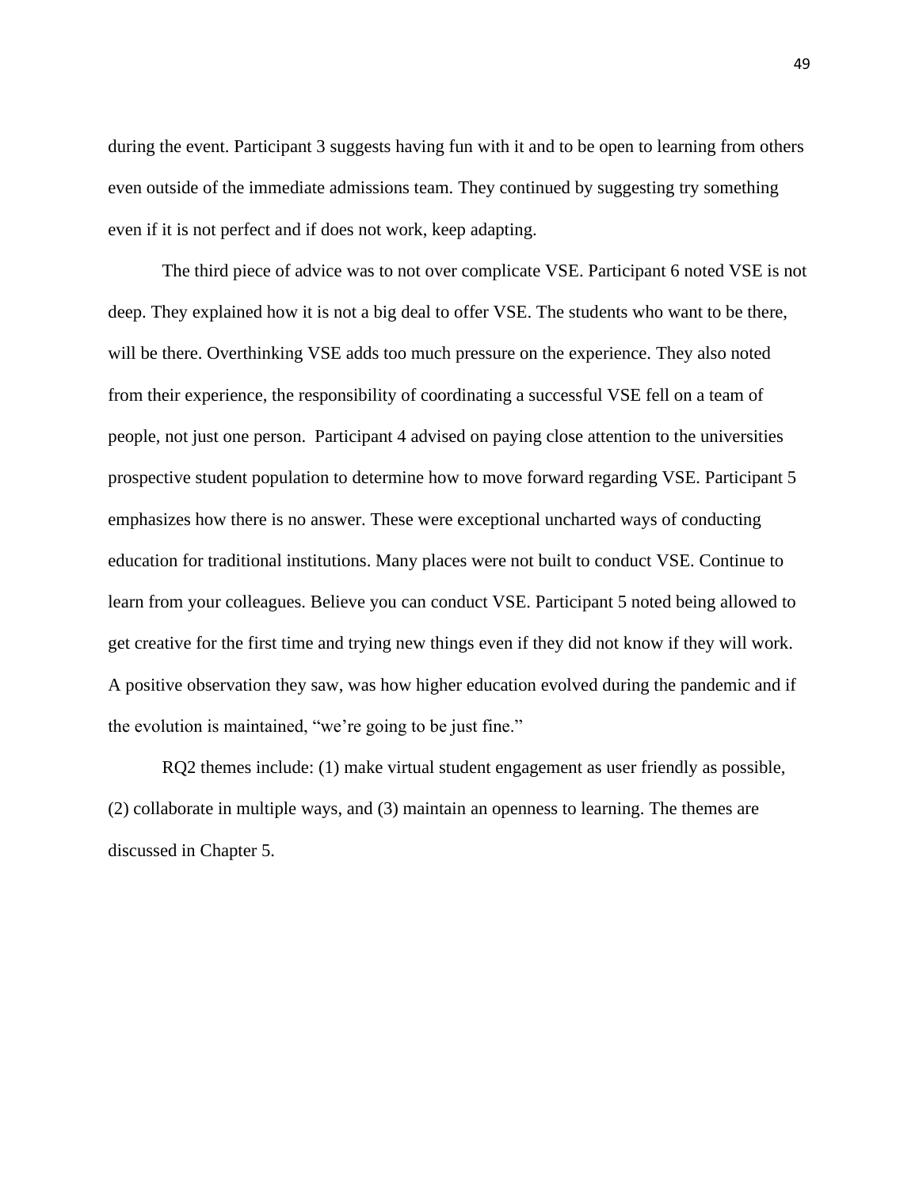during the event. Participant 3 suggests having fun with it and to be open to learning from others even outside of the immediate admissions team. They continued by suggesting try something even if it is not perfect and if does not work, keep adapting.

The third piece of advice was to not over complicate VSE. Participant 6 noted VSE is not deep. They explained how it is not a big deal to offer VSE. The students who want to be there, will be there. Overthinking VSE adds too much pressure on the experience. They also noted from their experience, the responsibility of coordinating a successful VSE fell on a team of people, not just one person. Participant 4 advised on paying close attention to the universities prospective student population to determine how to move forward regarding VSE. Participant 5 emphasizes how there is no answer. These were exceptional uncharted ways of conducting education for traditional institutions. Many places were not built to conduct VSE. Continue to learn from your colleagues. Believe you can conduct VSE. Participant 5 noted being allowed to get creative for the first time and trying new things even if they did not know if they will work. A positive observation they saw, was how higher education evolved during the pandemic and if the evolution is maintained, "we're going to be just fine."

RQ2 themes include: (1) make virtual student engagement as user friendly as possible, (2) collaborate in multiple ways, and (3) maintain an openness to learning. The themes are discussed in Chapter 5.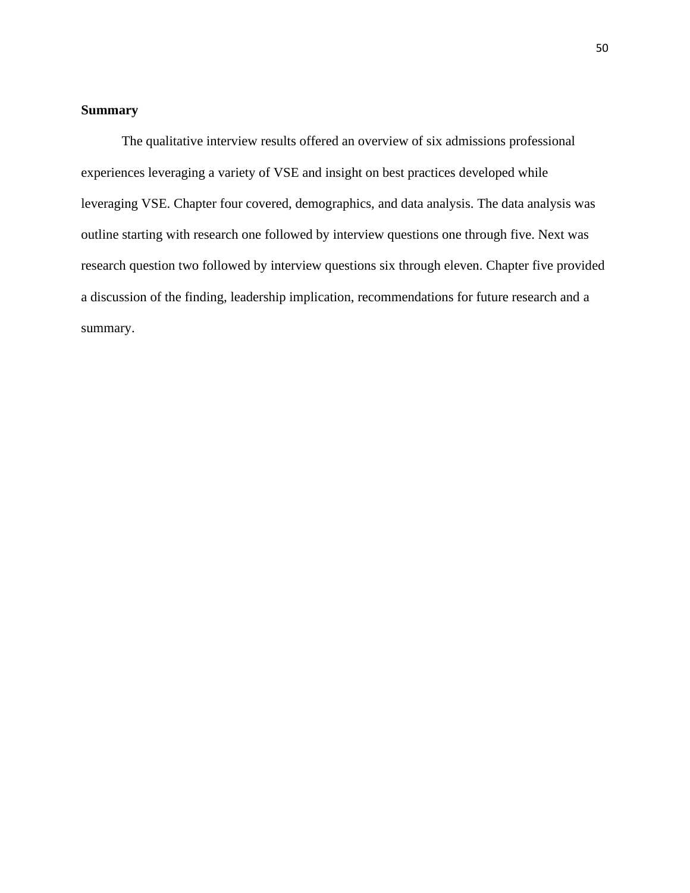**Summary**

The qualitative interview results offered an overview of six admissions professional experiences leveraging a variety of VSE and insight on best practices developed while leveraging VSE. Chapter four covered, demographics, and data analysis. The data analysis was outline starting with research one followed by interview questions one through five. Next was research question two followed by interview questions six through eleven. Chapter five provided a discussion of the finding, leadership implication, recommendations for future research and a summary.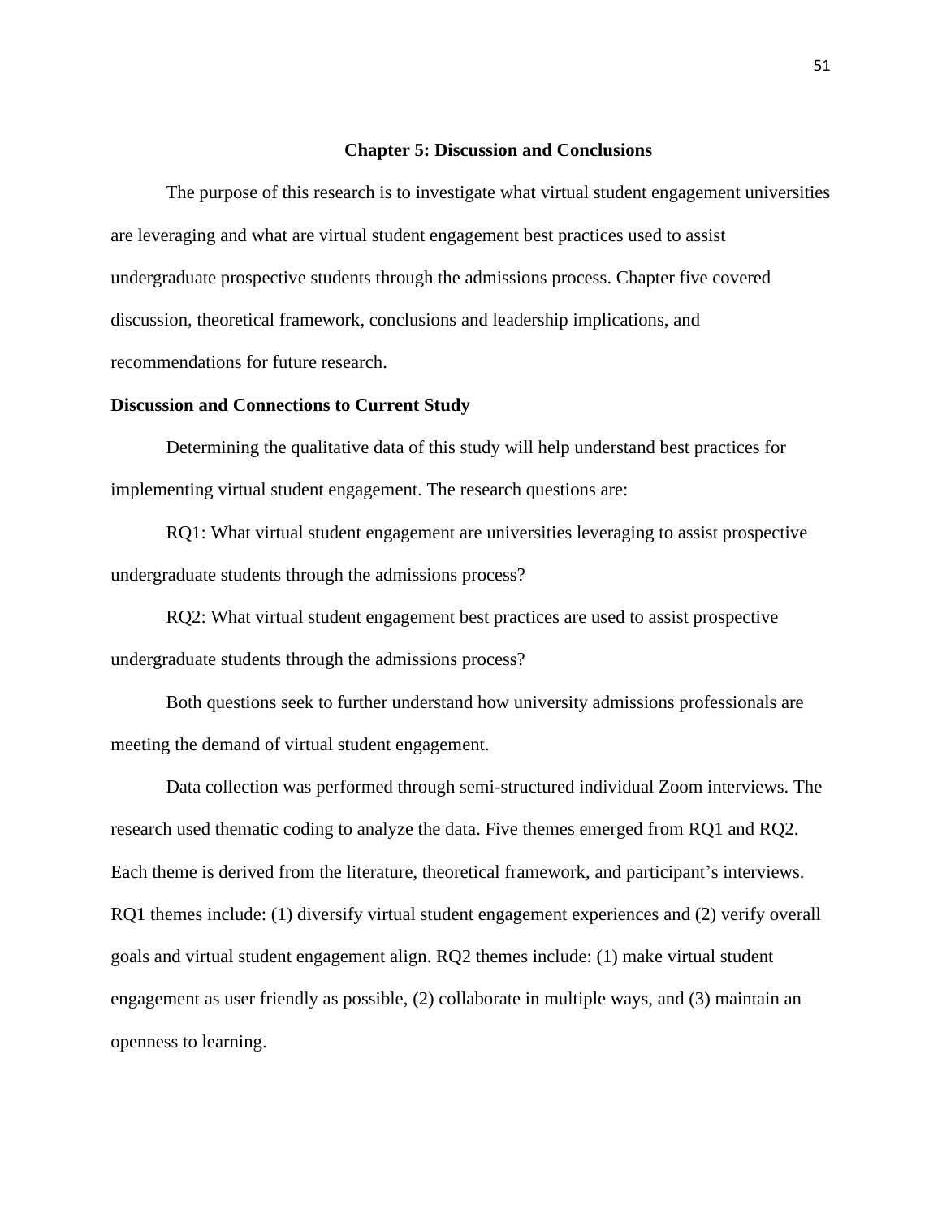# Chapter 5: Discussion and Conclusions

The purpose of this research is to investigate what virtual student engagement universities are leveraging and what are virtual student engagement best practices used to assist undergraduate prospective students through the admissions process. Chapter five covered discussion, theoretical framework, conclusions and leadership implications, and recommendations for future research.

## Discussion and Connections to Current Study

Determining the qualitative data of this study will help understand best practices for implementing virtual student engagement. The research questions are:

RQ1: What virtual student engagement are universities leveraging to assist prospective undergraduate students through the admissions process?

RQ2: What virtual student engagement best practices are used to assist prospective undergraduate students through the admissions process?

Both questions seek to further understand how university admissions professionals are meeting the demand of virtual student engagement.

Data collection was performed through semi-structured individual Zoom interviews. The research used thematic coding to analyze the data. Five themes emerged from RQ1 and RQ2. Each theme is derived from the literature, theoretical framework, and participant's interviews. RQ1 themes include: (1) diversify virtual student engagement experiences and (2) verify overall goals and virtual student engagement align. RQ2 themes include: (1) make virtual student engagement as user friendly as possible, (2) collaborate in multiple ways, and (3) maintain an openness to learning.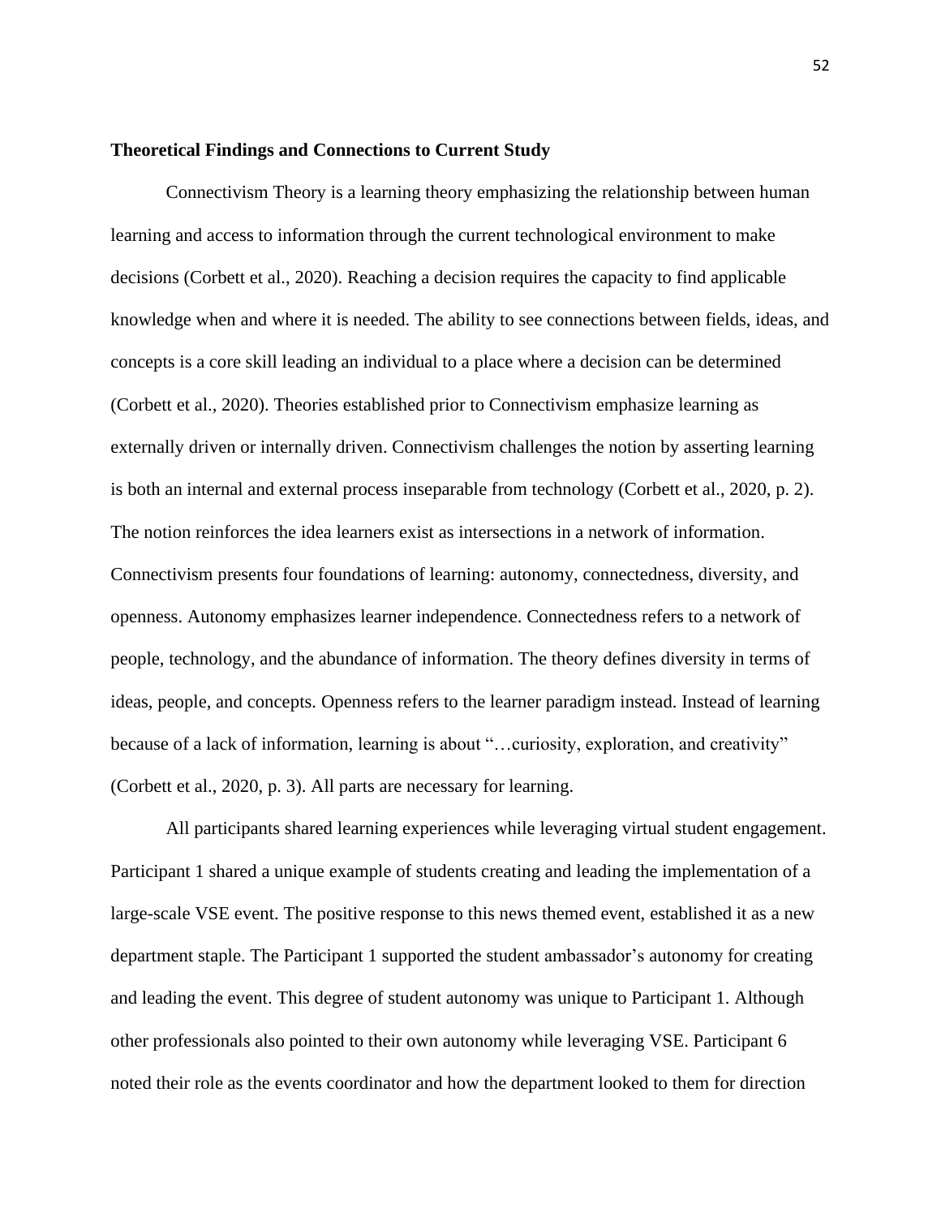**Theoretical Findings and Connections to Current Study**

Connectivism Theory is a learning theory emphasizing the relationship between human learning and access to information through the current technological environment to make decisions (Corbett et al., 2020). Reaching a decision requires the capacity to find applicable knowledge when and where it is needed. The ability to see connections between fields, ideas, and concepts is a core skill leading an individual to a place where a decision can be determined (Corbett et al., 2020). Theories established prior to Connectivism emphasize learning as externally driven or internally driven. Connectivism challenges the notion by asserting learning is both an internal and external process inseparable from technology (Corbett et al., 2020, p. 2). The notion reinforces the idea learners exist as intersections in a network of information. Connectivism presents four foundations of learning: autonomy, connectedness, diversity, and openness. Autonomy emphasizes learner independence. Connectedness refers to a network of people, technology, and the abundance of information. The theory defines diversity in terms of ideas, people, and concepts. Openness refers to the learner paradigm instead. Instead of learning because of a lack of information, learning is about "…curiosity, exploration, and creativity" (Corbett et al., 2020, p. 3). All parts are necessary for learning.

All participants shared learning experiences while leveraging virtual student engagement. Participant 1 shared a unique example of students creating and leading the implementation of a large-scale VSE event. The positive response to this news themed event, established it as a new department staple. The Participant 1 supported the student ambassador's autonomy for creating and leading the event. This degree of student autonomy was unique to Participant 1. Although other professionals also pointed to their own autonomy while leveraging VSE. Participant 6 noted their role as the events coordinator and how the department looked to them for direction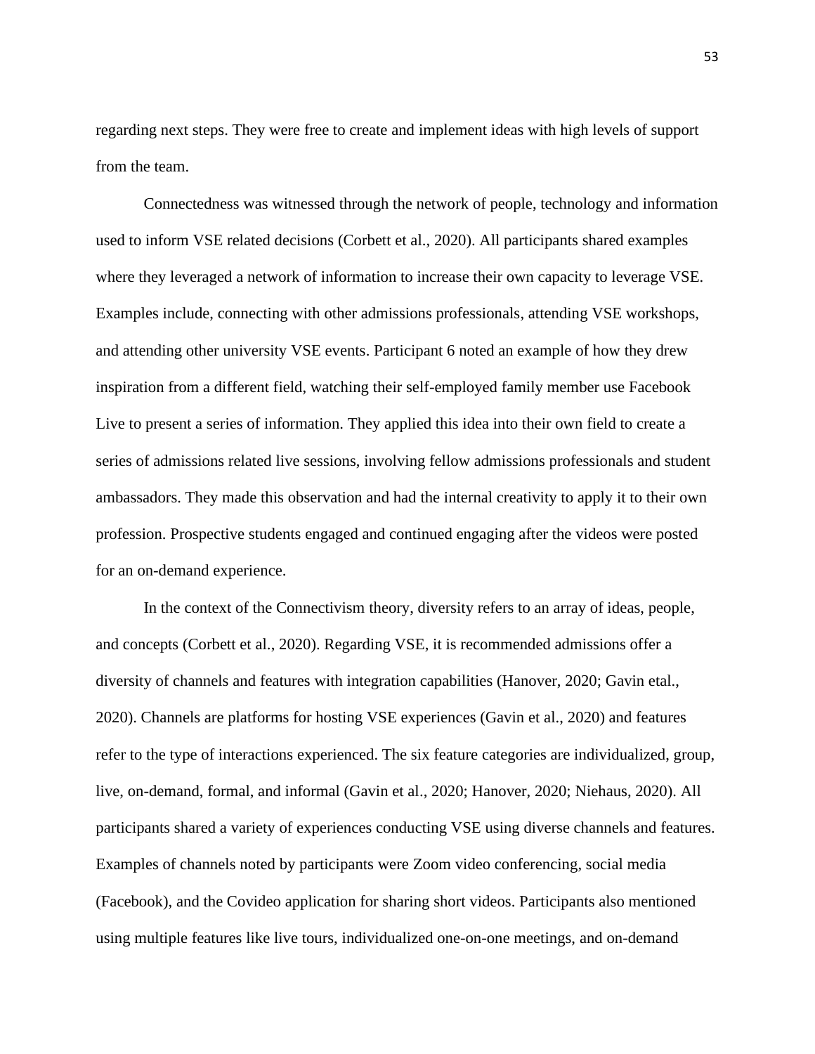regarding next steps. They were free to create and implement ideas with high levels of support from the team.

Connectedness was witnessed through the network of people, technology and information used to inform VSE related decisions (Corbett et al., 2020). All participants shared examples where they leveraged a network of information to increase their own capacity to leverage VSE. Examples include, connecting with other admissions professionals, attending VSE workshops, and attending other university VSE events. Participant 6 noted an example of how they drew inspiration from a different field, watching their self-employed family member use Facebook Live to present a series of information. They applied this idea into their own field to create a series of admissions related live sessions, involving fellow admissions professionals and student ambassadors. They made this observation and had the internal creativity to apply it to their own profession. Prospective students engaged and continued engaging after the videos were posted for an on-demand experience.

In the context of the Connectivism theory, diversity refers to an array of ideas, people, and concepts (Corbett et al., 2020). Regarding VSE, it is recommended admissions offer a diversity of channels and features with integration capabilities (Hanover, 2020; Gavin etal., 2020). Channels are platforms for hosting VSE experiences (Gavin et al., 2020) and features refer to the type of interactions experienced. The six feature categories are individualized, group, live, on-demand, formal, and informal (Gavin et al., 2020; Hanover, 2020; Niehaus, 2020). All participants shared a variety of experiences conducting VSE using diverse channels and features. Examples of channels noted by participants were Zoom video conferencing, social media (Facebook), and the Covideo application for sharing short videos. Participants also mentioned using multiple features like live tours, individualized one-on-one meetings, and on-demand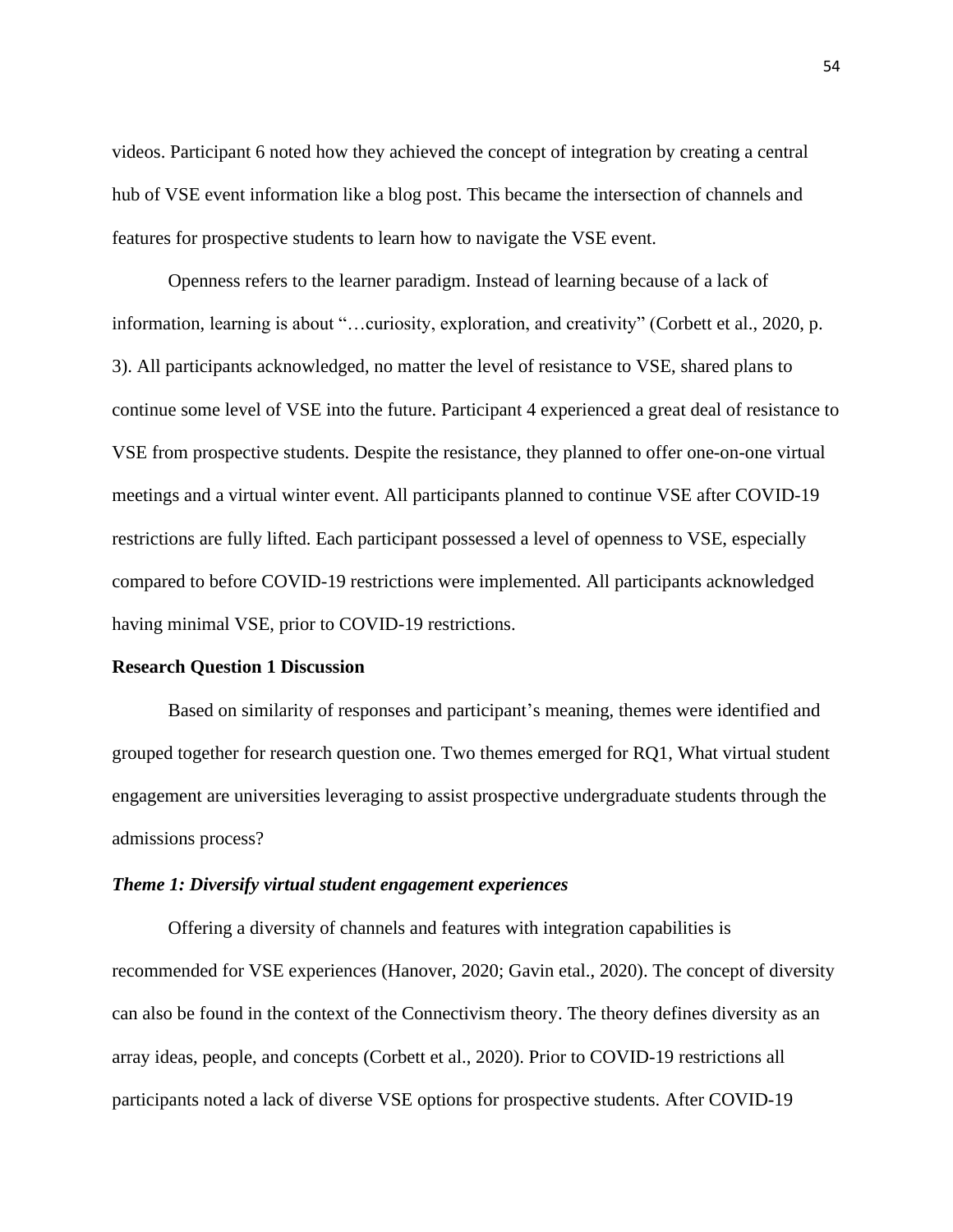videos. Participant 6 noted how they achieved the concept of integration by creating a central hub of VSE event information like a blog post. This became the intersection of channels and features for prospective students to learn how to navigate the VSE event.

Openness refers to the learner paradigm. Instead of learning because of a lack of information, learning is about "…curiosity, exploration, and creativity" (Corbett et al., 2020, p. 3). All participants acknowledged, no matter the level of resistance to VSE, shared plans to continue some level of VSE into the future. Participant 4 experienced a great deal of resistance to VSE from prospective students. Despite the resistance, they planned to offer one-on-one virtual meetings and a virtual winter event. All participants planned to continue VSE after COVID-19 restrictions are fully lifted. Each participant possessed a level of openness to VSE, especially compared to before COVID-19 restrictions were implemented. All participants acknowledged having minimal VSE, prior to COVID-19 restrictions.

**Research Question 1 Discussion**

Based on similarity of responses and participant's meaning, themes were identified and grouped together for research question one. Two themes emerged for RQ1, What virtual student engagement are universities leveraging to assist prospective undergraduate students through the admissions process?

***Theme 1: Diversify virtual student engagement experiences***

Offering a diversity of channels and features with integration capabilities is recommended for VSE experiences (Hanover, 2020; Gavin etal., 2020). The concept of diversity can also be found in the context of the Connectivism theory. The theory defines diversity as an array ideas, people, and concepts (Corbett et al., 2020). Prior to COVID-19 restrictions all participants noted a lack of diverse VSE options for prospective students. After COVID-19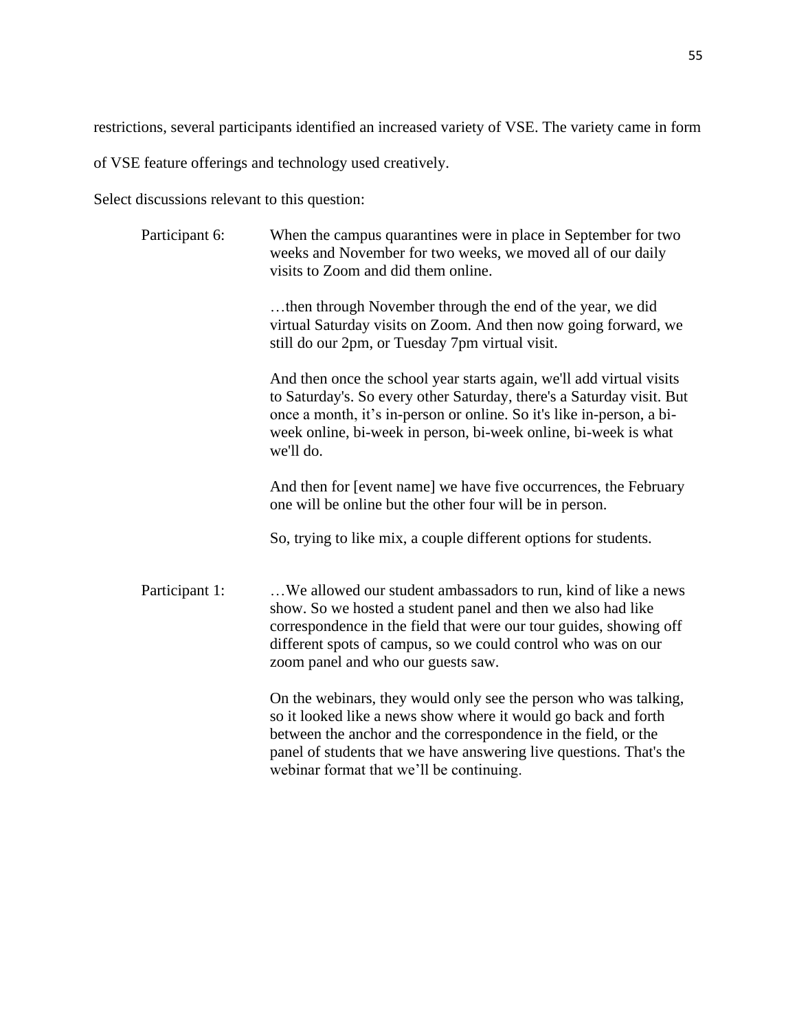restrictions, several participants identified an increased variety of VSE. The variety came in form of VSE feature offerings and technology used creatively.

Select discussions relevant to this question:

Participant 6: When the campus quarantines were in place in September for two weeks and November for two weeks, we moved all of our daily visits to Zoom and did them online.

…then through November through the end of the year, we did virtual Saturday visits on Zoom. And then now going forward, we still do our 2pm, or Tuesday 7pm virtual visit.

And then once the school year starts again, we'll add virtual visits to Saturday's. So every other Saturday, there's a Saturday visit. But once a month, it's in-person or online. So it's like in-person, a bi-week online, bi-week in person, bi-week online, bi-week is what we'll do.

And then for [event name] we have five occurrences, the February one will be online but the other four will be in person.

So, trying to like mix, a couple different options for students.

Participant 1: …We allowed our student ambassadors to run, kind of like a news show. So we hosted a student panel and then we also had like correspondence in the field that were our tour guides, showing off different spots of campus, so we could control who was on our zoom panel and who our guests saw.

On the webinars, they would only see the person who was talking, so it looked like a news show where it would go back and forth between the anchor and the correspondence in the field, or the panel of students that we have answering live questions. That's the webinar format that we'll be continuing.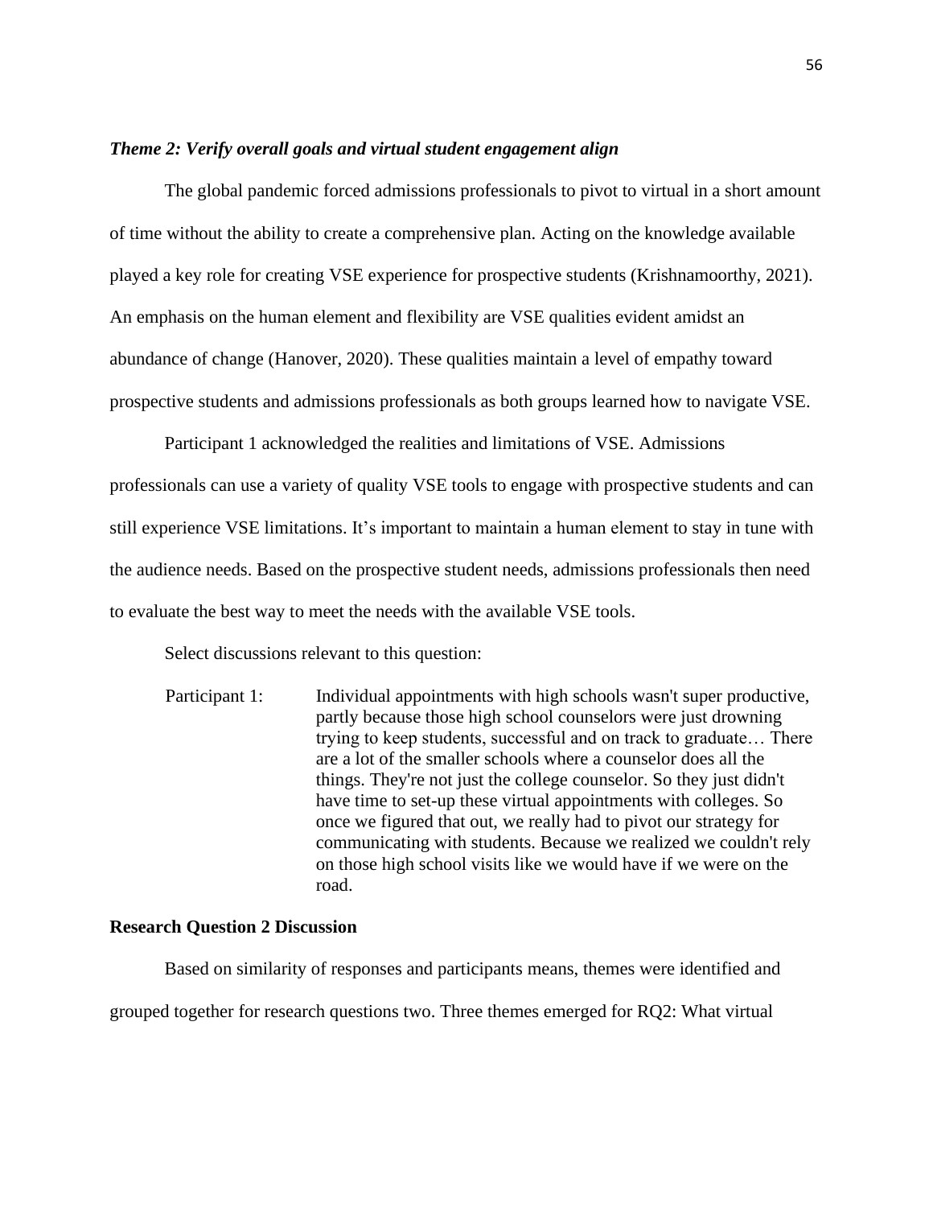### *Theme 2: Verify overall goals and virtual student engagement align*

The global pandemic forced admissions professionals to pivot to virtual in a short amount of time without the ability to create a comprehensive plan. Acting on the knowledge available played a key role for creating VSE experience for prospective students (Krishnamoorthy, 2021). An emphasis on the human element and flexibility are VSE qualities evident amidst an abundance of change (Hanover, 2020). These qualities maintain a level of empathy toward prospective students and admissions professionals as both groups learned how to navigate VSE.

Participant 1 acknowledged the realities and limitations of VSE. Admissions professionals can use a variety of quality VSE tools to engage with prospective students and can still experience VSE limitations. It's important to maintain a human element to stay in tune with the audience needs. Based on the prospective student needs, admissions professionals then need to evaluate the best way to meet the needs with the available VSE tools.

Select discussions relevant to this question:

> Participant 1: Individual appointments with high schools wasn't super productive, partly because those high school counselors were just drowning trying to keep students, successful and on track to graduate… There are a lot of the smaller schools where a counselor does all the things. They're not just the college counselor. So they just didn't have time to set-up these virtual appointments with colleges. So once we figured that out, we really had to pivot our strategy for communicating with students. Because we realized we couldn't rely on those high school visits like we would have if we were on the road.

## Research Question 2 Discussion

Based on similarity of responses and participants means, themes were identified and grouped together for research questions two. Three themes emerged for RQ2: What virtual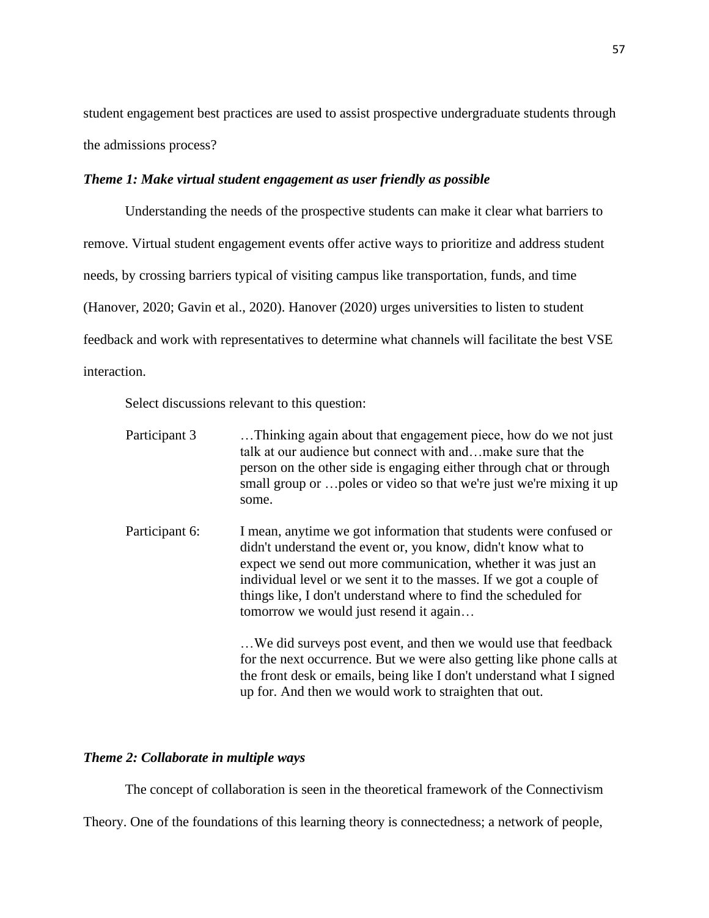student engagement best practices are used to assist prospective undergraduate students through the admissions process?

### *Theme 1: Make virtual student engagement as user friendly as possible*

Understanding the needs of the prospective students can make it clear what barriers to remove. Virtual student engagement events offer active ways to prioritize and address student needs, by crossing barriers typical of visiting campus like transportation, funds, and time (Hanover, 2020; Gavin et al., 2020). Hanover (2020) urges universities to listen to student feedback and work with representatives to determine what channels will facilitate the best VSE interaction.

Select discussions relevant to this question:

| | |
|---|---|
| Participant 3 | …Thinking again about that engagement piece, how do we not just talk at our audience but connect with and…make sure that the person on the other side is engaging either through chat or through small group or …poles or video so that we're just we're mixing it up some. |
| Participant 6: | I mean, anytime we got information that students were confused or didn't understand the event or, you know, didn't know what to expect we send out more communication, whether it was just an individual level or we sent it to the masses. If we got a couple of things like, I don't understand where to find the scheduled for tomorrow we would just resend it again…<br><br>…We did surveys post event, and then we would use that feedback for the next occurrence. But we were also getting like phone calls at the front desk or emails, being like I don't understand what I signed up for. And then we would work to straighten that out. |

### *Theme 2: Collaborate in multiple ways*

The concept of collaboration is seen in the theoretical framework of the Connectivism Theory. One of the foundations of this learning theory is connectedness; a network of people,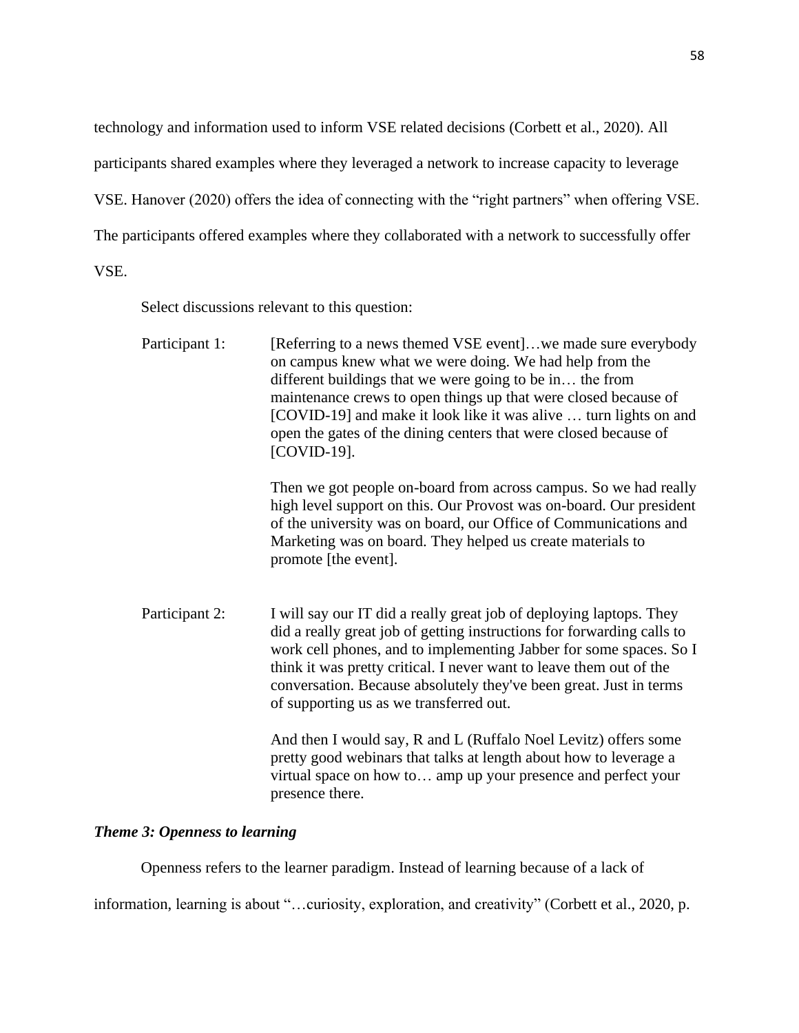technology and information used to inform VSE related decisions (Corbett et al., 2020). All participants shared examples where they leveraged a network to increase capacity to leverage VSE. Hanover (2020) offers the idea of connecting with the "right partners" when offering VSE. The participants offered examples where they collaborated with a network to successfully offer VSE.

Select discussions relevant to this question:

Participant 1: [Referring to a news themed VSE event]…we made sure everybody on campus knew what we were doing. We had help from the different buildings that we were going to be in… the from maintenance crews to open things up that were closed because of [COVID-19] and make it look like it was alive … turn lights on and open the gates of the dining centers that were closed because of [COVID-19].

Then we got people on-board from across campus. So we had really high level support on this. Our Provost was on-board. Our president of the university was on board, our Office of Communications and Marketing was on board. They helped us create materials to promote [the event].

Participant 2: I will say our IT did a really great job of deploying laptops. They did a really great job of getting instructions for forwarding calls to work cell phones, and to implementing Jabber for some spaces. So I think it was pretty critical. I never want to leave them out of the conversation. Because absolutely they've been great. Just in terms of supporting us as we transferred out.

And then I would say, R and L (Ruffalo Noel Levitz) offers some pretty good webinars that talks at length about how to leverage a virtual space on how to… amp up your presence and perfect your presence there.

***Theme 3: Openness to learning***

Openness refers to the learner paradigm. Instead of learning because of a lack of information, learning is about "…curiosity, exploration, and creativity" (Corbett et al., 2020, p.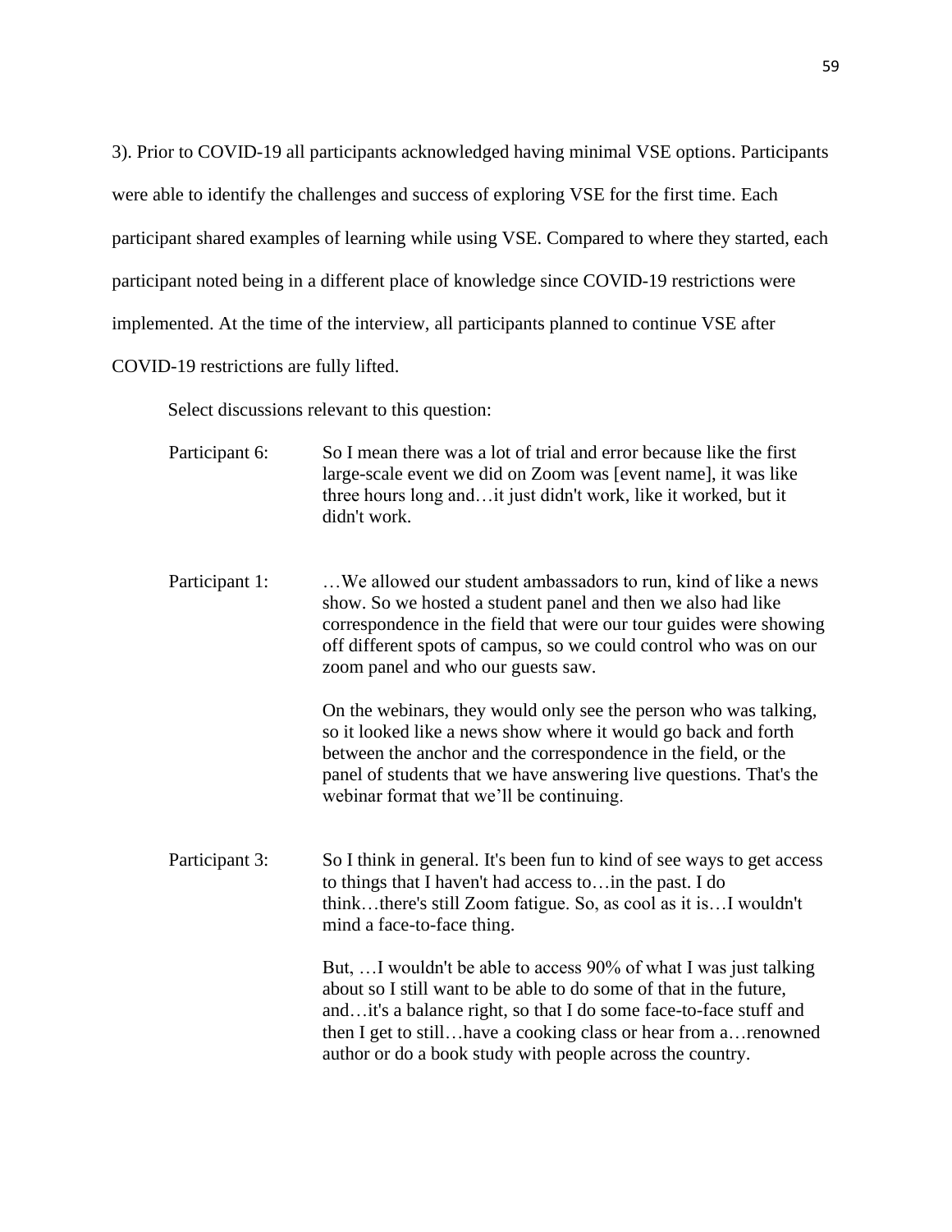3). Prior to COVID-19 all participants acknowledged having minimal VSE options. Participants were able to identify the challenges and success of exploring VSE for the first time. Each participant shared examples of learning while using VSE. Compared to where they started, each participant noted being in a different place of knowledge since COVID-19 restrictions were implemented. At the time of the interview, all participants planned to continue VSE after COVID-19 restrictions are fully lifted.

Select discussions relevant to this question:

Participant 6: So I mean there was a lot of trial and error because like the first large-scale event we did on Zoom was [event name], it was like three hours long and…it just didn't work, like it worked, but it didn't work.

Participant 1: …We allowed our student ambassadors to run, kind of like a news show. So we hosted a student panel and then we also had like correspondence in the field that were our tour guides were showing off different spots of campus, so we could control who was on our zoom panel and who our guests saw.

On the webinars, they would only see the person who was talking, so it looked like a news show where it would go back and forth between the anchor and the correspondence in the field, or the panel of students that we have answering live questions. That's the webinar format that we'll be continuing.

Participant 3: So I think in general. It's been fun to kind of see ways to get access to things that I haven't had access to…in the past. I do think…there's still Zoom fatigue. So, as cool as it is…I wouldn't mind a face-to-face thing.

But, …I wouldn't be able to access 90% of what I was just talking about so I still want to be able to do some of that in the future, and…it's a balance right, so that I do some face-to-face stuff and then I get to still…have a cooking class or hear from a…renowned author or do a book study with people across the country.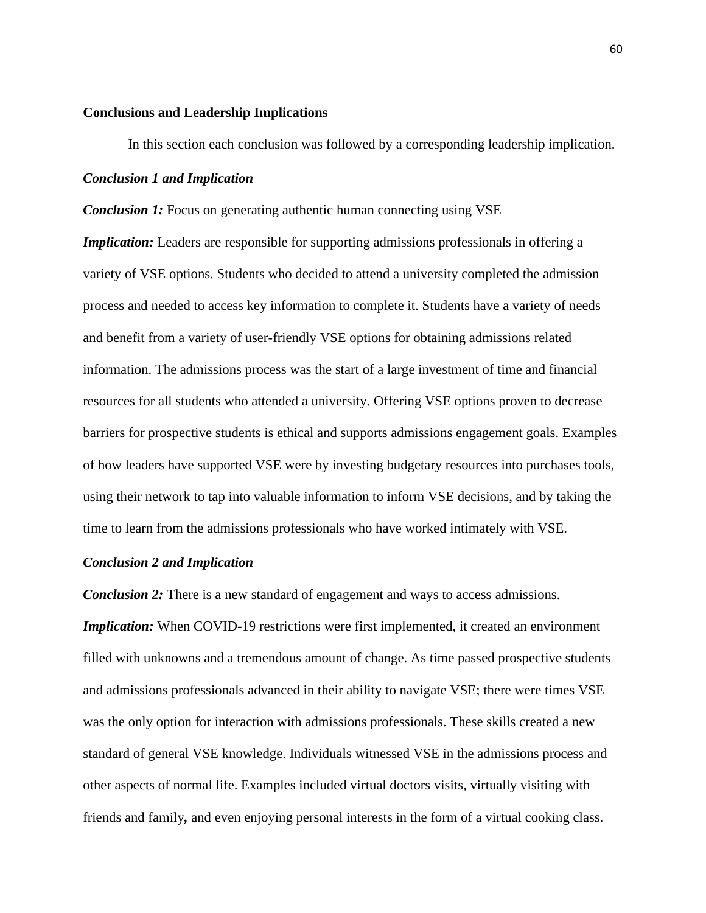## Conclusions and Leadership Implications

In this section each conclusion was followed by a corresponding leadership implication.

### *Conclusion 1 and Implication*

***Conclusion 1:*** Focus on generating authentic human connecting using VSE

***Implication:*** Leaders are responsible for supporting admissions professionals in offering a variety of VSE options. Students who decided to attend a university completed the admission process and needed to access key information to complete it. Students have a variety of needs and benefit from a variety of user-friendly VSE options for obtaining admissions related information. The admissions process was the start of a large investment of time and financial resources for all students who attended a university. Offering VSE options proven to decrease barriers for prospective students is ethical and supports admissions engagement goals. Examples of how leaders have supported VSE were by investing budgetary resources into purchases tools, using their network to tap into valuable information to inform VSE decisions, and by taking the time to learn from the admissions professionals who have worked intimately with VSE.

### *Conclusion 2 and Implication*

***Conclusion 2:*** There is a new standard of engagement and ways to access admissions.

***Implication:*** When COVID-19 restrictions were first implemented, it created an environment filled with unknowns and a tremendous amount of change. As time passed prospective students and admissions professionals advanced in their ability to navigate VSE; there were times VSE was the only option for interaction with admissions professionals. These skills created a new standard of general VSE knowledge. Individuals witnessed VSE in the admissions process and other aspects of normal life. Examples included virtual doctors visits, virtually visiting with friends and family, and even enjoying personal interests in the form of a virtual cooking class.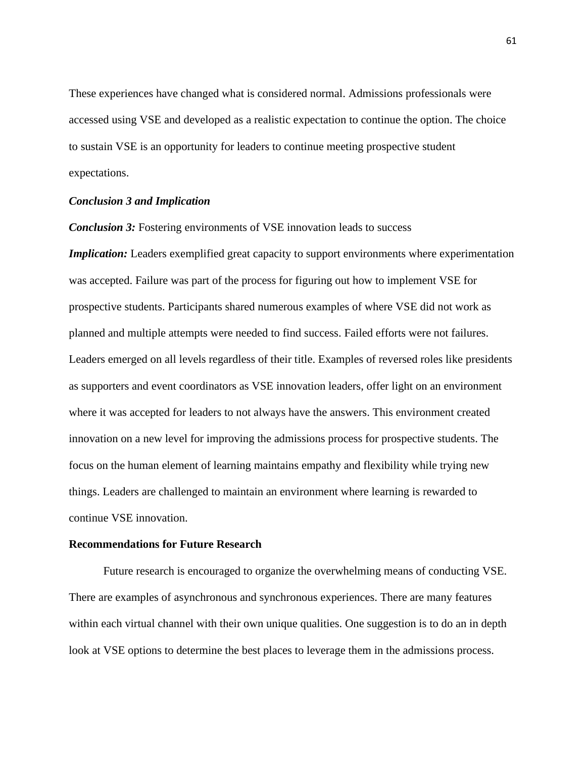These experiences have changed what is considered normal. Admissions professionals were accessed using VSE and developed as a realistic expectation to continue the option. The choice to sustain VSE is an opportunity for leaders to continue meeting prospective student expectations.

### *Conclusion 3 and Implication*

***Conclusion 3:*** Fostering environments of VSE innovation leads to success

***Implication:*** Leaders exemplified great capacity to support environments where experimentation was accepted. Failure was part of the process for figuring out how to implement VSE for prospective students. Participants shared numerous examples of where VSE did not work as planned and multiple attempts were needed to find success. Failed efforts were not failures. Leaders emerged on all levels regardless of their title. Examples of reversed roles like presidents as supporters and event coordinators as VSE innovation leaders, offer light on an environment where it was accepted for leaders to not always have the answers. This environment created innovation on a new level for improving the admissions process for prospective students. The focus on the human element of learning maintains empathy and flexibility while trying new things. Leaders are challenged to maintain an environment where learning is rewarded to continue VSE innovation.

## Recommendations for Future Research

Future research is encouraged to organize the overwhelming means of conducting VSE. There are examples of asynchronous and synchronous experiences. There are many features within each virtual channel with their own unique qualities. One suggestion is to do an in depth look at VSE options to determine the best places to leverage them in the admissions process.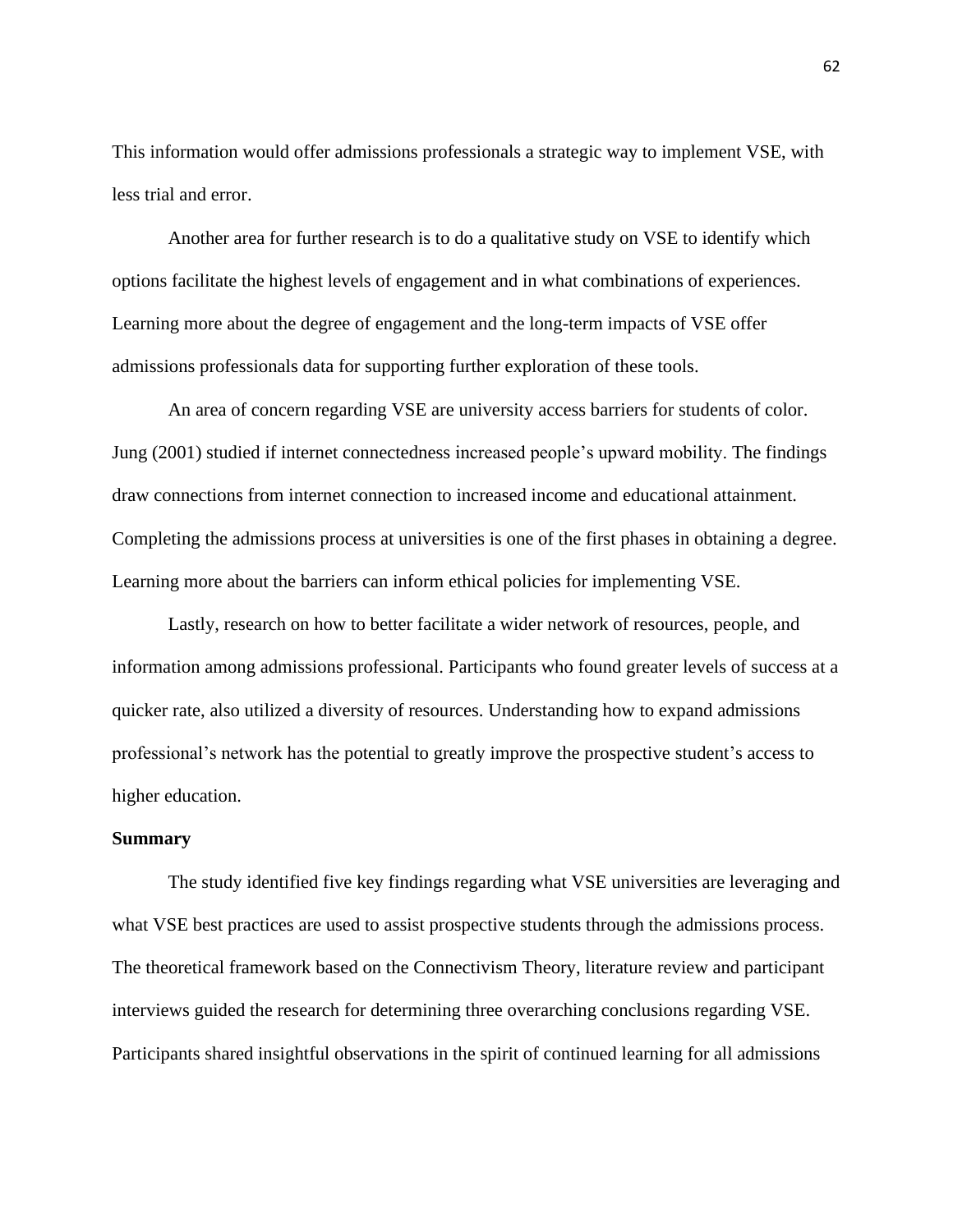This information would offer admissions professionals a strategic way to implement VSE, with less trial and error.

Another area for further research is to do a qualitative study on VSE to identify which options facilitate the highest levels of engagement and in what combinations of experiences. Learning more about the degree of engagement and the long-term impacts of VSE offer admissions professionals data for supporting further exploration of these tools.

An area of concern regarding VSE are university access barriers for students of color. Jung (2001) studied if internet connectedness increased people's upward mobility. The findings draw connections from internet connection to increased income and educational attainment. Completing the admissions process at universities is one of the first phases in obtaining a degree. Learning more about the barriers can inform ethical policies for implementing VSE.

Lastly, research on how to better facilitate a wider network of resources, people, and information among admissions professional. Participants who found greater levels of success at a quicker rate, also utilized a diversity of resources. Understanding how to expand admissions professional's network has the potential to greatly improve the prospective student's access to higher education.

## Summary

The study identified five key findings regarding what VSE universities are leveraging and what VSE best practices are used to assist prospective students through the admissions process. The theoretical framework based on the Connectivism Theory, literature review and participant interviews guided the research for determining three overarching conclusions regarding VSE. Participants shared insightful observations in the spirit of continued learning for all admissions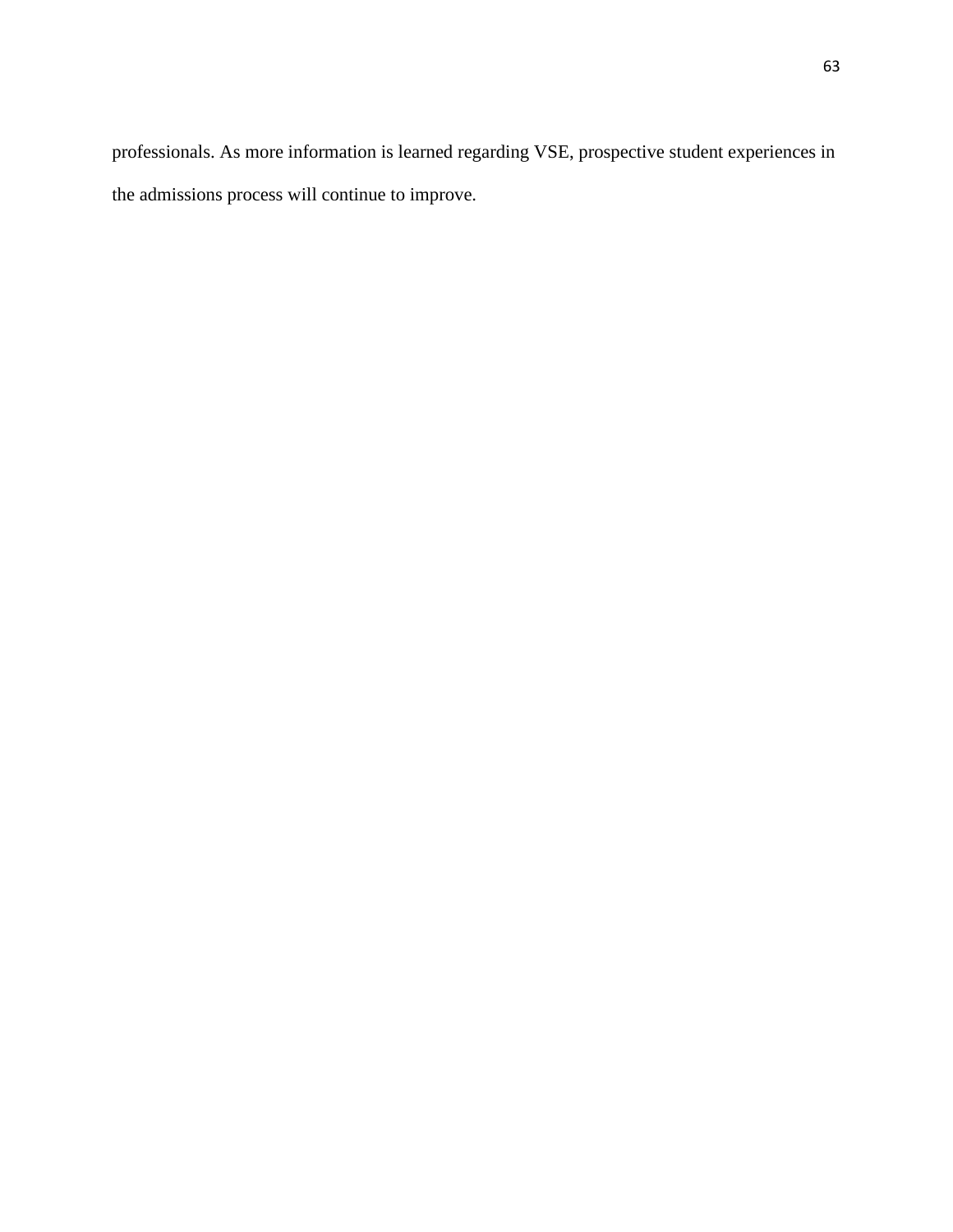professionals. As more information is learned regarding VSE, prospective student experiences in the admissions process will continue to improve.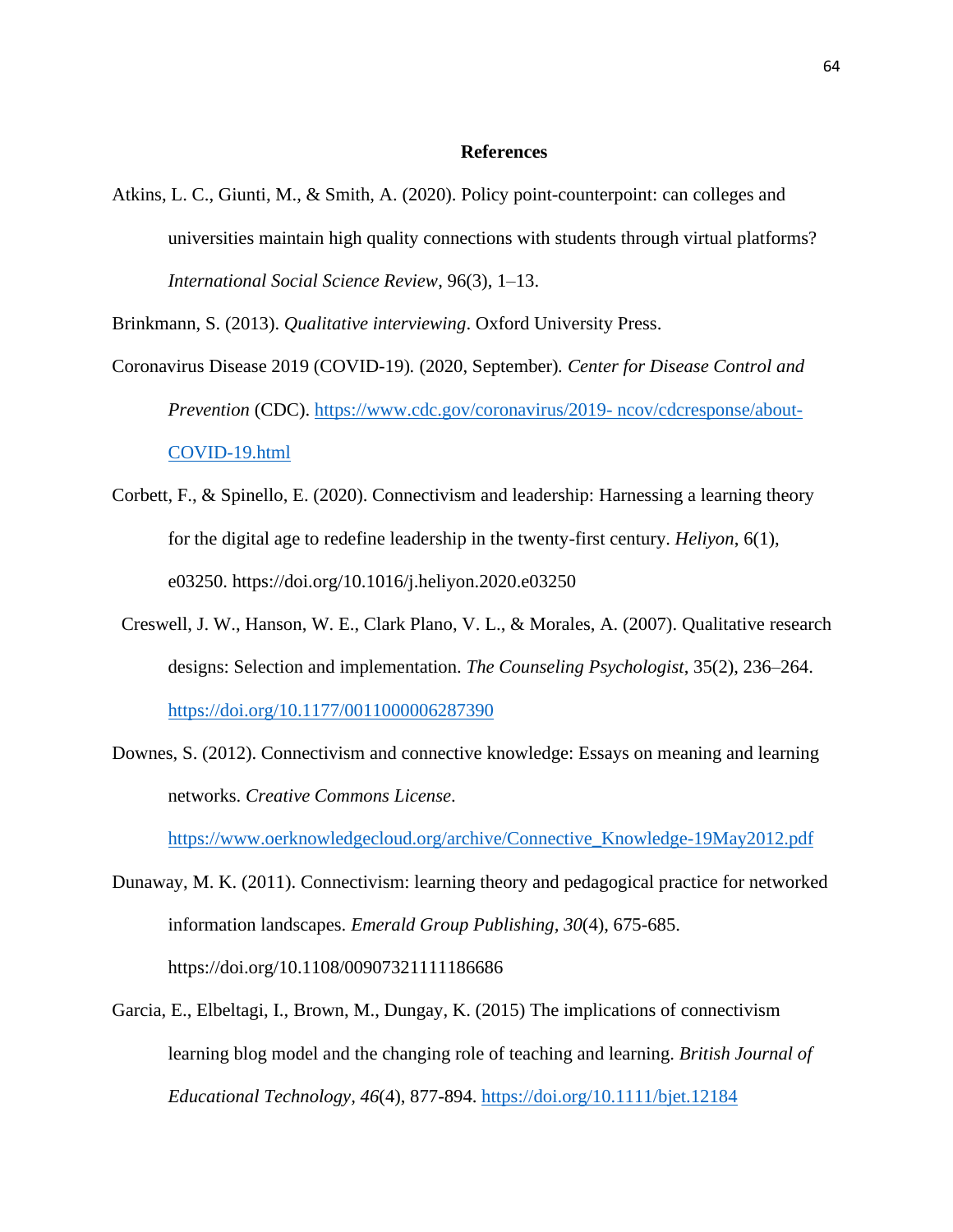# References

Atkins, L. C., Giunti, M., & Smith, A. (2020). Policy point-counterpoint: can colleges and universities maintain high quality connections with students through virtual platforms? *International Social Science Review*, 96(3), 1–13.

Brinkmann, S. (2013). *Qualitative interviewing*. Oxford University Press.

Coronavirus Disease 2019 (COVID-19). (2020, September). *Center for Disease Control and Prevention* (CDC). https://www.cdc.gov/coronavirus/2019- ncov/cdcresponse/about-COVID-19.html

Corbett, F., & Spinello, E. (2020). Connectivism and leadership: Harnessing a learning theory for the digital age to redefine leadership in the twenty-first century. *Heliyon*, 6(1), e03250. https://doi.org/10.1016/j.heliyon.2020.e03250

Creswell, J. W., Hanson, W. E., Clark Plano, V. L., & Morales, A. (2007). Qualitative research designs: Selection and implementation. *The Counseling Psychologist*, 35(2), 236–264. https://doi.org/10.1177/0011000006287390

Downes, S. (2012). Connectivism and connective knowledge: Essays on meaning and learning networks. *Creative Commons License*. https://www.oerknowledgecloud.org/archive/Connective_Knowledge-19May2012.pdf

Dunaway, M. K. (2011). Connectivism: learning theory and pedagogical practice for networked information landscapes. *Emerald Group Publishing, 30*(4), 675-685. https://doi.org/10.1108/00907321111186686

Garcia, E., Elbeltagi, I., Brown, M., Dungay, K. (2015) The implications of connectivism learning blog model and the changing role of teaching and learning. *British Journal of Educational Technology*, *46*(4), 877-894. https://doi.org/10.1111/bjet.12184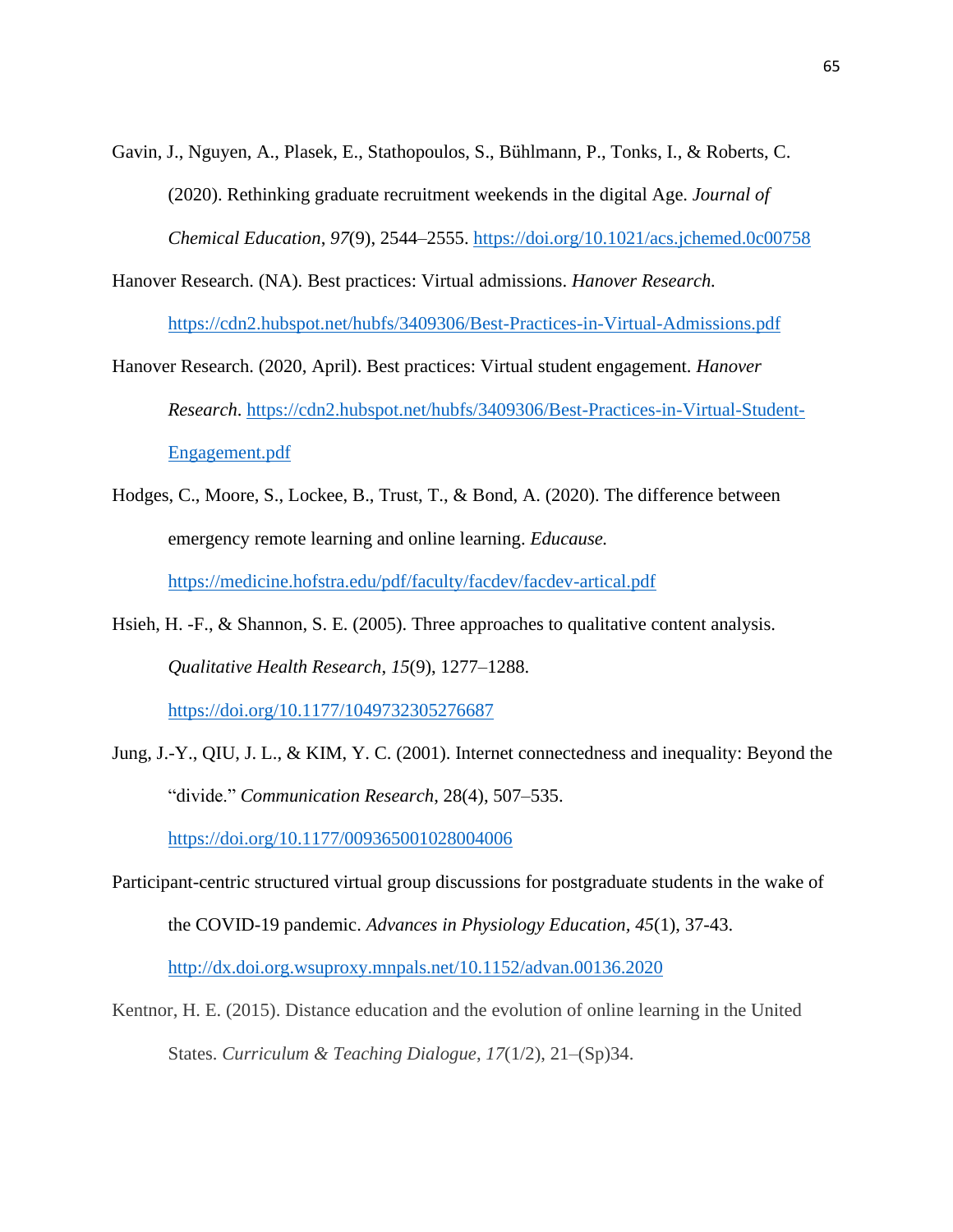Gavin, J., Nguyen, A., Plasek, E., Stathopoulos, S., Bühlmann, P., Tonks, I., & Roberts, C. (2020). Rethinking graduate recruitment weekends in the digital Age. *Journal of Chemical Education*, *97*(9), 2544–2555. https://doi.org/10.1021/acs.jchemed.0c00758

Hanover Research. (NA). Best practices: Virtual admissions. *Hanover Research.* https://cdn2.hubspot.net/hubfs/3409306/Best-Practices-in-Virtual-Admissions.pdf

Hanover Research. (2020, April). Best practices: Virtual student engagement. *Hanover Research*. https://cdn2.hubspot.net/hubfs/3409306/Best-Practices-in-Virtual-Student-Engagement.pdf

Hodges, C., Moore, S., Lockee, B., Trust, T., & Bond, A. (2020). The difference between emergency remote learning and online learning. *Educause.* https://medicine.hofstra.edu/pdf/faculty/facdev/facdev-artical.pdf

Hsieh, H. -F., & Shannon, S. E. (2005). Three approaches to qualitative content analysis. *Qualitative Health Research*, *15*(9), 1277–1288. https://doi.org/10.1177/1049732305276687

Jung, J.-Y., QIU, J. L., & KIM, Y. C. (2001). Internet connectedness and inequality: Beyond the "divide." *Communication Research*, 28(4), 507–535. https://doi.org/10.1177/009365001028004006

Participant-centric structured virtual group discussions for postgraduate students in the wake of the COVID-19 pandemic. *Advances in Physiology Education*, *45*(1), 37-43. http://dx.doi.org.wsuproxy.mnpals.net/10.1152/advan.00136.2020

Kentnor, H. E. (2015). Distance education and the evolution of online learning in the United States. *Curriculum & Teaching Dialogue*, *17*(1/2), 21–(Sp)34.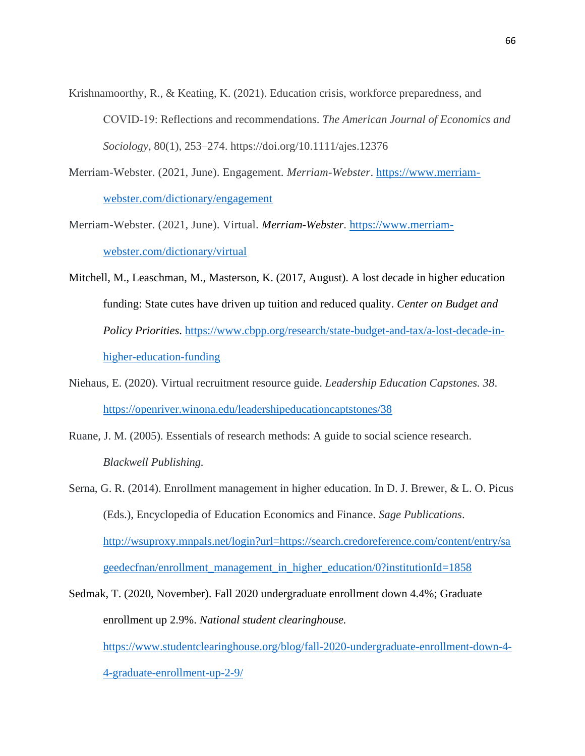Krishnamoorthy, R., & Keating, K. (2021). Education crisis, workforce preparedness, and COVID-19: Reflections and recommendations. *The American Journal of Economics and Sociology*, 80(1), 253–274. https://doi.org/10.1111/ajes.12376

Merriam-Webster. (2021, June). Engagement. *Merriam-Webster*. https://www.merriam-webster.com/dictionary/engagement

Merriam-Webster. (2021, June). Virtual. ***Merriam-Webster***. https://www.merriam-webster.com/dictionary/virtual

Mitchell, M., Leaschman, M., Masterson, K. (2017, August). A lost decade in higher education funding: State cutes have driven up tuition and reduced quality. *Center on Budget and Policy Priorities*. https://www.cbpp.org/research/state-budget-and-tax/a-lost-decade-in-higher-education-funding

Niehaus, E. (2020). Virtual recruitment resource guide. *Leadership Education Capstones. 38*. https://openriver.winona.edu/leadershipeducationcaptstones/38

Ruane, J. M. (2005). Essentials of research methods: A guide to social science research. *Blackwell Publishing.*

Serna, G. R. (2014). Enrollment management in higher education. In D. J. Brewer, & L. O. Picus (Eds.), Encyclopedia of Education Economics and Finance. *Sage Publications*. http://wsuproxy.mnpals.net/login?url=https://search.credoreference.com/content/entry/sageedecfnan/enrollment_management_in_higher_education/0?institutionId=1858

Sedmak, T. (2020, November). Fall 2020 undergraduate enrollment down 4.4%; Graduate enrollment up 2.9%. *National student clearinghouse.* https://www.studentclearinghouse.org/blog/fall-2020-undergraduate-enrollment-down-4-4-graduate-enrollment-up-2-9/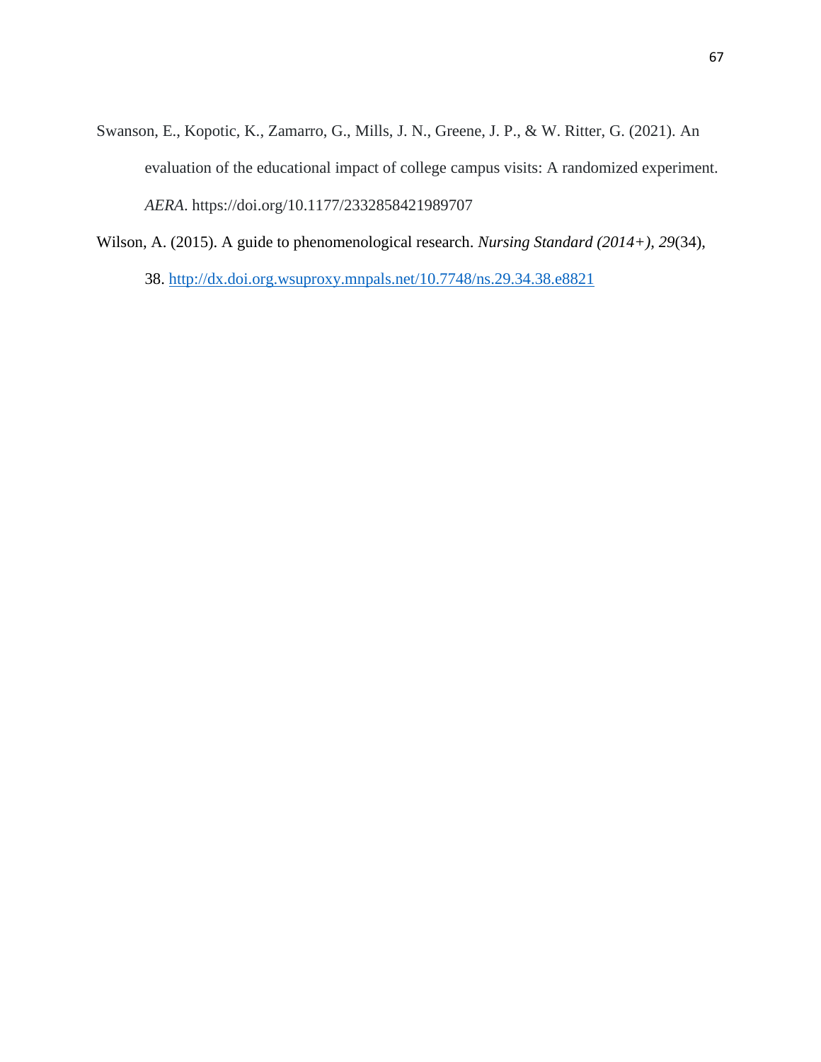Swanson, E., Kopotic, K., Zamarro, G., Mills, J. N., Greene, J. P., & W. Ritter, G. (2021). An evaluation of the educational impact of college campus visits: A randomized experiment. *AERA*. https://doi.org/10.1177/2332858421989707

Wilson, A. (2015). A guide to phenomenological research. *Nursing Standard (2014+)*, *29*(34), 38. http://dx.doi.org.wsuproxy.mnpals.net/10.7748/ns.29.34.38.e8821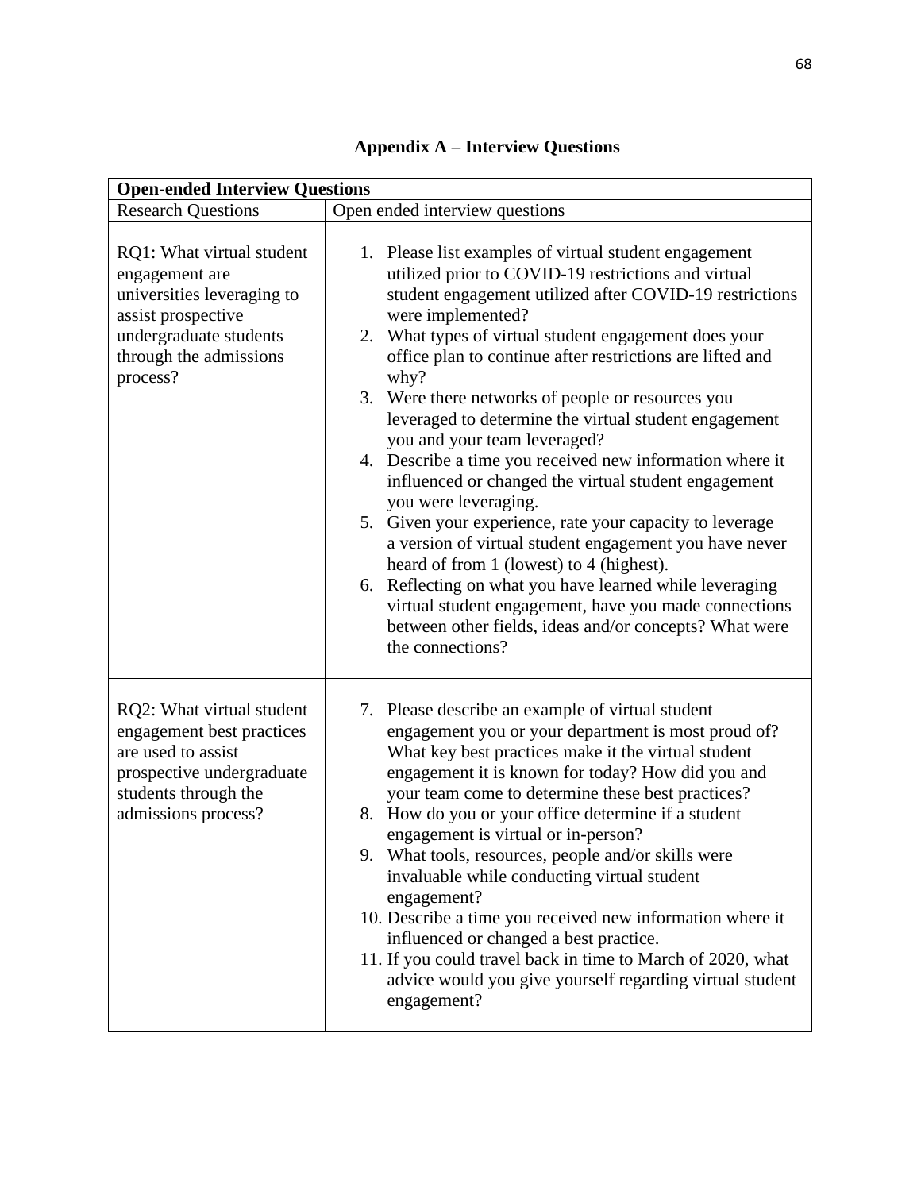## Appendix A – Interview Questions

| **Open-ended Interview Questions** | |
|---|---|
| Research Questions | Open ended interview questions |
| RQ1: What virtual student engagement are universities leveraging to assist prospective undergraduate students through the admissions process? | 1. Please list examples of virtual student engagement utilized prior to COVID-19 restrictions and virtual student engagement utilized after COVID-19 restrictions were implemented?<br>2. What types of virtual student engagement does your office plan to continue after restrictions are lifted and why?<br>3. Were there networks of people or resources you leveraged to determine the virtual student engagement you and your team leveraged?<br>4. Describe a time you received new information where it influenced or changed the virtual student engagement you were leveraging.<br>5. Given your experience, rate your capacity to leverage a version of virtual student engagement you have never heard of from 1 (lowest) to 4 (highest).<br>6. Reflecting on what you have learned while leveraging virtual student engagement, have you made connections between other fields, ideas and/or concepts? What were the connections? |
| RQ2: What virtual student engagement best practices are used to assist prospective undergraduate students through the admissions process? | 7. Please describe an example of virtual student engagement you or your department is most proud of? What key best practices make it the virtual student engagement it is known for today? How did you and your team come to determine these best practices?<br>8. How do you or your office determine if a student engagement is virtual or in-person?<br>9. What tools, resources, people and/or skills were invaluable while conducting virtual student engagement?<br>10. Describe a time you received new information where it influenced or changed a best practice.<br>11. If you could travel back in time to March of 2020, what advice would you give yourself regarding virtual student engagement? |